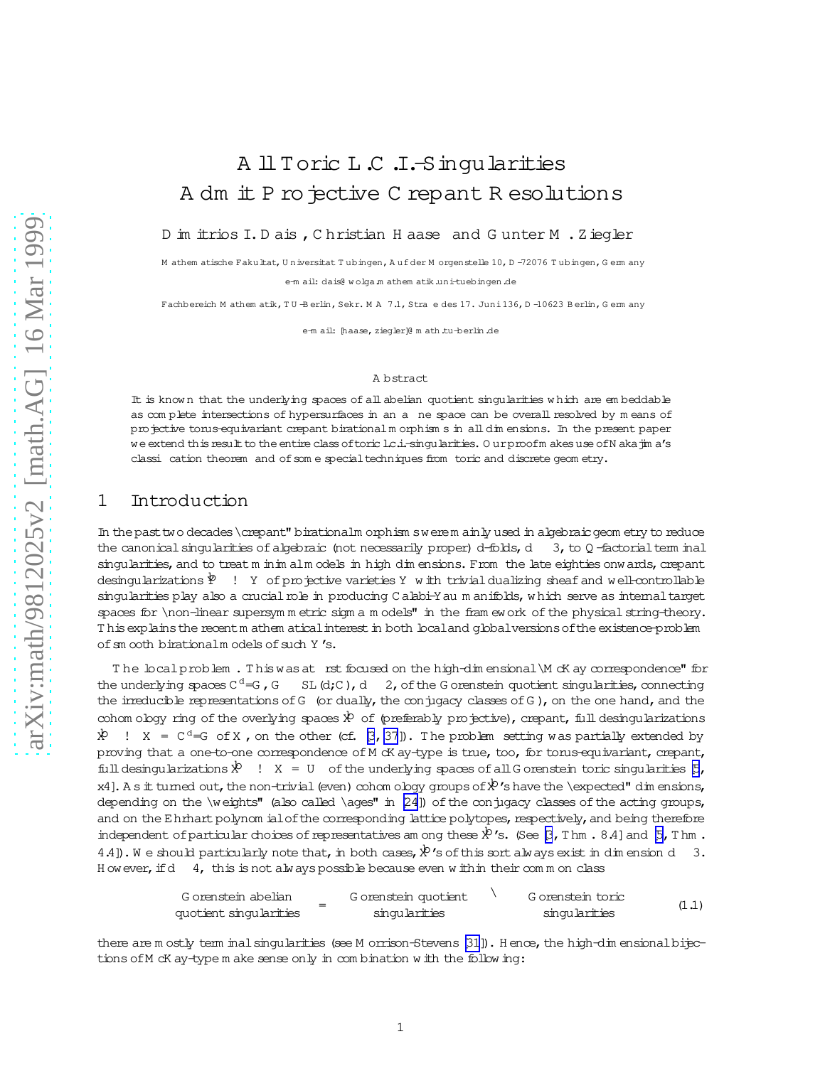# All Toric L.C.I.-Singularities Admit Projective Crepant Resolutions

Dimitrios I. Dais, Christian Haase and Günter M. Ziegler

Mathematische Fakultät, Universität Tübingen, Auf der Morgenstelle 10, D-72076 Tübingen, Germany

e-mail: dais@wolga.mathematik.uni-tuebingen.de

Fachbereich Mathematik, TU-Berlin, Sekr. MA 7.1, Straße des 17. Juni 136, D-10623 Berlin, Germany

e-mail: [haase, ziegler]@math.tu-berlin.de

## Abstract

It is known that the underlying spaces of all abelian quotient singularities which are embeddable as complete intersections of hypersurfaces in an affine space can be overall resolved by means of projective torus-equivariant crepant birational morphisms in all dimensions. In the present paper we extend this result to the entire class of toric l.c.i.-singularities. Our proof makes use of Nakajima's classification theorem and of some special techniques from toric and discrete geometry.

## 1 Introduction

In the past two decades "crepant" birational morphisms were mainly used in algebraic geometry to reduce the canonical singularities of algebraic (not necessarily proper) $d$-folds, $d \geq 3$, to $\mathbb{Q}$-factorial terminal singularities, and to treat minimal models in high dimensions. From the late eighties onwards, crepant desingularizations $\hat{Y} \to Y$ of projective varieties $Y$ with trivial dualizing sheaf and well-controllable singularities play also a crucial role in producing Calabi-Yau manifolds, which serve as internal target spaces for "non-linear supersymmetric sigma models" in the framework of the physical string-theory. This explains the recent mathematical interest in both local and global versions of the existence-problem of smooth birational models of such $Y$'s.

The local problem. This was at first focused on the high-dimensional "McKay correspondence" for the underlying spaces $\mathbb{C}^d/G$, $G \subset SL(d;\mathbb{C})$, $d \geq 2$, of the Gorenstein quotient singularities, connecting the irreducible representations of $G$ (or dually, the conjugacy classes of $G$), on the one hand, and the cohomology ring of the overlying spaces $\hat{X}$ of (preferably projective), crepant, full desingularizations $\hat{X} \to X = \mathbb{C}^d/G$ of $X$, on the other (cf. [3, 37]). The problem setting was partially extended by proving that a one-to-one correspondence of McKay-type is true, too, for torus-equivariant, crepant, full desingularizations $\hat{X} \to X = U_\sigma$ of the underlying spaces of all Gorenstein toric singularities [5, §4]. As it turned out, the non-trivial (even) cohomology groups of $\hat{X}$'s have the "expected" dimensions, depending on the "weights" (also called "ages" in [24]) of the conjugacy classes of the acting groups, and on the Ehrhart polynomial of the corresponding lattice polytopes, respectively, and being therefore independent of particular choices of representatives among these $\hat{X}$'s. (See [3, Thm. 8.4] and [5, Thm. 4.4]). We should particularly note that, in both cases, $\hat{X}$'s of this sort always exist in dimension $d \leq 3$. However, if $d \geq 4$, this is not always possible because even within their common class

$$\left\{ \begin{array}{c} \text{Gorenstein abelian} \\ \text{quotient singularities} \end{array} \right\} = \left\{ \begin{array}{c} \text{Gorenstein quotient} \\ \text{singularities} \end{array} \right\} \bigcap \left\{ \begin{array}{c} \text{Gorenstein toric} \\ \text{singularities} \end{array} \right\} \tag{1.1}$$

there are mostly terminal singularities (see Morrison-Stevens [31]). Hence, the high-dimensional bijections of McKay-type make sense only in combination with the following: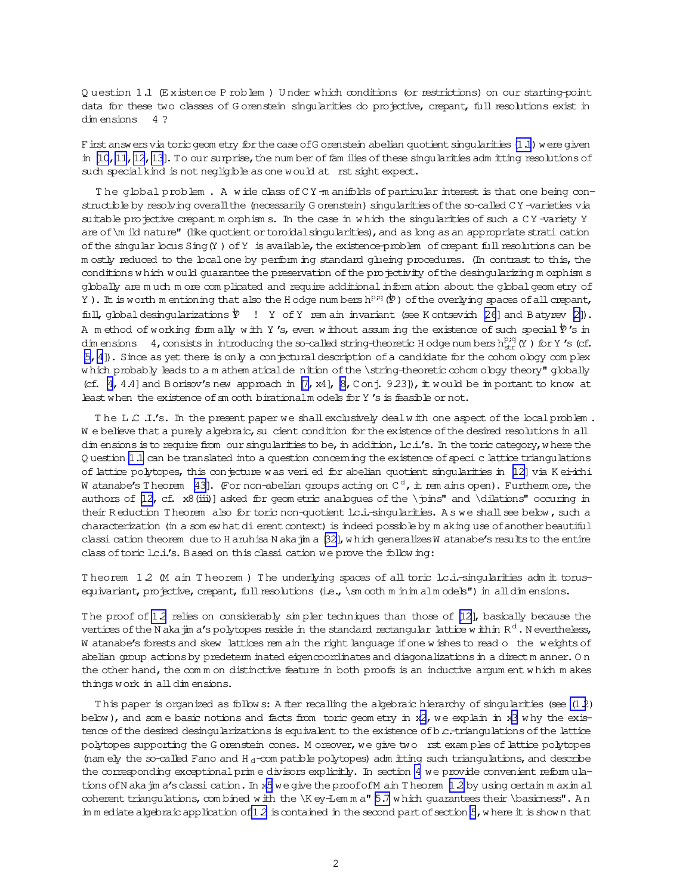**Question 1.1** (**Existence Problem**) *Under which conditions* (*or restrictions*) *on our starting-point data for these two classes of Gorenstein singularities do projective, crepant, full resolutions exist in dimensions* $\geq 4$?

First answers via toric geometry for the case of Gorenstein abelian quotient singularities (1.1) were given in [10, 11, 12, 13]. To our surprise, the number of families of these singularities admitting resolutions of such special kind is not negligible as one would at first sight expect.

**The global problem**. A wide class of CY-manifolds of particular interest is that one being constructible by resolving overall the (necessarily Gorenstein) singularities of the so-called CY-varieties via suitable projective crepant morphisms. In the case in which the singularities of such a CY-variety $Y$ are of "mild nature" (like quotient or toroidal singularities), and as long as an appropriate stratification of the singular locus $\mathrm{Sing}(Y)$ of $Y$ is available, the existence-problem of crepant full resolutions can be mostly reduced to the local one by performing standard glueing procedures. (In contrast to this, the conditions which would guarantee the preservation of the projectivity of the desingularizing morphisms globally are much more complicated and require additional information about the global geometry of $Y$). It is worth mentioning that also the Hodge numbers $h^{p,q}(\widehat{Y})$ of the overlying spaces of all crepant, full, global desingularizations $\widehat{Y} \to Y$ of $Y$ remain invariant (see Kontsevich [26] and Batyrev [2]). A method of working formally with $Y$'s, even without assuming the existence of such special $\widehat{Y}$'s in dimensions $\geq 4$, consists in introducing the so-called string-theoretic Hodge numbers $h^{p,q}_{\mathrm{str}}(Y)$ for $Y$'s (cf. [5, 4]). Since as yet there is only a conjectural description of a candidate for the cohomology complex which probably leads to a mathematical definition of the "string-theoretic cohomology theory" globally (cf. [4, 4.4] and Borisov's new approach in [7, §4], [8, Conj. 9.23]), it would be important to know at least when the existence of smooth birational models for $Y$'s is feasible or not.

**The L.C.I.'s**. In the present paper we shall exclusively deal with one aspect of the local problem. We believe that a purely algebraic, sufficient condition for the existence of the desired resolutions in all dimensions is to require from our singularities to be, in addition, l.c.i.'s. In the toric category, where the Question 1.1 can be translated into a question concerning the existence of specific lattice triangulations of lattice polytopes, this conjecture was verified for abelian quotient singularities in [12] via Kei-ichi Watanabe's Theorem [43]. (For non-abelian groups acting on $\mathbb{C}^d$, it remains open). Furthermore, the authors of [12, cf. §8(iii)] asked for geometric analogues of the "joins" and "dilations" occuring in their Reduction Theorem also for toric non-quotient l.c.i.-singularities. As we shall see below, such a characterization (in a somewhat different context) is indeed possible by making use of another beautiful classification theorem due to Haruhisa Nakajima [32], which generalizes Watanabe's results to the entire class of toric l.c.i.'s. Based on this classification we prove the following:

**Theorem 1.2** (**Main Theorem**) *The underlying spaces of all toric l.c.i.-singularities admit torus-equivariant, projective, crepant, full resolutions* (*i.e., "smooth minimal models"*) *in all dimensions.*

The proof of 1.2 relies on considerably simpler techniques than those of [12], basically because the vertices of the Nakajima's polytopes reside in the standard rectangular lattice within $\mathbb{R}^d$. Nevertheless, Watanabe's forests and skew lattices remain the right language if one wishes to read off the weights of abelian group actions by predeterminated eigencoordinates and diagonalizations in a direct manner. On the other hand, the common distinctive feature in both proofs is an inductive argument which makes things work in all dimensions.

This paper is organized as follows: After recalling the algebraic hierarchy of singularities (see (1.2) below), and some basic notions and facts from toric geometry in §2, we explain in §3 why the existence of the desired desingularizations is equivalent to the existence of b.c.-triangulations of the lattice polytopes supporting the Gorenstein cones. Moreover, we give two first examples of lattice polytopes (namely the so-called Fano and $\mathrm{H}_d$-compatible polytopes) admitting such triangulations, and describe the corresponding exceptional prime divisors explicitly. In section 4 we provide convenient reformulations of Nakajima's classification. In §5 we give the proof of Main Theorem 1.2 by using certain maximal coherent triangulations, combined with the "Key-Lemma" 5.7 which guarantees their "basicness". An immediate algebraic application of 1.2 is contained in the second part of section 5, where it is shown that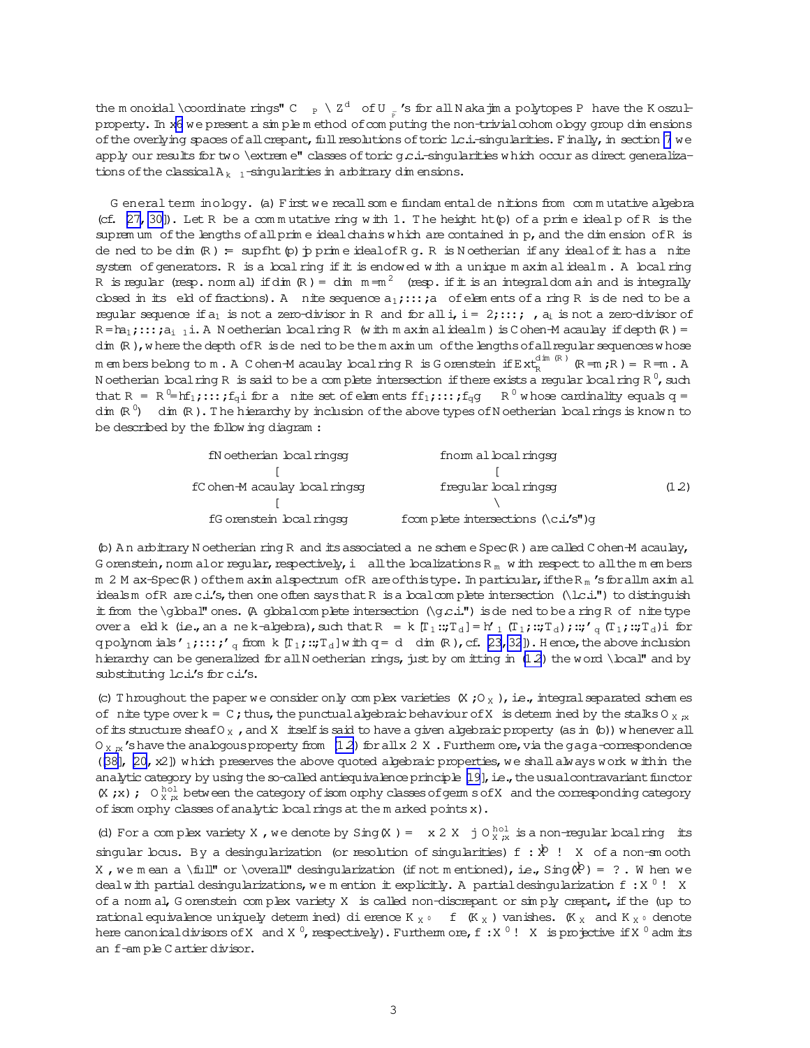the monoidal "coordinate rings" $\mathbb{C}[\sigma_P^\vee \cap \mathbb{Z}^d]$ of $U_{\sigma_P}$'s for all Nakajima polytopes $P$ have the Koszul-property. In §6 we present a simple method of computing the non-trivial cohomology group dimensions of the overlying spaces of all crepant, full resolutions of toric l.c.i.-singularities. Finally, in section 7 we apply our results for two "extreme" classes of toric g.c.i.-singularities which occur as direct generalizations of the classical $A_{k-1}$-singularities in arbitrary dimensions.

**General terminology.** (a) First we recall some fundamental definitions from commutative algebra (cf. [27, 30]). Let $R$ be a commutative ring with 1. The height $\mathrm{ht}(\mathfrak{p})$ of a prime ideal $\mathfrak{p}$ of $R$ is the supremum of the lengths of all prime ideal chains which are contained in $\mathfrak{p}$, and the dimension of $R$ is defined to be $\dim(R) := \sup\{\mathrm{ht}(\mathfrak{p}) \mid \mathfrak{p}$ prime ideal of $R\}$. $R$ is Noetherian if any ideal of it has a finite system of generators. $R$ is a local ring if it is endowed with a unique maximal ideal $\mathfrak{m}$. A local ring $R$ is regular (resp. normal) if $\dim(R) = \dim_{R/\mathfrak{m}} \mathfrak{m}/\mathfrak{m}^2$ (resp. if it is an integral domain and is integrally closed in its field of fractions). A finite sequence $a_1, \ldots, a_\nu$ of elements of a ring $R$ is defined to be a regular sequence if $a_1$ is not a zero-divisor in $R$ and for all $i$, $i = 2, \ldots, \nu$, $a_i$ is not a zero-divisor of $R/\langle a_1, \ldots, a_{i-1}\rangle$. A Noetherian local ring $R$ (with maximal ideal $\mathfrak{m}$) is Cohen-Macaulay if $\mathrm{depth}(R) = \dim(R)$, where the depth of $R$ is defined to be the maximum of the lengths of all regular sequences whose members belong to $\mathfrak{m}$. A Cohen-Macaulay local ring $R$ is Gorenstein if $\mathrm{Ext}_R^{\dim(R)}(R/\mathfrak{m}, R) \cong R/\mathfrak{m}$. A Noetherian local ring $R$ is said to be a complete intersection if there exists a regular local ring $R'$, such that $R \cong R'/\langle f_1, \ldots, f_q\rangle$ for a finite set of elements $\{f_1, \ldots, f_q\} \subset R'$ whose cardinality equals $q = \dim(R') - \dim(R)$. The hierarchy by inclusion of the above types of Noetherian local rings is known to be described by the following diagram:

$$
\begin{array}{ccc}
\{\text{Noetherian local rings}\} & & \{\text{normal local rings}\} \\
\cup & & \cup \\
\{\text{Cohen-Macaulay local rings}\} & & \{\text{regular local rings}\} \\
\cup & & \cap \\
\{\text{Gorenstein local rings}\} & \supset & \{\text{complete intersections ("c.i.'s")}\}
\end{array}
\qquad (1.2)
$$

(b) An arbitrary Noetherian ring $R$ and its associated affine scheme $\mathrm{Spec}(R)$ are called Cohen-Macaulay, Gorenstein, normal or regular, respectively, iff all the localizations $R_\mathfrak{m}$ with respect to all the members $\mathfrak{m} \in \mathrm{Max}\text{-}\mathrm{Spec}(R)$ of the maximal spectrum of $R$ are of this type. In particular, if the $R_\mathfrak{m}$'s for all maximal ideals $\mathfrak{m}$ of $R$ are c.i.'s, then one often says that $R$ is a local complete intersection ("l.c.i.") to distinguish it from the "global" ones. (A global complete intersection ("g.c.i.") is defined to be a ring $R$ of finite type over a field $k$ (i.e., an affine $k$-algebra), such that $R \cong k[T_1, \ldots, T_d]/\langle \varphi_1(T_1, \ldots, T_d), \ldots, \varphi_q(T_1, \ldots, T_d)\rangle$ for $q$ polynomials $\varphi_1, \ldots, \varphi_q$ from $k[T_1, \ldots, T_d]$ with $q = d - \dim(R)$, cf. [23, 32]). Hence, the above inclusion hierarchy can be generalized for all Noetherian rings, just by omitting in (1.2) the word "local" and by substituting l.c.i.'s for c.i.'s.

(c) Throughout the paper we consider only complex varieties $(X, \mathcal{O}_X)$, i.e., integral separated schemes of finite type over $k = \mathbb{C}$; thus, the punctual algebraic behaviour of $X$ is determined by the stalks $\mathcal{O}_{X,x}$ of its structure sheaf $\mathcal{O}_X$, and $X$ itself is said to have a given algebraic property (as in (b)) whenever all $\mathcal{O}_{X,x}$'s have the analogous property from (1.2) for all $x \in X$. Furthermore, via the gaga-correspondence ([38], [20, §2]) which preserves the above quoted algebraic properties, we shall always work within the analytic category by using the so-called antiequivalence principle [19], i.e., the usual contravariant functor $(X, x) \rightsquigarrow \mathcal{O}_{X,x}^{hol}$ between the category of isomorphy classes of germs of $X$ and the corresponding category of isomorphy classes of analytic local rings at the marked points $x$).

(d) For a complex variety $X$, we denote by $\mathrm{Sing}(X) = \{x \in X \mid \mathcal{O}_{X,x}^{hol}$ is a non-regular local ring$\}$ its singular locus. By a desingularization (or resolution of singularities) $f : \widehat{X} \to X$ of a non-smooth $X$, we mean a "full" or "overall" desingularization (if not mentioned), i.e., $\mathrm{Sing}(\widehat{X}) = \emptyset$. When we deal with partial desingularizations, we mention it explicitly. A partial desingularization $f : X' \to X$ of a normal, Gorenstein complex variety $X$ is called non-discrepant or simply crepant, if the (up to rational equivalence uniquely determined) difference $K_{X'} - f^*(K_X)$ vanishes. ($K_X$ and $K_{X'}$ denote here canonical divisors of $X$ and $X'$, respectively). Furthermore, $f : X' \to X$ is projective if $X'$ admits an $f$-ample Cartier divisor.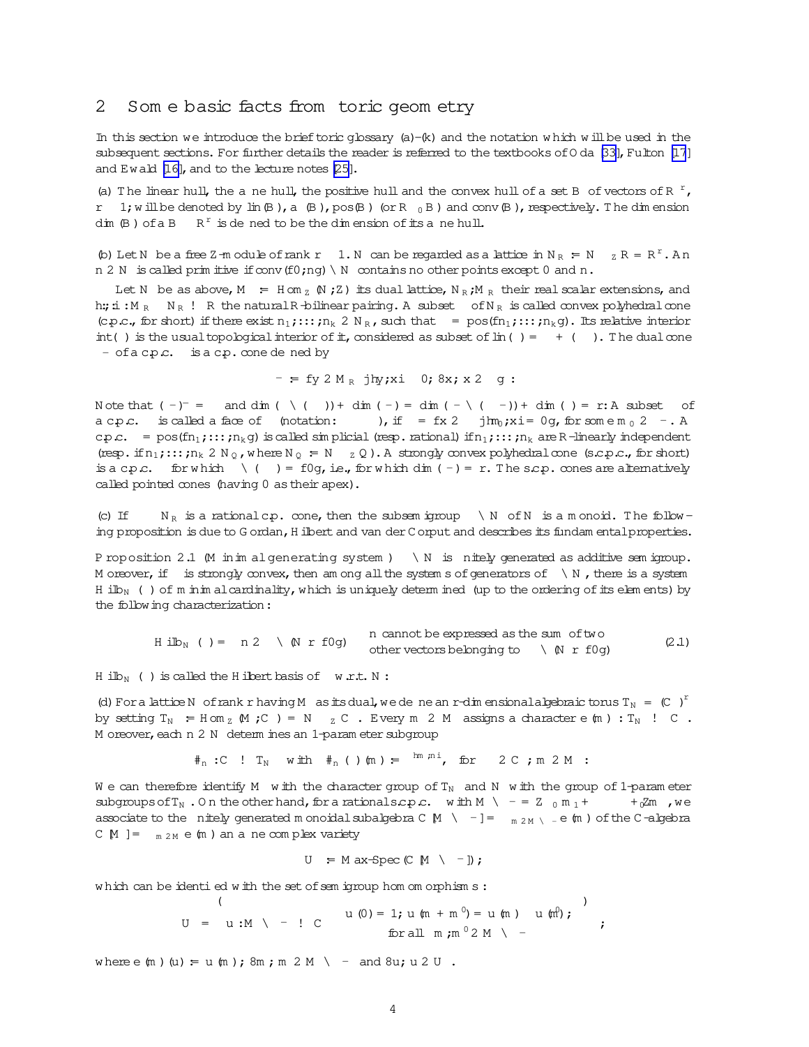## 2 Some basic facts from toric geometry

In this section we introduce the brief toric glossary (a)–(k) and the notation which will be used in the subsequent sections. For further details the reader is referred to the textbooks of Oda [33], Fulton [17] and Ewald [16], and to the lecture notes [25].

(a) The linear hull, the affine hull, the positive hull and the convex hull of a set $B$ of vectors of $\mathbb{R}^r$, $r \geq 1$, will be denoted by $\mathrm{lin}(B)$, $\mathrm{aff}(B)$, $\mathrm{pos}(B)$ (or $\mathbb{R}_{\geq 0}B$) and $\mathrm{conv}(B)$, respectively. The dimension $\dim(B)$ of a $B \subset \mathbb{R}^r$ is defined to be the dimension of its affine hull.

(b) Let $N$ be a free $\mathbb{Z}$-module of rank $r \geq 1$. $N$ can be regarded as a lattice in $N_{\mathbb{R}} := N \otimes_{\mathbb{Z}} \mathbb{R} \cong \mathbb{R}^r$. An $n \in N$ is called *primitive* if $\mathrm{conv}(\{0, n\}) \cap N$ contains no other points except $0$ and $n$.

Let $N$ be as above, $M := \mathrm{Hom}_{\mathbb{Z}}(N, \mathbb{Z})$ its dual lattice, $N_{\mathbb{R}}, M_{\mathbb{R}}$ their real scalar extensions, and $\langle \cdot, \cdot \rangle : M_{\mathbb{R}} \times N_{\mathbb{R}} \to \mathbb{R}$ the natural $\mathbb{R}$-bilinear pairing. A subset $\sigma$ of $N_{\mathbb{R}}$ is called *convex polyhedral cone* (*c.p.c.*, for short) if there exist $n_1, \ldots, n_k \in N_{\mathbb{R}}$, such that $\sigma = \mathrm{pos}(\{n_1, \ldots, n_k\})$. Its *relative interior* $\mathrm{int}(\sigma)$ is the usual topological interior of it, considered as subset of $\mathrm{lin}(\sigma) = \sigma + (-\sigma)$. The *dual cone* $\sigma^{\vee}$ of a c.p.c. $\sigma$ is a c.p. cone defined by

$$\sigma^{\vee} := \{ y \in M_{\mathbb{R}} \mid \langle y, x \rangle \geq 0, \forall x, x \in \sigma \}.$$

Note that $(\sigma^{\vee})^{\vee} = \sigma$ and $\dim(\sigma \cap (-\sigma)) + \dim(\sigma^{\vee}) = \dim(\sigma^{\vee} \cap (-\sigma^{\vee})) + \dim(\sigma) = r$. A subset $\tau$ of a c.p.c. $\sigma$ is called a *face* of $\sigma$ (notation: $\tau \prec \sigma$), if $\tau = \{x \in \sigma \mid \langle m_0, x \rangle = 0\}$, for some $m_0 \in \sigma^{\vee}$. A c.p.c. $\sigma = \mathrm{pos}(\{n_1, \ldots, n_k\})$ is called *simplicial* (resp. *rational*) if $n_1, \ldots, n_k$ are $\mathbb{R}$-linearly independent (resp. if $n_1, \ldots, n_k \in N_{\mathbb{Q}}$, where $N_{\mathbb{Q}} := N \otimes_{\mathbb{Z}} \mathbb{Q}$). A *strongly convex polyhedral cone* (*s.c.p.c.*, for short) is a c.p.c. $\sigma$ for which $\sigma \cap (-\sigma) = \{0\}$, i.e., for which $\dim(\sigma^{\vee}) = r$. The s.c.p. cones are alternatively called *pointed cones* (having $0$ as their apex).

(c) If $\sigma \subset N_{\mathbb{R}}$ is a rational c.p. cone, then the subsemigroup $\sigma \cap N$ of $N$ is a monoid. The following proposition is due to Gordan, Hilbert and van der Corput and describes its fundamental properties.

**Proposition 2.1** (Minimal generating system) *$\sigma \cap N$ is finitely generated as additive semigroup. Moreover, if $\sigma$ is strongly convex, then among all the systems of generators of $\sigma \cap N$, there is a system $\mathbf{Hilb}_N(\sigma)$ of minimal cardinality, which is uniquely determined (up to the ordering of its elements) by the following characterization:*

$$\mathbf{Hilb}_N(\sigma) = \left\{ n \in \sigma \cap (N \smallsetminus \{0\}) \;\middle|\; \begin{array}{l} n \text{ cannot be expressed as the sum of two} \\ \text{other vectors belonging to } \sigma \cap (N \smallsetminus \{0\}) \end{array} \right\} \tag{2.1}$$

$\mathbf{Hilb}_N(\sigma)$ is called the *Hilbert basis* of $\sigma$ w.r.t. $N$.

(d) For a lattice $N$ of rank $r$ having $M$ as its dual, we define an $r$-dimensional algebraic torus $T_N \cong (\mathbb{C}^*)^r$ by setting $T_N := \mathrm{Hom}_{\mathbb{Z}}(M, \mathbb{C}^*) = N \otimes_{\mathbb{Z}} \mathbb{C}^*$. Every $m \in M$ assigns a character $\mathbf{e}(m) : T_N \to \mathbb{C}^*$. Moreover, each $n \in N$ determines an 1-parameter subgroup

$$\vartheta_n : \mathbb{C}^* \to T_N \quad \text{with} \quad \vartheta_n(\lambda)(m) := \lambda^{\langle m, n \rangle}, \text{ for } \lambda \in \mathbb{C}^*, m \in M.$$

We can therefore identify $M$ with the character group of $T_N$ and $N$ with the group of 1-parameter subgroups of $T_N$. On the other hand, for a rational s.c.p.c. $\sigma$ with $M \cap \sigma^{\vee} = \mathbb{Z}_{\geq 0} m_1 + \cdots + \mathbb{Z}_{\geq 0} m_\nu$, we associate to the finitely generated monoidal subalgebra $\mathbb{C}[M \cap \sigma^{\vee}] = \bigoplus_{m \in M \cap \sigma^{\vee}} \mathbf{e}(m)$ of the $\mathbb{C}$-algebra $\mathbb{C}[M] = \bigoplus_{m \in M} \mathbf{e}(m)$ an affine complex variety

$$U_\sigma := \text{Max-Spec}(\mathbb{C}[M \cap \sigma^{\vee}]),$$

which can be identified with the set of semigroup homomorphisms :

$$U_\sigma = \left\{ u : M \cap \sigma^{\vee} \to \mathbb{C} \;\middle|\; \begin{array}{c} u(0) = 1, \; u(m + m') = u(m) \cdot u(m'), \\ \text{for all } m, m' \in M \cap \sigma^{\vee} \end{array} \right\},$$

where $\mathbf{e}(m)(u) := u(m)$, $\forall m, m \in M \cap \sigma^{\vee}$ and $\forall u, u \in U_\sigma$.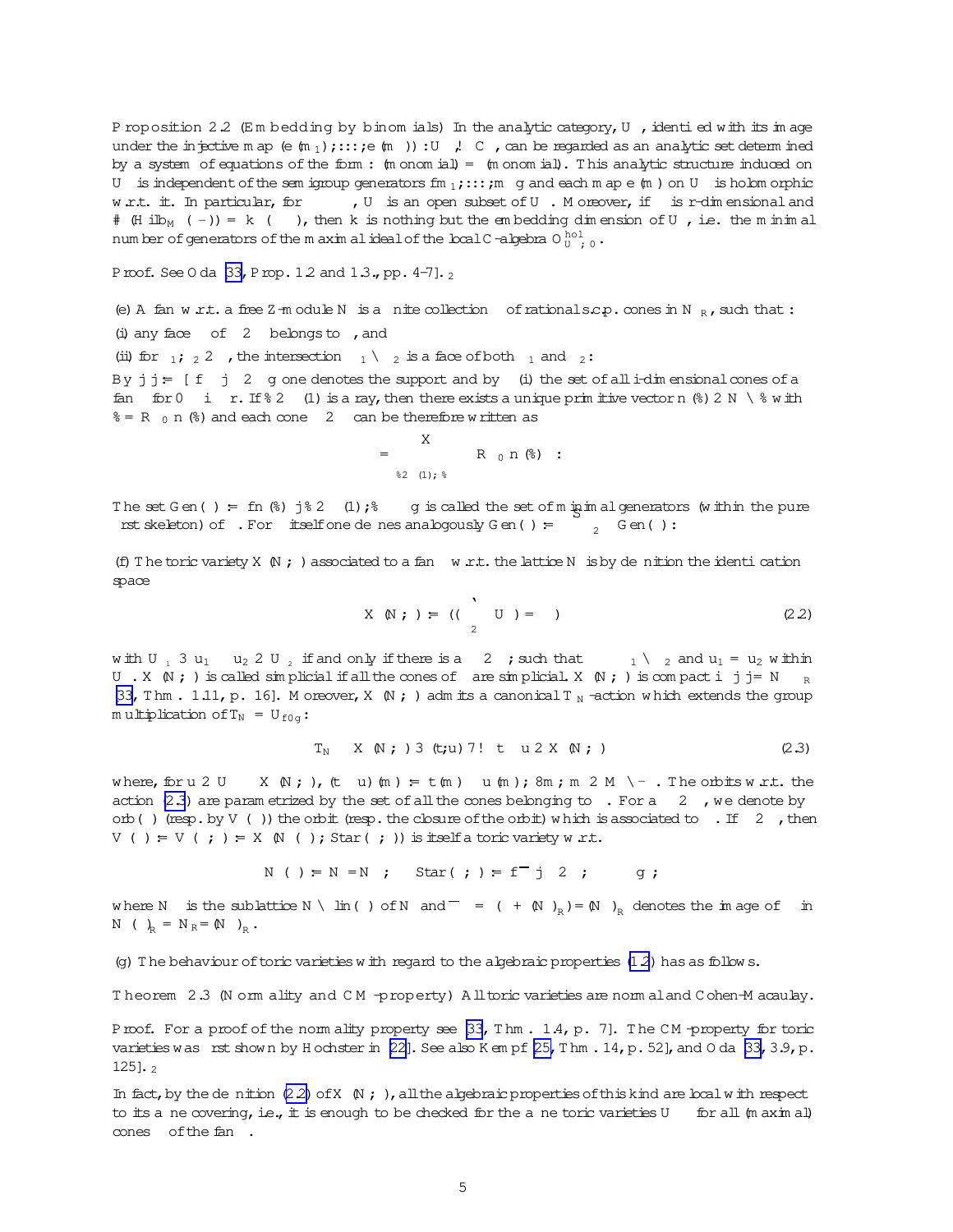**Proposition 2.2** (Embedding by binomials) In the analytic category, $U_\sigma$, identified with its image under the injective map $(\mathbf{e}(m_1), \ldots, \mathbf{e}(m_\nu)) : U_\sigma \hookrightarrow \mathbb{C}^\nu$, can be regarded as an analytic set determined by a system of equations of the form: (monomial) = (monomial). This analytic structure induced on $U_\sigma$ is independent of the semigroup generators $\{m_1, \ldots, m_\nu\}$ and each map $\mathbf{e}(m)$ on $U_\sigma$ is holomorphic w.r.t. it. In particular, for $\tau \preceq \sigma$, $U_\tau$ is an open subset of $U_\sigma$. Moreover, if $\sigma$ is $r$-dimensional and $\#(\mathrm{Hilb}_M(\sigma^\vee)) = k (\leq \nu)$, then $k$ is nothing but the embedding dimension of $U_\sigma$, i.e. the minimal number of generators of the maximal ideal of the local $\mathbb{C}$-algebra $\mathcal{O}^{hol}_{U_\sigma, 0}$.

*Proof.* See Oda [33, Prop. 1.2 and 1.3., pp. 4-7]. $\square$

(e) A *fan* w.r.t. a free $\mathbb{Z}$-module $N$ is a finite collection $\Delta$ of rational s.c.p. cones in $N_\mathbb{R}$, such that:

(i) any face $\tau$ of $\sigma \in \Delta$ belongs to $\Delta$, and

(ii) for $\sigma_1, \sigma_2 \in \Delta$, the intersection $\sigma_1 \cap \sigma_2$ is a face of both $\sigma_1$ and $\sigma_2$.

By $|\Delta| := \cup\{\sigma \mid \sigma \in \Delta\}$ one denotes the *support* and by $\Delta(i)$ the set of all $i$-dimensional cones of a fan $\Delta$ for $0 \leq i \leq r$. If $\varrho \in \Delta(1)$ is a ray, then there exists a unique primitive vector $n(\varrho) \in N \cap \varrho$ with $\varrho = \mathbb{R}_{\geq 0}\, n(\varrho)$ and each cone $\sigma \in \Delta$ can be therefore written as

$$\sigma = \sum_{\varrho \in \Delta(1),\, \varrho \preceq \sigma} \mathbb{R}_{\geq 0}\, n(\varrho) .$$

The set $\mathrm{Gen}(\sigma) := \{n(\varrho) \mid \varrho \in \Delta(1), \varrho \preceq \sigma\}$ is called the set of *minimal generators* (within the pure first skeleton) of $\sigma$. For $\Delta$ itself one defines analogously $\mathrm{Gen}(\Delta) := \bigcup_{\sigma \in \Delta} \mathrm{Gen}(\sigma)$.

(f) The *toric variety* $X(N, \Delta)$ associated to a fan $\Delta$ w.r.t. the lattice $N$ is by definition the identification space

$$X(N, \Delta) := \Big( \Big( \coprod_{\sigma \in \Delta} U_\sigma \Big) / \sim \Big) \tag{2.2}$$

with $U_{\sigma_1} \ni u_1 \sim u_2 \in U_{\sigma_2}$ if and only if there is a $\tau \in \Delta$, such that $\tau \preceq \sigma_1 \cap \sigma_2$ and $u_1 = u_2$ within $U_\tau$. $X(N, \Delta)$ is called *simplicial* if all the cones of $\Delta$ are simplicial. $X(N, \Delta)$ is compact iff $|\Delta| = N_\mathbb{R}$ [33, Thm. 1.11, p. 16]. Moreover, $X(N, \Delta)$ admits a canonical $T_N$-action which extends the group multiplication of $T_N = U_{\{0\}}$:

$$T_N \times X(N, \Delta) \ni (t, u) \longmapsto t \cdot u \in X(N, \Delta) \tag{2.3}$$

where, for $u \in U_\sigma \subset X(N, \Delta)$, $(t \cdot u)(m) := t(m) \cdot u(m)$, $\forall m, m \in M \cap \sigma^\vee$. The orbits w.r.t. the action (2.3) are parametrized by the set of all the cones belonging to $\Delta$. For a $\tau \in \Delta$, we denote by $\mathrm{orb}(\tau)$ (resp. by $V(\tau)$) the orbit (resp. the closure of the orbit) which is associated to $\tau$. If $\tau \in \Delta$, then $V(\tau) = V(\tau; \Delta) := X(N(\tau), \mathrm{Star}(\tau; \Delta))$ is itself a toric variety w.r.t.

$$N(\tau) := N / N_\tau , \quad \mathrm{Star}(\tau; \Delta) := \{\overline{\sigma} \mid \sigma \in \Delta, \tau \preceq \sigma\},$$

where $N_\tau$ is the sublattice $N \cap \mathrm{lin}(\tau)$ of $N$ and $\overline{\sigma} = (\sigma + (N_\tau)_\mathbb{R})/(N_\tau)_\mathbb{R}$ denotes the image of $\sigma$ in $N(\tau)_\mathbb{R} = N_\mathbb{R}/(N_\tau)_\mathbb{R}$.

(g) The behaviour of toric varieties with regard to the algebraic properties (1.2) has as follows.

**Theorem 2.3** (Normality and CM-property) All toric varieties are normal and Cohen-Macaulay.

*Proof.* For a proof of the normality property see [33, Thm. 1.4, p. 7]. The CM-property for toric varieties was first shown by Hochster in [22]. See also Kempf [25, Thm. 14, p. 52], and Oda [33, 3.9, p. 125]. $\square$

In fact, by the definition (2.2) of $X(N, \Delta)$, all the algebraic properties of this kind are local with respect to its affine covering, i.e., it is enough to be checked for the affine toric varieties $U_\sigma$ for all (maximal) cones $\sigma$ of the fan $\Delta$.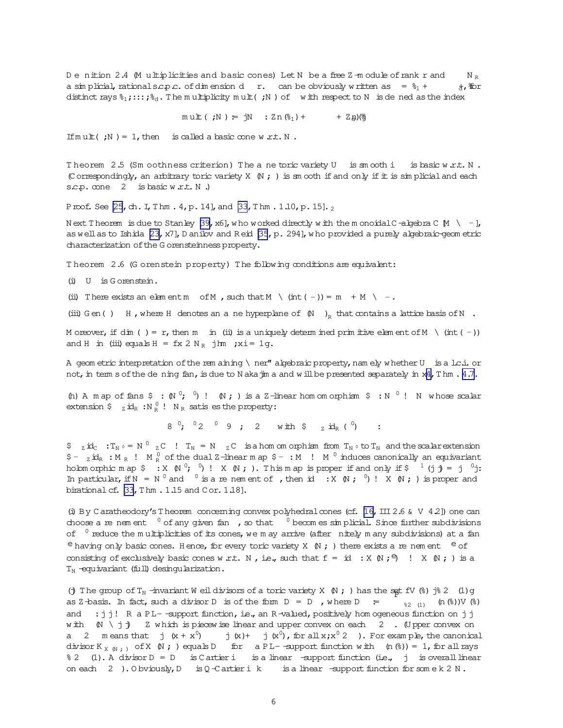**Definition 2.4** (Multiplicities and basic cones) Let $N$ be a free $\mathbb{Z}$-module of rank $r$ and $\sigma \subset N_{\mathbb{R}}$ a simplicial, rational s.c.p.c. of dimension $d \leq r$. $\sigma$ can be obviously written as $\sigma = \varrho_1 + \cdots + \varrho_d$, for distinct rays $\varrho_1, \ldots, \varrho_d$. The multiplicity $\mathrm{mult}(\sigma; N)$ of $\sigma$ with respect to $N$ is defined as the index

$$\mathrm{mult}(\sigma; N) := |N_\sigma : \mathbb{Z}n(\varrho_1) + \cdots + \mathbb{Z}n(\varrho_d)|$$

If $\mathrm{mult}(\sigma; N) = 1$, then $\sigma$ is called a *basic cone* w.r.t. $N$.

**Theorem 2.5** (Smoothness criterion) The affine toric variety $U_\sigma$ is smooth iff $\sigma$ is basic w.r.t. $N$. (Correspondingly, an arbitrary toric variety $X(N; \Delta)$ is smooth if and only if it is simplicial and each s.c.p. cone $\sigma \in \Delta$ is basic w.r.t. $N$.)

*Proof.* See [25, ch. I, Thm. 4, p. 14], and [33, Thm. 1.10, p. 15]. $\square$

Next Theorem is due to Stanley [39, §6], who worked directly with the monoidal $\mathbb{C}$-algebra $\mathbb{C}[M \cap \sigma^\vee]$, as well as to Ishida [23, §7], Danilov and Reid [35, p. 294], who provided a purely algebraic-geometric characterization of the Gorensteinness property.

**Theorem 2.6** (Gorenstein property) The following conditions are equivalent:

(i) $U_\sigma$ is Gorenstein.

(ii) There exists an element $m_\sigma$ of $M$, such that $M \cap (\mathrm{int}(\sigma^\vee)) = m_\sigma + M \cap \sigma^\vee$.

(iii) $\mathrm{Gen}(\sigma) \subset H_\sigma$, where $H_\sigma$ denotes an affine hyperplane of $(N_\sigma)_{\mathbb{R}}$ that contains a lattice basis of $N_\sigma$.

Moreover, if $\dim(\sigma) = r$, then $m_\sigma$ in (ii) is a uniquely determined primitive element of $M \cap (\mathrm{int}(\sigma^\vee))$ and $H_\sigma$ in (iii) equals $H_\sigma = \{x \in N_{\mathbb{R}} \mid \langle m_\sigma, x \rangle = 1\}$.

A geometric interpretation of the remaining "finer" algebraic property, namely whether $U_\sigma$ is a l.c.i. or not, in terms of the defining fan, is due to Nakajima and will be presented separately in §4, Thm. 4.7.

(h) A *map of fans* $\varpi : (N'; \Delta') \to (N; \Delta)$ is a $\mathbb{Z}$-linear homomorphism $\varpi : N' \to N$ whose scalar extension $\varpi \otimes_{\mathbb{Z}} \mathrm{id}_{\mathbb{R}} : N'_{\mathbb{R}} \to N_{\mathbb{R}}$ satisfies the property:

$$\forall \sigma', \ \sigma' \in \Delta' \ \exists \ \sigma, \ \sigma \in \Delta \quad \text{with} \ \varpi \otimes_{\mathbb{Z}} \mathrm{id}_{\mathbb{R}}(\sigma') \subset \sigma.$$

$\varpi \otimes_{\mathbb{Z}} \mathrm{id}_{\mathbb{C}} : T_{N'} = N' \otimes_{\mathbb{Z}} \mathbb{C}^* \to T_N = N \otimes_{\mathbb{Z}} \mathbb{C}^*$ is a homomorphism from $T_{N'}$ to $T_N$ and the scalar extension $\varpi^\vee \otimes_{\mathbb{Z}} \mathrm{id}_{\mathbb{R}} : M_{\mathbb{R}} \to M'_{\mathbb{R}}$ of the dual $\mathbb{Z}$-linear map $\varpi^\vee : M \to M'$ induces canonically an equivariant holomorphic map $\varpi_* : X(N'; \Delta') \to X(N; \Delta)$. This map is proper if and only if $\varpi^{-1}(|\Delta|) = |\Delta'|$. In particular, if $N = N'$ and $\Delta'$ is a refinement of $\Delta$, then $\mathrm{id}_* : X(N; \Delta') \to X(N; \Delta)$ is proper and birational cf. [33, Thm. 1.15 and Cor. 1.18].

(i) By Caratheodory's Theorem concerning convex polyhedral cones (cf. [16, III 2.6 & V 4.2]) one can choose a refinement $\Delta'$ of any given fan $\Delta$, so that $\Delta'$ becomes simplicial. Since further subdivisions of $\Delta'$ reduce the multiplicities of its cones, we may arrive (after finitely many subdivisions) at a fan $\widetilde{\Delta}$ having only basic cones. Hence, for every toric variety $X(N; \Delta)$ there exists a refinement $\widetilde{\Delta}$ of $\Delta$ consisting of exclusively basic cones w.r.t. $N$, i.e., such that $f = \mathrm{id}_* : X(N; \widetilde{\Delta}) \to X(N; \Delta)$ is a $T_N$-equivariant (full) desingularization.

(j) The group of $T_N$-invariant Weil divisors of a toric variety $X(N; \Delta)$ has the set $\{V(\varrho) \mid \varrho \in \Delta(1)\}$ as $\mathbb{Z}$-basis. In fact, such a divisor $D$ is of the form $D = D_\psi$, where $D_\psi := -\sum_{\varrho \in \Delta(1)} \psi(n(\varrho)) V(\varrho)$ and $\psi : |\Delta| \to \mathbb{R}$ a PL$-\Delta$-support function, i.e., an $\mathbb{R}$-valued, positively homogeneous function on $|\Delta|$ with $\psi(N \cap |\Delta|) \subset \mathbb{Z}$ which is piecewise linear and upper convex on each $\sigma \in \Delta$. (Upper convex on a $\sigma \in \Delta$ means that $\psi|_\sigma(x + x') \geq \psi|_\sigma(x) + \psi|_\sigma(x')$, for all $x, x' \in \sigma$). For example, the canonical divisor $K_{X(N;\Delta)}$ of $X(N; \Delta)$ equals $D_\psi$ for a PL$-\Delta$-support function with $\psi(n(\varrho)) = 1$, for all rays $\varrho \in \Delta(1)$. A divisor $D = D_\psi$ is Cartier iff $\psi$ is a linear $\Delta$-support function (i.e., $\psi|_\sigma$ is overall linear on each $\sigma \in \Delta$). Obviously, $D_\psi$ is $\mathbb{Q}$-Cartier iff $k\psi$ is a linear $\Delta$-support function for some $k \in \mathbb{N}$.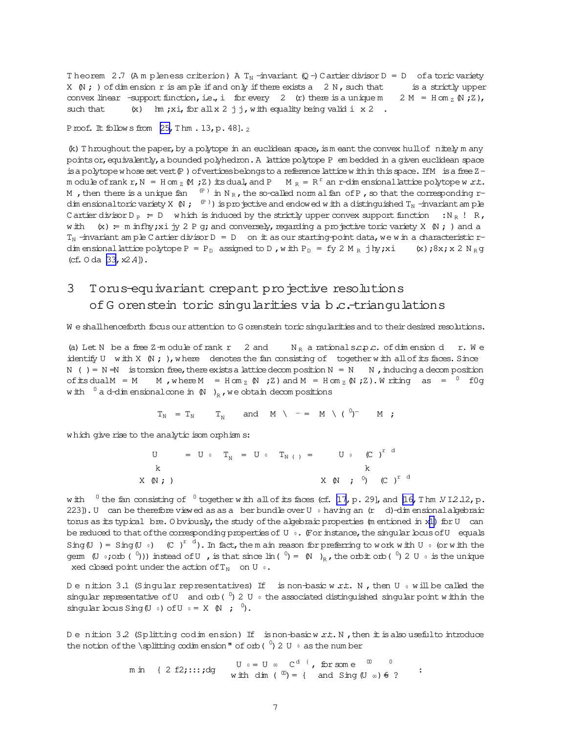**Theorem 2.7** (Ampleness criterion) A $T_N$-invariant ($\mathbb{Q}$-) Cartier divisor $D = D_\psi$ of a toric variety $X(N;\Delta)$ of dimension $r$ is ample if and only if there exists a $\Delta$ 2 $N$, such that $\psi$ is a strictly upper convex linear $\Delta$-support function, i.e., if for every $\sigma \in \Delta(r)$ there is a unique $m_\sigma \in M = \mathrm{Hom}_{\mathbb{Z}}(N,\mathbb{Z})$, such that $\psi(x) \leq \langle m_\sigma, x \rangle$, for all $x \in |\Delta|$, with equality being valid iff $x \in \sigma$.

*Proof.* It follows from [25, Thm. 13, p. 48]. $\square$

(k) Throughout the paper, by a polytope in an euclidean space, is meant the convex hull of finitely many points or, equivalently, a bounded polyhedron. A lattice polytope $P$ embedded in a given euclidean space is a polytope whose set $\mathrm{vert}(P)$ of vertices belongs to a reference lattice within this space. If $M$ is a free $\mathbb{Z}$-module of rank $r$, $N = \mathrm{Hom}_{\mathbb{Z}}(M,\mathbb{Z})$ its dual, and $P \subset M_{\mathbb{R}} = \mathbb{R}^r$ an $r$-dimensional lattice polytope w.r.t. $M$, then there is a unique fan $\Delta^{(P)}$ in $N_{\mathbb{R}}$, the so-called normal fan of $P$, so that the corresponding $r$-dimensional toric variety $X(N;\Delta^{(P)})$ is projective and endowed with a distinguished $T_N$-invariant ample Cartier divisor $D_P := D_{\psi_P}$ which is induced by the strictly upper convex support function $\psi_P : N_{\mathbb{R}} \to \mathbb{R}$, with $\psi_P(x) := \min\{\langle y, x\rangle \mid y \in P\}$; and conversely, regarding a projective toric variety $X(N;\Delta)$ and a $T_N$-invariant ample Cartier divisor $D = D_\psi$ on it as our starting-point data, we win a characteristic $r$-dimensional lattice polytope $P = P_D$ assigned to $D$, with $P_D = \{y \in M_{\mathbb{R}} \mid \langle y, x\rangle \geq \psi(x), \forall x \in N_{\mathbb{R}}\}$ (cf. Oda [33, §2.4]).

# 3 Torus-equivariant crepant projective resolutions of Gorenstein toric singularities via b.c.-triangulations

We shall henceforth focus our attention to Gorenstein toric singularities and to their desired resolutions.

(a) Let $N$ be a free $\mathbb{Z}$-module of rank $r \geq 2$ and $\sigma \subset N_{\mathbb{R}}$ a rational s.c.p.c. of dimension $d \leq r$. We identify $U_\sigma$ with $X(N;\bar{\sigma})$, where $\bar{\sigma}$ denotes the fan consisting of $\sigma$ together with all of its faces. Since $N(\sigma) = N/N_\sigma$ is torsion free, there exists a lattice decomposition $N = N_\sigma \oplus N'_\sigma$, inducing a decomposition of its dual $M = M_\sigma \oplus M'_\sigma$, where $M_\sigma = \mathrm{Hom}_{\mathbb{Z}}(N_\sigma,\mathbb{Z})$ and $M'_\sigma = \mathrm{Hom}_{\mathbb{Z}}(N'_\sigma,\mathbb{Z})$. Writing $\sigma$ as $\sigma = \sigma' \oplus \{0\}$ with $\sigma'$ a $d$-dimensional cone in $(N_\sigma)_{\mathbb{R}}$, we obtain decompositions

$$T_N = T_{N_\sigma} \oplus T_{N'_\sigma} \quad \text{and} \quad M \cap \sigma^\vee = \left( M_\sigma \cap (\sigma')^\vee \right) \oplus M'_\sigma \, ;$$

which give rise to the analytic isomorphisms:

$$\begin{array}{ccccccc} U_\sigma & = & U_{\sigma'} \times T_{N'_\sigma} & = & U_{\sigma'} \times T_{N(\sigma)} & = & U_{\sigma'} \times (\mathbb{C}^*)^{r-d} \\ \| & & & & & & \| \\ X(N;\bar{\sigma}) & & & & & & X(N_\sigma;\bar{\sigma}') \times (\mathbb{C}^*)^{r-d} \end{array}$$

with $\bar{\sigma}'$ the fan consisting of $\sigma'$ together with all of its faces (cf. [17, p. 29], and [16, Thm. VI.2.12, p. 223]). $U_\sigma$ can be therefore viewed as a fiber bundle over $U_{\sigma'}$ having an $(r-d)$-dimensional algebraic torus as its typical fibre. Obviously, the study of the algebraic properties (mentioned in §1) for $U_\sigma$ can be reduced to that of the corresponding properties of $U_{\sigma'}$. (For instance, the singular locus of $U_\sigma$ equals $\mathrm{Sing}(U_\sigma) = \mathrm{Sing}(U_{\sigma'}) \times (\mathbb{C}^*)^{r-d}$). In fact, the main reason for preferring to work with $U_{\sigma'}$ (or with the germ $(U_{\sigma'}; \mathrm{orb}(\sigma'))$) instead of $U_\sigma$, is that since $\mathrm{lin}(\sigma') = (N_\sigma)_{\mathbb{R}}$, the orbit $\mathrm{orb}(\sigma') \in U_{\sigma'}$ is the unique fixed closed point under the action of $T_{N_\sigma}$ on $U_{\sigma'}$.

**Definition 3.1** (Singular representatives) If $\sigma$ is non-basic w.r.t. $N$, then $U_{\sigma'}$ will be called the singular representative of $U_\sigma$ and $\mathrm{orb}(\sigma') \in U_{\sigma'}$ the associated distinguished singular point within the singular locus $\mathrm{Sing}(U_{\sigma'})$ of $U_{\sigma'} = X(N_\sigma;\bar{\sigma}')$.

**Definition 3.2** (Splitting codimension) If $\sigma$ is non-basic w.r.t. $N$, then it is also useful to introduce the notion of the "splitting codimension" of $\mathrm{orb}(\sigma') \in U_{\sigma'}$ as the number

$$\min \left\{ \kappa \in \{2,\ldots,d\} \;\middle|\; \begin{array}{l} U_{\sigma'} = U_{\sigma''} \times \mathbb{C}^{d-\kappa}, \text{ for some } \sigma'' \preceq \sigma' \\ \text{with } \dim(\sigma'') = \kappa \text{ and } \mathrm{Sing}(U_{\sigma''}) \neq \emptyset \end{array} \right\} .$$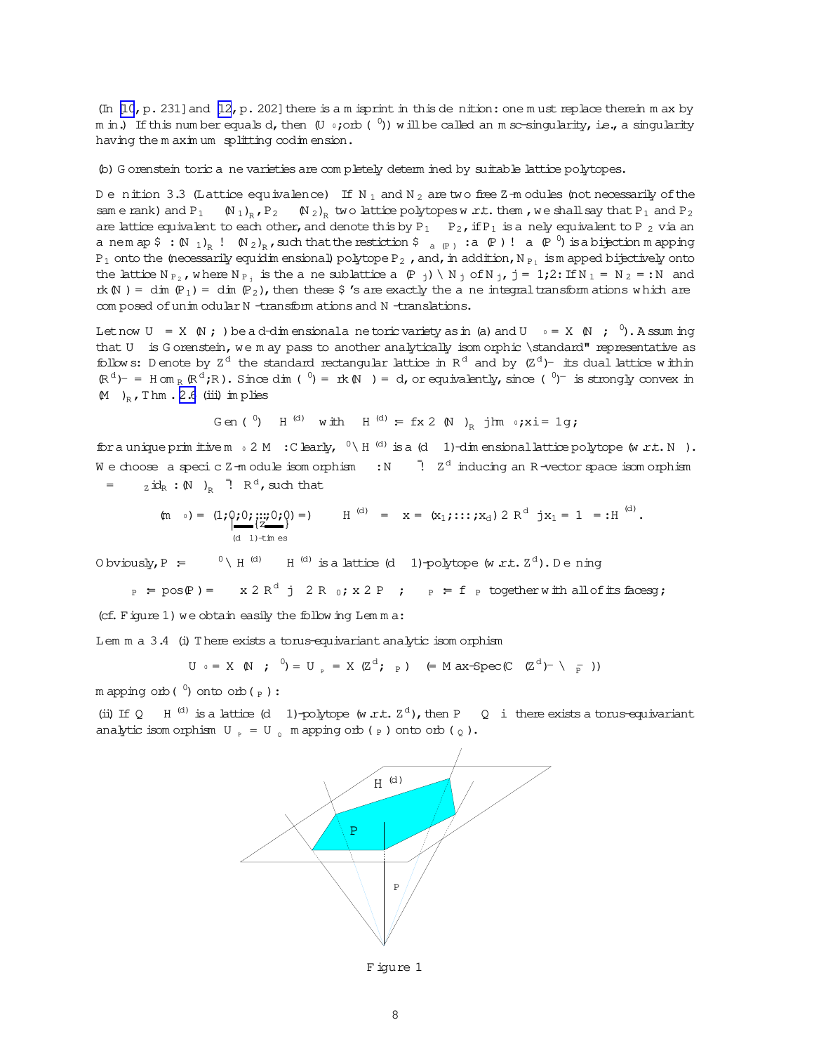(In [10, p. 231] and [12, p. 202] there is a misprint in this definition: one must replace therein max by min.) If this number equals $d$, then $(U_{\sigma_0}, \mathrm{orb}(\sigma^0))$ will be called an msc-singularity, i.e., a singularity having the maximum splitting codimension.

(b) Gorenstein toric affine varieties are completely determined by suitable lattice polytopes.

**Definition 3.3** (Lattice equivalence) If $N_1$ and $N_2$ are two free $\mathbb{Z}$-modules (not necessarily of the same rank) and $P_1 \subset (N_1)_{\mathbb{R}}$, $P_2 \subset (N_2)_{\mathbb{R}}$ two lattice polytopes w.r.t. them, we shall say that $P_1$ and $P_2$ are lattice equivalent to each other, and denote this by $P_1 \sim P_2$, if $P_1$ is affinely equivalent to $P_2$ via an affine map $\varpi : (N_1)_{\mathbb{R}} \to (N_2)_{\mathbb{R}}$, such that the restriction $\varpi_{|\mathrm{aff}(P)} : \mathrm{aff}(P) \to \mathrm{aff}(P')$ is a bijection mapping $P_1$ onto the (necessarily equidimensional) polytope $P_2$, and, in addition, $N_{P_1}$ is mapped bijectively onto the lattice $N_{P_2}$, where $N_{P_j}$ is the affine sublattice $\mathrm{aff}(P_j) \cap N_j$ of $N_j$, $j = 1, 2$. If $N_1 = N_2 =: N$ and $\mathrm{rk}(N) = \dim(P_1) = \dim(P_2)$, then these $\varpi$'s are exactly the affine integral transformations which are composed of unimodular $N$-transformations and $N$-translations.

Let now $U_\sigma = X(N; \sigma)$ be a $d$-dimensional affine toric variety as in (a) and $U_{\sigma_0} = X(N_{\sigma}; \sigma^0)$. Assuming that $U_\sigma$ is Gorenstein, we may pass to another analytically isomorphic "standard" representative as follows: Denote by $\mathbb{Z}^d$ the standard rectangular lattice in $\mathbb{R}^d$ and by $(\mathbb{Z}^d)^\vee$ its dual lattice within $(\mathbb{R}^d)^\vee = \mathrm{Hom}_{\mathbb{R}}(\mathbb{R}^d, \mathbb{R})$. Since $\dim(\sigma^0) = \mathrm{rk}(N_\sigma) = d$, or equivalently, since $(\sigma^0)^\vee$ is strongly convex in $(M_\sigma)_{\mathbb{R}}$, Thm. 2.6 (iii) implies

$$\mathrm{Gen}(\sigma^0) \subset H^{(d)} \quad \text{with} \quad H^{(d)} := \{x \in (N_\sigma)_{\mathbb{R}} \mid \langle m_{\sigma_0}, x\rangle = 1\},$$

for a unique primitive $m_{\sigma_0} \in M_\sigma$. Clearly, $\sigma^0 \cap H^{(d)}$ is a $(d-1)$-dimensional lattice polytope (w.r.t. $N_\sigma$). We choose a specific $\mathbb{Z}$-module isomorphism $\Phi : N_\sigma \xrightarrow{\simeq} \mathbb{Z}^d$ inducing an $\mathbb{R}$-vector space isomorphism $\Phi_{\mathbb{R}} = \Phi \otimes_{\mathbb{Z}} \mathrm{id}_{\mathbb{R}} : (N_\sigma)_{\mathbb{R}} \xrightarrow{\simeq} \mathbb{R}^d$, such that

$$\Phi^\vee(m_{\sigma_0}) = (1, \underbrace{0, 0, \ldots, 0, 0}_{(d-1)\text{-times}}) \Longrightarrow \Phi_{\mathbb{R}}\left(H^{(d)}\right) = \left\{ x = (x_1, \ldots, x_d) \in \mathbb{R}^d \mid x_1 = 1 \right\} =: \mathbf{H}^{(d)}.$$

Obviously, $P := \Phi_{\mathbb{R}}\left(\sigma^0 \cap H^{(d)}\right) \subset \mathbf{H}^{(d)}$ is a lattice $(d-1)$-polytope (w.r.t. $\mathbb{Z}^d$). Defining

$$\sigma_P := \mathrm{pos}(P) = \left\{ \mathbf{x} \in \mathbb{R}^d \mid \exists \lambda \in \mathbb{R}_{\geq 0}, \mathbf{x} \in \lambda P \right\}, \quad \Delta_P := \{\sigma_P \text{ together with all of its faces}\},$$

(cf. Figure 1) we obtain easily the following Lemma:

**Lemma 3.4** (i) There exists a torus-equivariant analytic isomorphism

$$U_{\sigma_0} = X(N_\sigma; \sigma^0) \cong U_P = X(\mathbb{Z}^d; \Delta_P) \quad (= \text{Max-Spec}(\mathbb{C}[(\mathbb{Z}^d)^\vee \cap \sigma_P^\vee]))$$

mapping $\mathrm{orb}(\sigma^0)$ onto $\mathrm{orb}(\sigma_P)$:

(ii) If $Q \subset \mathbf{H}^{(d)}$ is a lattice $(d-1)$-polytope (w.r.t. $\mathbb{Z}^d$), then $P \sim Q$ iff there exists a torus-equivariant analytic isomorphism $U_P \cong U_Q$ mapping $\mathrm{orb}(\sigma_P)$ onto $\mathrm{orb}(\sigma_Q)$.

Figure 1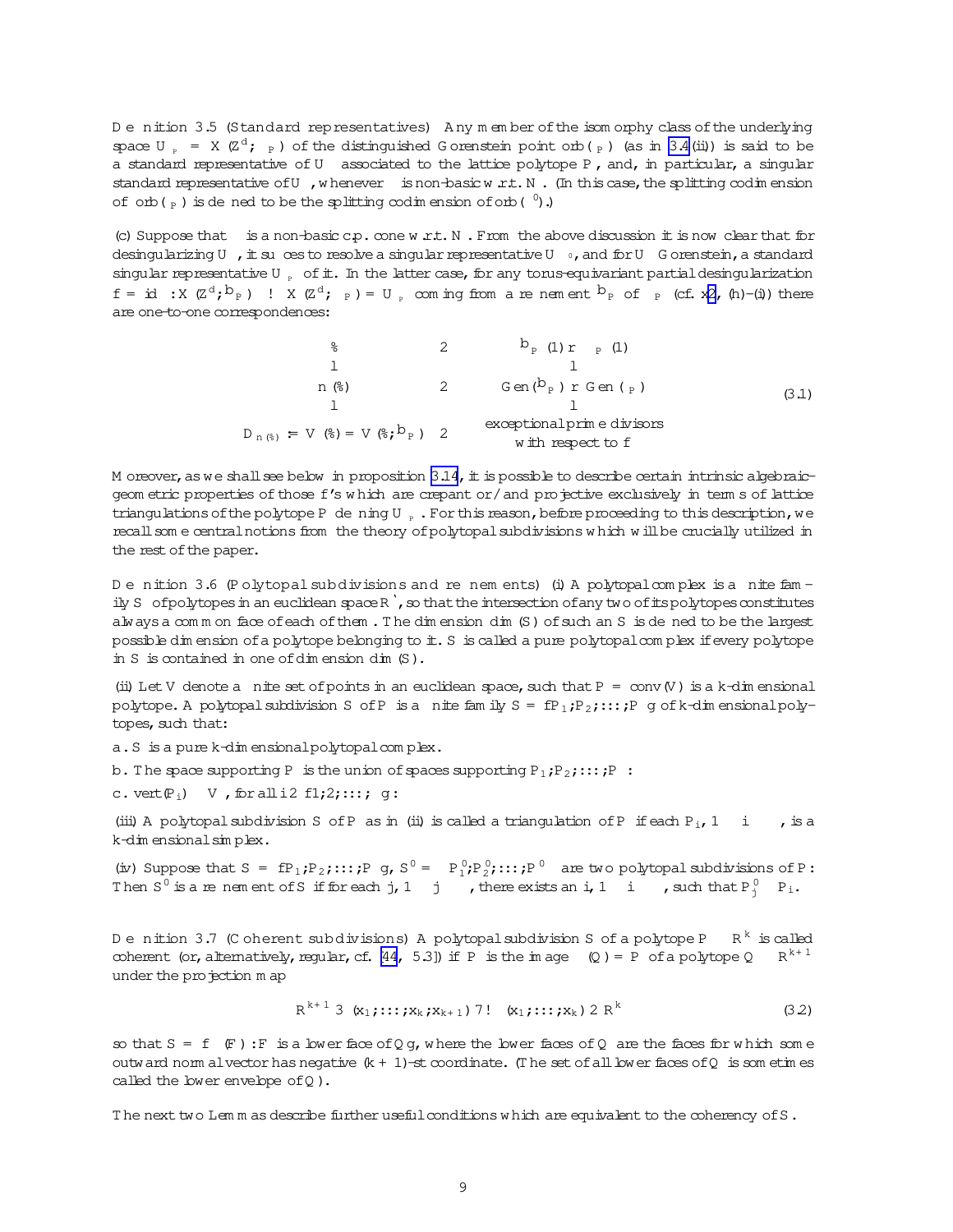**Definition 3.5 (Standard representatives)** Any member of the isomorphy class of the underlying space $U_{\sigma_P} = X(\mathbb{Z}^d; \sigma_P)$ of the distinguished Gorenstein point $\mathrm{orb}(\sigma_P)$ (as in 3.4(ii)) is said to be a standard representative of $U_\sigma$ associated to the lattice polytope $P$, and, in particular, a singular standard representative of $U_\sigma$, whenever $\sigma$ is non-basic w.r.t. $N$. (In this case, the splitting codimension of $\mathrm{orb}(\sigma_P)$ is defined to be the splitting codimension of $\mathrm{orb}(\sigma^0)$.)

(c) Suppose that $\sigma$ is a non-basic c.p. cone w.r.t. $N$. From the above discussion it is now clear that for desingularizing $U_\sigma$, it suffices to resolve a singular representative $U_{\sigma^0}$, and for $U_\sigma$ Gorenstein, a standard singular representative $U_{\sigma_P}$ of it. In the latter case, for any torus-equivariant partial desingularization $f = \mathrm{id}_* : X(\mathbb{Z}^d; \widehat{\Sigma}_P) \to X(\mathbb{Z}^d; \sigma_P) = U_{\sigma_P}$ coming from a refinement $\widehat{\Sigma}_P$ of $\sigma_P$ (cf. §2, (h)-(i)) there are one-to-one correspondences:

$$
\begin{array}{ccc}
\varrho & \in & \widehat{\Sigma}_P(1) \smallsetminus \sigma_P(1) \\
\updownarrow & & \updownarrow \\
n(\varrho) & \in & \mathrm{Gen}(\widehat{\Sigma}_P) \smallsetminus \mathrm{Gen}(\sigma_P) \\
\updownarrow & & \updownarrow \\
D_{n(\varrho)} := V(\varrho) = V(\varrho; \widehat{\Sigma}_P) & \in & \begin{array}{c}\text{exceptional prime divisors} \\ \text{with respect to } f\end{array}
\end{array}
\tag{3.1}
$$

Moreover, as we shall see below in proposition 3.14, it is possible to describe certain intrinsic algebraic-geometric properties of those $f$'s which are crepant or/and projective exclusively in terms of lattice triangulations of the polytope $P$ defining $U_{\sigma_P}$. For this reason, before proceeding to this description, we recall some central notions from the theory of polytopal subdivisions which will be crucially utilized in the rest of the paper.

**Definition 3.6 (Polytopal subdivisions and refinements)** (i) A polytopal complex is a finite family $\mathcal{S}$ of polytopes in an euclidean space $\mathbb{R}^\ell$, so that the intersection of any two of its polytopes constitutes always a common face of each of them. The dimension $\dim(\mathcal{S})$ of such an $\mathcal{S}$ is defined to be the largest possible dimension of a polytope belonging to it. $\mathcal{S}$ is called a pure polytopal complex if every polytope in $\mathcal{S}$ is contained in one of dimension $\dim(\mathcal{S})$.

(ii) Let $V$ denote a finite set of points in an euclidean space, such that $P = \mathrm{conv}(V)$ is a $k$-dimensional polytope. A polytopal subdivision $\mathcal{S}$ of $P$ is a finite family $\mathcal{S} = \{P_1, P_2, \ldots, P_\nu\}$ of $k$-dimensional polytopes, such that:

a. $\mathcal{S}$ is a pure $k$-dimensional polytopal complex.

b. The space supporting $P$ is the union of spaces supporting $P_1, P_2, \ldots, P_\nu$ :

c. $\mathrm{vert}(P_i) \subseteq V$, for all $i \in \{1, 2, \ldots, \nu\}$:

(iii) A polytopal subdivision $\mathcal{S}$ of $P$ as in (ii) is called a triangulation of $P$ if each $P_i$, $1 \le i \le \nu$, is a $k$-dimensional simplex.

(iv) Suppose that $\mathcal{S} = \{P_1, P_2, \ldots, P_\nu\}$, $\mathcal{S}' = \{P'_1, P'_2, \ldots, P'_{\nu'}\}$ are two polytopal subdivisions of $P$: Then $\mathcal{S}'$ is a refinement of $\mathcal{S}$ iff for each $j$, $1 \le j \le \nu'$, there exists an $i$, $1 \le i \le \nu$, such that $P'_j \subseteq P_i$.

**Definition 3.7 (Coherent subdivisions)** A polytopal subdivision $\mathcal{S}$ of a polytope $P \subset \mathbb{R}^k$ is called coherent (or, alternatively, regular, cf. [44, 5.3]) if $P$ is the image $\pi(Q) = P$ of a polytope $Q \subset \mathbb{R}^{k+1}$ under the projection map

$$
\mathbb{R}^{k+1} \ni (x_1, \ldots, x_k, x_{k+1}) \mapsto (x_1, \ldots, x_k) \in \mathbb{R}^k \tag{3.2}
$$

so that $\mathcal{S} = \{\pi(F) : F$ is a lower face of $Q\}$, where the lower faces of $Q$ are the faces for which some outward normal vector has negative $(k+1)$-st coordinate. (The set of all lower faces of $Q$ is sometimes called the lower envelope of $Q$).

The next two Lemmas describe further useful conditions which are equivalent to the coherency of $\mathcal{S}$.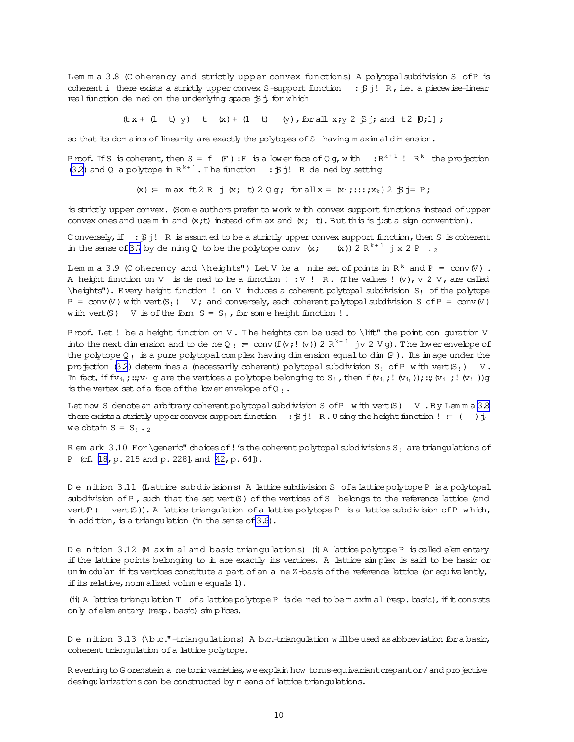**Lemma 3.8** (Coherency and strictly upper convex functions) A polytopal subdivision $\mathcal{S}$ of $P$ is coherent iff there exists a strictly upper convex $\mathcal{S}$-support function $\psi : |\mathcal{S}| \to \mathbb{R}$, i.e. a piecewise-linear real function defined on the underlying space $|\mathcal{S}|$, for which

$$\psi(t\,x + (1-t)\,y) \geq t\,\psi(x) + (1-t)\,\psi(y), \text{ for all } x, y \in |\mathcal{S}|, \text{ and } t \in [0,1]\,,$$

so that its domains of linearity are exactly the polytopes of $\mathcal{S}$ having maximal dimension.

*Proof.* If $\mathcal{S}$ is coherent, then $\mathcal{S} = \{\pi(F) : F \text{ is a lower face of } Q\}$, with $\pi : \mathbb{R}^{k+1} \to \mathbb{R}^k$ the projection (3.2) and $Q$ a polytope in $\mathbb{R}^{k+1}$. The function $\psi : |\mathcal{S}| \to \mathbb{R}$ defined by setting

$$\psi(x) := \max\{t \in \mathbb{R} \mid (x, -t) \in Q\}, \text{ for all } x = (x_1, \ldots, x_k) \in |\mathcal{S}| = P,$$

is strictly upper convex. (Some authors prefer to work with convex support functions instead of upper convex ones and use min and $(x, t)$ instead of max and $(x, -t)$. But this is just a sign convention).

Conversely, if $\psi : |\mathcal{S}| \to \mathbb{R}$ is assumed to be a strictly upper convex support function, then $\mathcal{S}$ is coherent in the sense of 3.7 by defining $Q$ to be the polytope $\text{conv}\left(\{(x, -\psi(x)) \in \mathbb{R}^{k+1} \mid x \in P\}\right)$. $\square$

**Lemma 3.9** (Coherency and "heights") Let $V$ be a finite set of points in $\mathbb{R}^k$ and $P = \text{conv}(V)$. A height function on $V$ is defined to be a function $\omega : V \to \mathbb{R}$. (The values $\omega(v)$, $v \in V$, are called "heights"). Every height function $\omega$ on $V$ induces a coherent polytopal subdivision $\mathcal{S}_\omega$ of the polytope $P = \text{conv}(V)$ with $\text{vert}(\mathcal{S}_\omega) \subseteq V$; and conversely, each coherent polytopal subdivision $\mathcal{S}$ of $P = \text{conv}(V)$ with $\text{vert}(\mathcal{S}) \subseteq V$ is of the form $\mathcal{S} = \mathcal{S}_\omega$, for some height function $\omega$.

*Proof.* Let $\omega$ be a height function on $V$. The heights can be used to "lift" the point configuration $V$ into the next dimension and to define $Q_\omega := \text{conv}(\{(v, \omega(v)) \in \mathbb{R}^{k+1} \mid v \in V\})$. The lower envelope of the polytope $Q_\omega$ is a pure polytopal complex having dimension equal to $\dim(P)$. Its image under the projection (3.2) determines a (necessarily coherent) polytopal subdivision $\mathcal{S}_\omega$ of $P$ with $\text{vert}(\mathcal{S}_\omega) \subseteq V$. In fact, if $\{v_{i_1}, \ldots, v_{i_\kappa}\}$ are the vertices a polytope belonging to $\mathcal{S}_\omega$, then $\{(v_{i_1}, \omega(v_{i_1})), \ldots, (v_{i_\kappa}, \omega(v_{i_\kappa}))\}$ is the vertex set of a face of the lower envelope of $Q_\omega$.

Let now $\mathcal{S}$ denote an arbitrary coherent polytopal subdivision $\mathcal{S}$ of $P$ with $\text{vert}(\mathcal{S}) \subseteq V$. By Lemma 3.8 there exists a strictly upper convex support function $\psi : |\mathcal{S}| \to \mathbb{R}$. Using the height function $\omega := (-\psi)|_V$ we obtain $\mathcal{S} = \mathcal{S}_\omega$. $\square$

**Remark 3.10** For "generic" choices of $\omega$'s the coherent polytopal subdivisions $\mathcal{S}_\omega$ are triangulations of $P$ (cf. [18, p. 215 and p. 228], and [42, p. 64]).

**Definition 3.11** (Lattice subdivisions) A lattice subdivision $\mathcal{S}$ of a lattice polytope $P$ is a polytopal subdivision of $P$, such that the set $\text{vert}(\mathcal{S})$ of the vertices of $\mathcal{S}$ belongs to the reference lattice (and $\text{vert}(P) \subseteq \text{vert}(\mathcal{S})$). A lattice triangulation of a lattice polytope $P$ is a lattice subdivision of $P$ which, in addition, is a triangulation (in the sense of 3.6).

**Definition 3.12** (Maximal and basic triangulations) (i) A lattice polytope $P$ is called elementary if the lattice points belonging to it are exactly its vertices. A lattice simplex is said to be basic or unimodular if its vertices constitute a part of an affine $\mathbb{Z}$-basis of the reference lattice (or equivalently, if its relative, normalized volume equals 1).

(ii) A lattice triangulation $\mathcal{T}$ of a lattice polytope $P$ is defined to be maximal (resp. basic), if it consists only of elementary (resp. basic) simplices.

**Definition 3.13** ("b.c."-triangulations) A b.c.-triangulation will be used as abbreviation for a basic, coherent triangulation of a lattice polytope.

Reverting to Gorenstein affine toric varieties, we explain how torus-equivariant crepant or/and projective desingularizations can be constructed by means of lattice triangulations.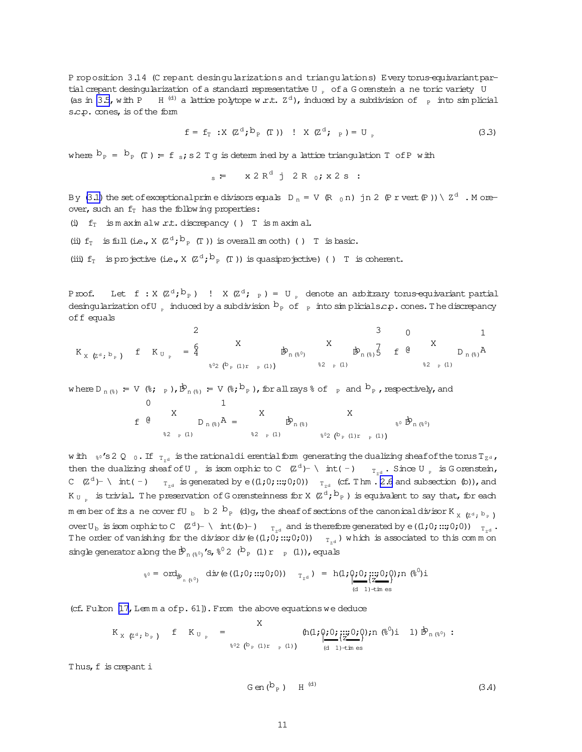**Proposition 3.14** (Crepant desingularizations and triangulations) Every torus-equivariant partial crepant desingularization of a standard representative $U_{\sigma_P}$ of a Gorenstein affine toric variety $U_\sigma$ (as in 3.5, with $P \subset \mathbb{H}^{(d)}$ a lattice polytope w.r.t. $\mathbb{Z}^d$), induced by a subdivision of $\sigma_P$ into simplicial s.c.p. cones, is of the form

$$f = f_T : X(\mathbb{Z}^d, \widehat{\Sigma}_P(T)) \longrightarrow X(\mathbb{Z}^d, \sigma_P) = U_{\sigma_P} \tag{3.3}$$

where $\widehat{\Sigma}_P = \widehat{\Sigma}_P(T) := \{\sigma_s ; s \in T\}$ is determined by a lattice triangulation $T$ of $P$ with

$$\sigma_s := \left\{ \mathbf{x} \in \mathbb{R}^d \mid \exists \lambda \in \mathbb{R}_{\geq 0}, \mathbf{x} \in \lambda s \right\}.$$

By (3.1) the set of exceptional prime divisors equals $\{ D_n = V(\mathbb{R}_{\geq 0} n) \mid n \in (P \smallsetminus \text{vert}(P)) \cap \mathbb{Z}^d \}$. Moreover, such an $f_T$ has the following properties:

(i) $f_T$ is maximal w.r.t. discrepancy $\iff T$ is maximal.

(ii) $f_T$ is full (i.e., $X(\mathbb{Z}^d, \widehat{\Sigma}_P(T))$ is overall smooth) $\iff T$ is basic.

(iii) $f_T$ is projective (i.e., $X(\mathbb{Z}^d, \widehat{\Sigma}_P(T))$ is quasiprojective) $\iff T$ is coherent.

*Proof.* Let $f : X(\mathbb{Z}^d, \widehat{\Sigma}_P) \longrightarrow X(\mathbb{Z}^d, \sigma_P) = U_{\sigma_P}$ denote an arbitrary torus-equivariant partial desingularization of $U_{\sigma_P}$ induced by a subdivision $\widehat{\Sigma}_P$ of $\sigma_P$ into simplicial s.c.p. cones. The discrepancy of $f$ equals

$$K_{X(\mathbb{Z}^d, \widehat{\Sigma}_P)} - f^* K_{U_{\sigma_P}} = -\left[ \sum_{\varrho' \in (\widehat{\Sigma}_P(1) \smallsetminus \sigma_P(1))} \widehat{D}_{n(\varrho')} - \sum_{\varrho \in \sigma_P(1)} \widehat{D}_{n(\varrho)} \right] - f^* \left( - \sum_{\varrho \in \sigma_P(1)} D_{n(\varrho)} \right)$$

where $D_{n(\varrho)} := V(\varrho; \sigma_P)$, $\widehat{D}_{n(\varrho)} := V(\varrho; \widehat{\Sigma}_P)$, for all rays $\varrho$ of $\sigma_P$ and $\widehat{\Sigma}_P$, respectively, and

$$f^* \left( \sum_{\varrho \in \sigma_P(1)} D_{n(\varrho)} \right) = \sum_{\varrho \in \sigma_P(1)} \widehat{D}_{n(\varrho)} - \sum_{\varrho' \in (\widehat{\Sigma}_P(1) \smallsetminus \sigma_P(1))} \mu_{\varrho'} \widehat{D}_{n(\varrho')}$$

with $\mu_{\varrho'}$'s $\in \mathbb{Q}_{\geq 0}$. If $\omega_{T_{\mathbb{Z}^d}}$ is the rational differential form generating the dualizing sheaf of the torus $T_{\mathbb{Z}^d}$, then the dualizing sheaf of $U_{\sigma_P}$ is isomorphic to $\mathbb{C}\left[ (\mathbb{Z}^d)^\vee \cap \text{int}(\sigma^\vee) \right] \cdot \omega_{T_{\mathbb{Z}^d}}$. Since $U_{\sigma_P}$ is Gorenstein, $\mathbb{C}\left[ (\mathbb{Z}^d)^\vee \cap \text{int}(\sigma^\vee) \right] \cdot \omega_{T_{\mathbb{Z}^d}}$ is generated by $\mathbf{e}((1, 0, \ldots, 0, 0)) \cdot \omega_{T_{\mathbb{Z}^d}}$ (cf. Thm. 2.6 and subsection (b)), and $K_{U_{\sigma_P}}$ is trivial. The preservation of Gorensteinness for $X(\mathbb{Z}^d, \widehat{\Sigma}_P)$ is equivalent to say that, for each member of its affine cover $\{U_\tau \mid \tau \in \widehat{\Sigma}_P(d)\}$, the sheaf of sections of the canonical divisor $K_{X(\mathbb{Z}^d, \widehat{\Sigma}_P)}$ over $U_\tau$ is isomorphic to $\mathbb{C}\left[ (\mathbb{Z}^d)^\vee \cap \text{int}(\tau^\vee) \right] \cdot \omega_{T_{\mathbb{Z}^d}}$ and is therefore generated by $\mathbf{e}((1, 0, \ldots, 0, 0)) \cdot \omega_{T_{\mathbb{Z}^d}}$. The order of vanishing for the divisor $\text{div}(\mathbf{e}((1, 0, \ldots, 0, 0)) \cdot \omega_{T_{\mathbb{Z}^d}})$ which is associated to this common single generator along the $\widehat{D}_{n(\varrho')}$'s, $\varrho' \in (\widehat{\Sigma}_P(1) \smallsetminus \sigma_P(1))$, equals

$$\mu_{\varrho'} = \text{ord}_{\widehat{D}_{n(\varrho')}} \left( \text{div}(\mathbf{e}((1, 0, \ldots, 0, 0)) \cdot \omega_{T_{\mathbb{Z}^d}}) \right) = \langle (1, \underbrace{0, 0, \ldots, 0, 0}_{(d-1)\text{-times}}), n(\varrho') \rangle$$

(cf. Fulton [17], Lemma of p. 61]). From the above equations we deduce

$$K_{X(\mathbb{Z}^d, \widehat{\Sigma}_P)} - f^* K_{U_{\sigma_P}} = \sum_{\varrho' \in (\widehat{\Sigma}_P(1) \smallsetminus \sigma_P(1))} \left( \langle (1, \underbrace{0, 0, \ldots, 0, 0}_{(d-1)\text{-times}}), n(\varrho') \rangle - 1 \right) \widehat{D}_{n(\varrho')} .$$

Thus, $f$ is crepant $\iff$

$$\text{Gen}(\widehat{\Sigma}_P) \subset \mathbb{H}^{(d)} \tag{3.4}$$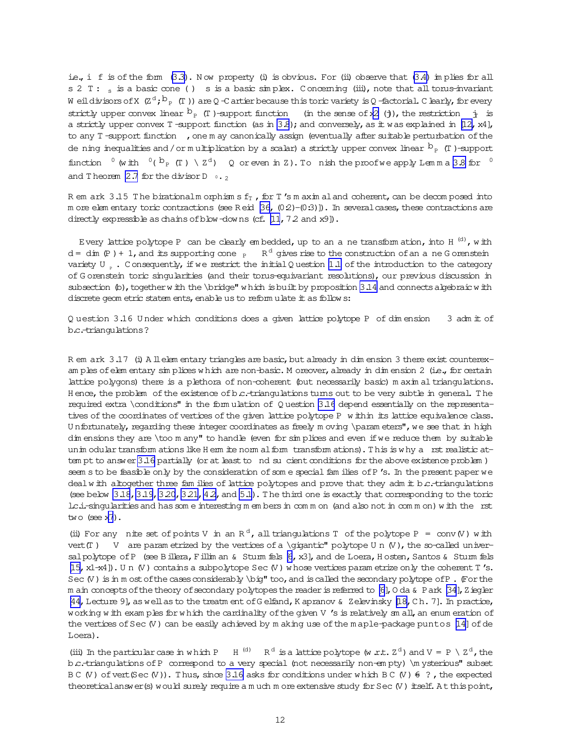i.e., if $f$ is of the form (3.3). Now property (i) is obvious. For (ii) observe that (3.4) implies for all $s \in \mathcal{T}$: $\sigma_s$ is a basic cone $(\Longleftrightarrow)$ $s$ is a basic simplex. Concerning (iii), note that all torus-invariant Weil divisors of $X(\mathbb{Z}^d, \widehat{\Sigma}_P(\mathcal{T}))$ are $\mathbb{Q}$-Cartier because this toric variety is $\mathbb{Q}$-factorial. Clearly, for every strictly upper convex linear $\widehat{\Sigma}_P(\mathcal{T})$-support function $\psi$ (in the sense of §2 (j)), the restriction $\psi|_{\mathcal{T}}$ is a strictly upper convex $\mathcal{T}$-support function (as in 3.8); and conversely, as it was explained in [12, §4], to any $\mathcal{T}$-support function $\psi$, one may canonically assign (eventually after suitable perturbation of the defining inequalities and/or multiplication by a scalar) a strictly upper convex linear $\widehat{\Sigma}_P(\mathcal{T})$-support function $\psi'$ (with $\psi'(|\widehat{\Sigma}_P(\mathcal{T})| \cap \mathbb{Z}^d) \subseteq \mathbb{Q}$ or even in $\mathbb{Z}$). To finish the proof we apply Lemma 3.8 for $\psi'$ and Theorem 2.7 for the divisor $D_{\psi'}$. $\square$

**Remark 3.15** The birational morphisms $f_{\mathcal{T}}$, for $\mathcal{T}$'s maximal and coherent, can be decomposed into more elementary toric contractions (see Reid [36, (0.2)–(0.3)]). In several cases, these contractions are directly expressible as chains of blow-downs (cf. [11, 7.2 and §9]).

Every lattice polytope $P$ can be clearly embedded, up to an affine transformation, into $\mathrm{H}^{(d)}$, with $d = \dim(P) + 1$, and its supporting cone $\sigma_P \subset \mathbb{R}^d$ gives rise to the construction of an affine Gorenstein variety $U_{\sigma_P}$. Consequently, if we restrict the initial Question 1.1 of the introduction to the category of Gorenstein toric singularities (and their torus-equivariant resolutions), our previous discussion in subsection (b), together with the "bridge" which is built by proposition 3.14 and connects algebraic with discrete geometric statements, enable us to reformulate it as follows:

**Question 3.16** Under which conditions does a given lattice polytope $P$ of dimension $\geq 3$ admit of b.c.-triangulations?

**Remark 3.17** (i) All elementary triangles are basic, but already in dimension 3 there exist counterexamples of elementary simplices which are non-basic. Moreover, already in dimension 2 (i.e., for certain lattice polygons) there is a plethora of non-coherent (but necessarily basic) maximal triangulations. Hence, the problem of the existence of b.c.-triangulations turns out to be very subtle in general. The required extra "conditions" in the formulation of Question 3.16 depend essentially on the representatives of the coordinates of vertices of the given lattice polytope $P$ within its lattice equivalence class. Unfortunately, regarding these integer coordinates as freely moving "parameters", we see that in high dimensions they are "too many" to handle (even for simplices and even if we reduce them by suitable unimodular transformations like Hermite normal form transformations). This is why a first realistic attempt to answer 3.16 partially (or at least to find sufficient conditions for the above existence problem) seems to be feasible only by the consideration of some special families of $P$'s. In the present paper we deal with altogether three families of lattice polytopes and prove that they admit b.c.-triangulations (see below 3.18, 3.19, 3.20, 3.21, 4.2, and 5.1). The third one is exactly that corresponding to the toric l.c.i.-singularities and has some interesting members in common (and also not in common) with the first two (see §7).

(ii) For any finite set of points $V$ in an $\mathbb{R}^d$, all triangulations $\mathcal{T}$ of the polytope $P = \mathrm{conv}(V)$ with $\mathrm{vert}(\mathcal{T}) \subseteq V$ are parametrized by the vertices of a "gigantic" polytope $\mathrm{Un}(V)$, the so-called universal polytope of $P$ (see Billera, Filliman & Sturmfels [6, §3], and de Loera, Hosten, Santos & Sturmfels [15, §1–§4]). $\mathrm{Un}(V)$ contains a subpolytope $\mathrm{Sec}(V)$ whose vertices parametrize only the coherent $\mathcal{T}$'s. $\mathrm{Sec}(V)$ is in most of the cases considerably "big" too, and is called the secondary polytope of $P$. (For the main concepts of the theory of secondary polytopes the reader is referred to [6], Oda & Park [34], Ziegler [44, Lecture 9], as well as to the treatment of Gelfand, Kapranov & Zelevinsky [18, Ch. 7]. In practice, working with examples for which the cardinality of the given $V$'s is relatively small, an enumeration of the vertices of $\mathrm{Sec}(V)$ can be easily achieved by making use of the maple-package puntos [14] of de Loera).

(iii) In the particular case in which $P \subset \mathrm{H}^{(d)} \subset \mathbb{R}^d$ is a lattice polytope (w.r.t. $\mathbb{Z}^d$) and $V = P \cap \mathbb{Z}^d$, the b.c.-triangulations of $P$ correspond to a very special (not necessarily non-empty) "mysterious" subset $\mathrm{BC}(V)$ of $\mathrm{vert}(\mathrm{Sec}(V))$. Thus, since 3.16 asks for conditions under which $\mathrm{BC}(V) \neq \varnothing$, the expected theoretical answer(s) would surely require a much more extensive study for $\mathrm{Sec}(V)$ itself. At this point,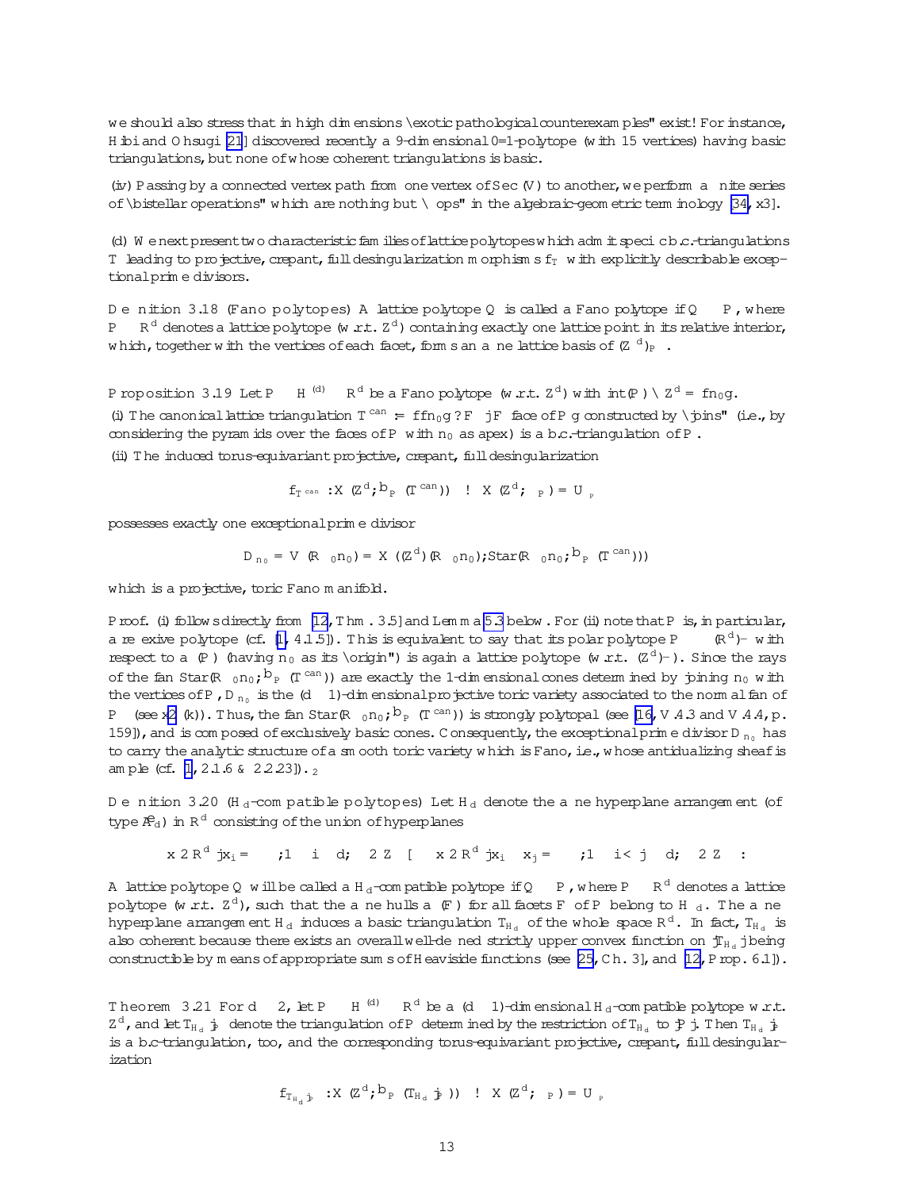we should also stress that in high dimensions "exotic pathological counterexamples" exist! For instance, Hibi and Ohsugi [21] discovered recently a 9-dimensional 0/1-polytope (with 15 vertices) having basic triangulations, but none of whose coherent triangulations is basic.

(iv) Passing by a connected vertex path from one vertex of Sec $(V)$ to another, we perform a finite series of "bistellar operations" which are nothing but "flops" in the algebraic-geometric terminology [34, §3].

(d) We next present two characteristic families of lattice polytopes which admit specific b.c.-triangulations $\mathcal{T}$ leading to projective, crepant, full desingularization morphisms $f_{\mathcal{T}}$ with explicitly describable exceptional prime divisors.

**Definition 3.18 (Fano polytopes)** A lattice polytope $Q$ is called a *Fano polytope* if $Q \cong P$, where $P \subset \mathbb{R}^d$ denotes a lattice polytope (w.r.t. $\mathbb{Z}^d$) containing exactly one lattice point in its relative interior, which, together with the vertices of each facet, forms an affine lattice basis of $(\mathbb{Z}^d)_P$.

**Proposition 3.19** *Let $P \subset \mathbf{H}^{(d)} \subset \mathbb{R}^d$ be a Fano polytope (w.r.t. $\mathbb{Z}^d$) with $\mathrm{int}(P) \cap \mathbb{Z}^d = \{\mathbf{n}_0\}$.*

*(i) The canonical lattice triangulation $\mathcal{T}^{\mathrm{can}} := \{\{\mathbf{n}_0\} \star F \mid F \text{ face of } P\}$ constructed by "joins" (i.e., by considering the pyramids over the faces of $P$ with $\mathbf{n}_0$ as apex) is a b.c.-triangulation of $P$.*

*(ii) The induced torus-equivariant projective, crepant, full desingularization*

$$f_{\mathcal{T}^{\mathrm{can}}} : X(\mathbb{Z}^d, \widehat{\Sigma}_P(\mathcal{T}^{\mathrm{can}})) \longrightarrow X(\mathbb{Z}^d, \sigma_P) = U_{\sigma_P}$$

*possesses exactly one exceptional prime divisor*

$$D_{\mathbf{n}_0} = \mathbf{V}(\mathbb{R}_{\geq 0}\mathbf{n}_0) = X((\mathbb{Z}^d)(\mathbb{R}_{\geq 0}\mathbf{n}_0), \mathrm{Star}(\mathbb{R}_{\geq 0}\mathbf{n}_0; \widehat{\Sigma}_P(\mathcal{T}^{\mathrm{can}})))$$

*which is a projective, toric Fano manifold.*

*Proof.* (i) follows directly from [12, Thm. 3.5] and Lemma 5.3 below. For (ii) note that $P$ is, in particular, a reflexive polytope (cf. [1, 4.1.5]). This is equivalent to say that its polar polytope $P^{\vee} \subset (\mathbb{R}^d)^{\vee}$ with respect to $\mathrm{aff}(P)$ (having $\mathbf{n}_0$ as its "origin") is again a lattice polytope (w.r.t. $(\mathbb{Z}^d)^{\vee}$). Since the rays of the fan $\mathrm{Star}(\mathbb{R}_{\geq 0}\mathbf{n}_0; \widehat{\Sigma}_P(\mathcal{T}^{\mathrm{can}}))$ are exactly the 1-dimensional cones determined by joining $\mathbf{n}_0$ with the vertices of $P$, $D_{\mathbf{n}_0}$ is the $(d-1)$-dimensional projective toric variety associated to the "normal fan" of $P^{\vee}$ (see §2 (k)). Thus, the fan $\mathrm{Star}(\mathbb{R}_{\geq 0}\mathbf{n}_0; \widehat{\Sigma}_P(\mathcal{T}^{\mathrm{can}}))$ is strongly polytopal (see [16, V.4.3 and V.4.4, p. 159]), and is composed of exclusively basic cones. Consequently, the exceptional prime divisor $D_{\mathbf{n}_0}$ has to carry the analytic structure of a smooth toric variety which is Fano, i.e., whose antidualizing sheaf is ample (cf. [1, 2.1.6 & 2.2.23]). $\square$

**Definition 3.20 ($\mathcal{H}_d$-compatible polytopes)** Let $\mathcal{H}_d$ denote the affine hyperplane arrangement (of type $\widetilde{A}_d$) in $\mathbb{R}^d$ consisting of the union of hyperplanes

$$\left\{ \mathbf{x} \in \mathbb{R}^d \mid x_i = \kappa \right\}, 1 \leq i \leq d, \ \kappa \in \mathbb{Z} \ \bigcup \ \left\{ \mathbf{x} \in \mathbb{R}^d \mid x_i - x_j = \kappa \right\}, 1 \leq i < j \leq d, \ \kappa \in \mathbb{Z} \ .$$

A lattice polytope $Q$ will be called a *$\mathcal{H}_d$-compatible polytope* if $Q \cong P$, where $P \subset \mathbb{R}^d$ denotes a lattice polytope (w.r.t. $\mathbb{Z}^d$), such that the affine hulls $\mathrm{aff}(F)$ for all facets $F$ of $P$ belong to $\mathcal{H}_d$. The affine hyperplane arrangement $\mathcal{H}_d$ induces a basic triangulation $\mathcal{T}_{\mathcal{H}_d}$ of the whole space $\mathbb{R}^d$. In fact, $\mathcal{T}_{\mathcal{H}_d}$ is also coherent because there exists an overall well-defined strictly upper convex function on $|\mathcal{T}_{\mathcal{H}_d}|$ being constructible by means of appropriate sums of Heaviside functions (see [25, Ch. 3], and [12, Prop. 6.1]).

**Theorem 3.21** *For $d \geq 2$, let $P \subset \mathbf{H}^{(d)} \subset \mathbb{R}^d$ be a $(d-1)$-dimensional $\mathcal{H}_d$-compatible polytope w.r.t. $\mathbb{Z}^d$, and let $\mathcal{T}_{\mathcal{H}_d}|_P$ denote the triangulation of $P$ determined by the restriction of $\mathcal{T}_{\mathcal{H}_d}$ to $|P|$. Then $\mathcal{T}_{\mathcal{H}_d}|_P$ is a b.c-triangulation, too, and the corresponding torus-equivariant projective, crepant, full desingularization*

$$f_{\mathcal{T}_{\mathcal{H}_d}|_P} : X(\mathbb{Z}^d, \widehat{\Sigma}_P(\mathcal{T}_{\mathcal{H}_d}|_P)) \longrightarrow X(\mathbb{Z}^d, \sigma_P) = U_{\sigma_P}$$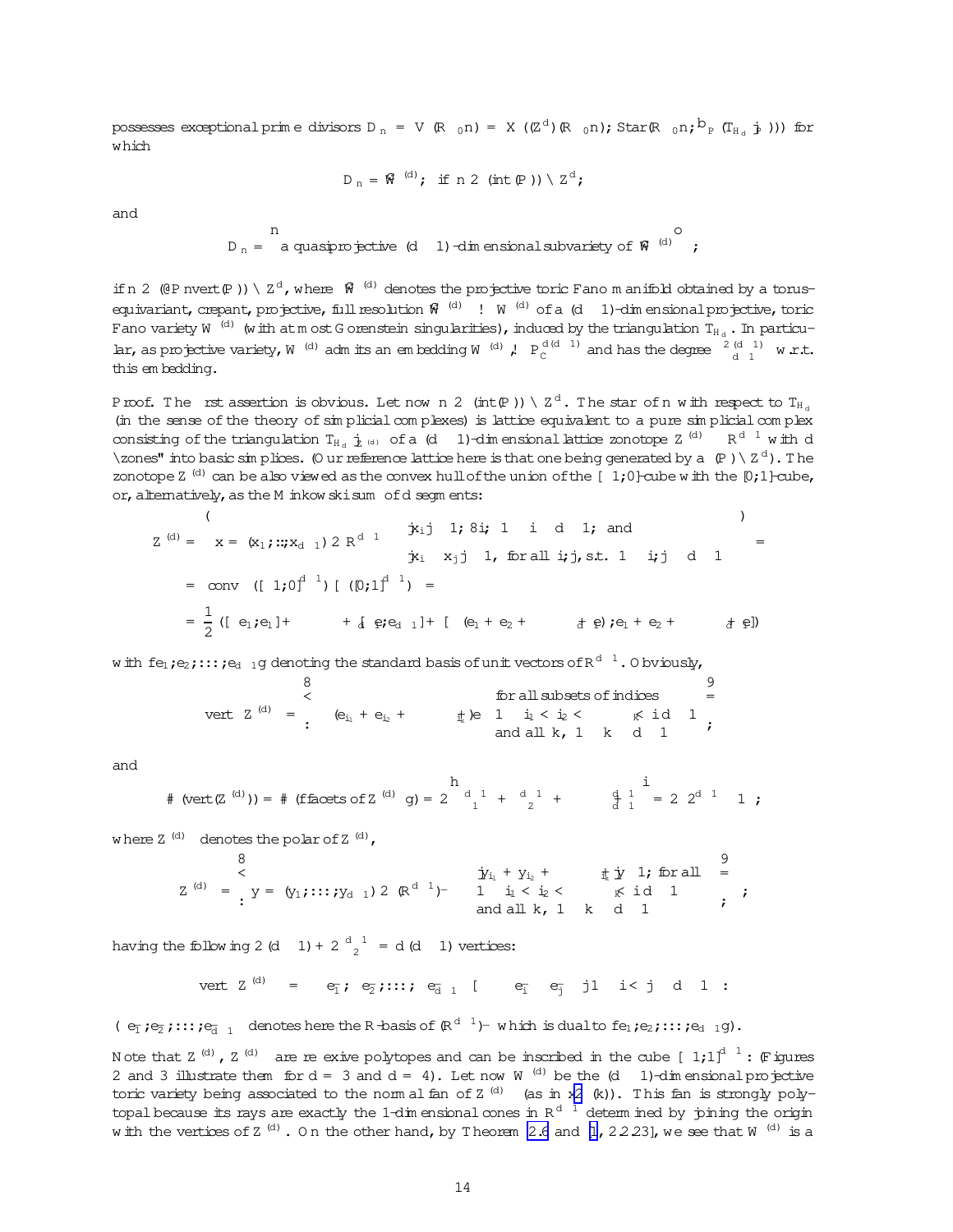possesses exceptional prime divisors $D_n = V(\mathbb{R}_{\geq 0} n) = X((\mathbb{Z}^d)(\mathbb{R}_{\geq 0} n); \mathrm{Star}(\mathbb{R}_{\geq 0} n; \widehat{\Sigma}_P (\mathcal{T}_{H_d} |_P)))$ for which

$$D_n \cong \widetilde{W}^{(d)}, \text{ if } n \in (\mathrm{int}(P)) \cap \mathbb{Z}^d,$$

and

$$D_n = \left\{ \text{a quasiprojective } (d-1)\text{-dimensional subvariety of } \widetilde{W}^{(d)} \right\},$$

if $n \in (\partial P \smallsetminus \mathrm{vert}(P)) \cap \mathbb{Z}^d$, where $\widetilde{W}^{(d)}$ denotes the projective toric Fano manifold obtained by a torus-equivariant, crepant, projective, full resolution $\widetilde{W}^{(d)} \to W^{(d)}$ of a $(d-1)$-dimensional projective, toric Fano variety $W^{(d)}$ (with at most Gorenstein singularities), induced by the triangulation $\mathcal{T}_{H_d}$. In particular, as projective variety, $W^{(d)}$ admits an embedding $W^{(d)} \hookrightarrow \mathbb{P}_{\mathbb{C}}^{d(d-1)}$ and has the degree $\binom{2(d-1)}{d-1}$ w.r.t. this embedding.

*Proof.* The first assertion is obvious. Let now $n \in (\mathrm{int}(P)) \cap \mathbb{Z}^d$. The star of $n$ with respect to $\mathcal{T}_{H_d}$ (in the sense of the theory of simplicial complexes) is lattice equivalent to a pure simplicial complex consisting of the triangulation $\mathcal{T}_{H_d}|_{Z^{(d)}}$ of a $(d-1)$-dimensional lattice zonotope $Z^{(d)} \subset \mathbb{R}^{d-1}$ with $d$ "zones" into basic simplices. (Our reference lattice here is that one being generated by $\mathrm{a}\!\!\!\!\!\!\;\,(P) \cap \mathbb{Z}^d$.) The zonotope $Z^{(d)}$ can be also viewed as the convex hull of the union of the $[-1;0]$-cube with the $[0;1]$-cube, or, alternatively, as the Minkowski sum of $d$ segments:

$$Z^{(d)} = \left\{ \mathbf{x} = (x_1, \ldots, x_{d-1}) \in \mathbb{R}^{d-1} \;\middle|\; \begin{array}{l} |x_i| \leq 1, \forall i, 1 \leq i \leq d-1, \text{ and} \\ |x_i - x_j| \leq 1, \text{ for all } i, j, \text{ s.t. } 1 \leq i, j \leq d-1 \end{array} \right\} =$$

$$= \mathrm{conv}\left( [-1;0]^{d-1} \cup [0;1]^{d-1} \right) =$$

$$= \frac{1}{2}\left( [-e_1; e_1] + \cdots + [-e_{d-1}; e_{d-1}] + [-(e_1 + e_2 + \cdots + e_{d-1}); e_1 + e_2 + \cdots + e_{d-1}] \right)$$

with $\{e_1, e_2, \ldots, e_{d-1}\}$ denoting the standard basis of unit vectors of $\mathbb{R}^{d-1}$. Obviously,

$$\mathrm{vert}\left(Z^{(d)}\right) = \left\{ \pm(e_{i_1} + e_{i_2} + \cdots + e_{i_k}) \;\middle|\; \begin{array}{l} \text{for all subsets of indices} \\ 1 \leq i_1 < i_2 < \cdots < i_k \leq d-1 \\ \text{and all } k, 1 \leq k \leq d-1 \end{array} \right\}$$

and

$$\#\left(\mathrm{vert}(Z^{(d)})\right) = \#\left(\{\text{facets of } Z^{(d)\vee}\}\right) = 2\left[\binom{d-1}{1} + \binom{d-1}{2} + \cdots + \binom{d-1}{d-1}\right] = 2\left(2^{d-1} - 1\right),$$

where $Z^{(d)\vee}$ denotes the polar of $Z^{(d)}$,

$$Z^{(d)\vee} = \left\{ \mathbf{y} = (y_1, \ldots, y_{d-1}) \in (\mathbb{R}^{d-1})^{\vee} \;\middle|\; \begin{array}{l} |y_{i_1} + y_{i_2} + \cdots + y_{i_k}| \leq 1, \text{ for all} \\ 1 \leq i_1 < i_2 < \cdots < i_k \leq d-1 \\ \text{and all } k, 1 \leq k \leq d-1 \end{array} \right\},$$

having the following $2(d-1) + 2\binom{d-1}{2} = d(d-1)$ vertices:

$$\mathrm{vert}\left(Z^{(d)\vee}\right) = \left\{ \pm e_1^{\vee}, \pm e_2^{\vee}, \ldots, \pm e_{d-1}^{\vee} \right\} \cup \left\{ \pm\left(e_i^{\vee} - e_j^{\vee}\right) \;\middle|\; 1 \leq i < j \leq d-1 \right\}.$$

$(\{e_1^{\vee}, e_2^{\vee}, \ldots, e_{d-1}^{\vee}\}$ denotes here the $\mathbb{R}$-basis of $(\mathbb{R}^{d-1})^{\vee}$ which is dual to $\{e_1, e_2, \ldots, e_{d-1}\})$.

Note that $Z^{(d)}$, $Z^{(d)\vee}$ are reflexive polytopes and can be inscribed in the cube $[-1;1]^{d-1}$. (Figures 2 and 3 illustrate them for $d = 3$ and $d = 4$). Let now $W^{(d)}$ be the $(d-1)$-dimensional projective toric variety being associated to the normal fan of $Z^{(d)\vee}$ (as in §2 (k)). This fan is strongly polytopal because its rays are exactly the 1-dimensional cones in $\mathbb{R}^{d-1}$ determined by joining the origin with the vertices of $Z^{(d)}$. On the other hand, by Theorem 2.6 and [1, 2.2.23], we see that $W^{(d)}$ is a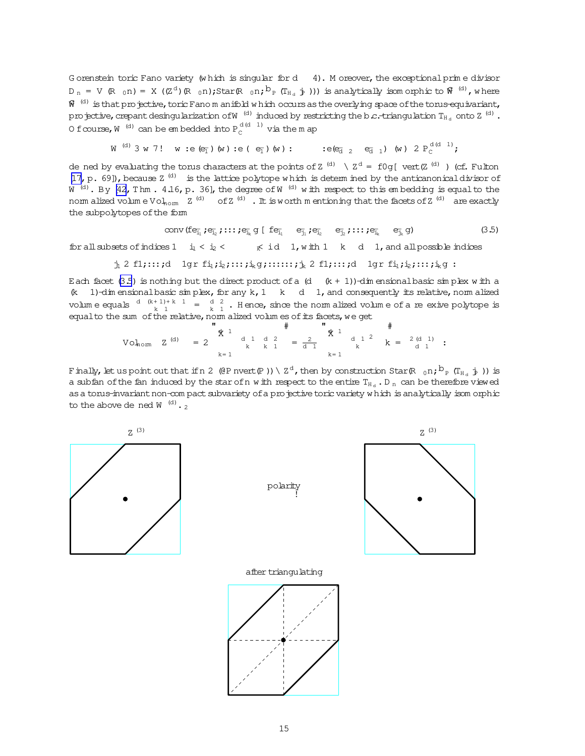Gorenstein toric Fano variety (which is singular for $d \geq 4$). Moreover, the exceptional prime divisor $D_n = V(\mathbb{R}_{\geq 0} n) = X((\mathbb{Z}^d)(\mathbb{R}_{\geq 0} n); \mathrm{Star}(\mathbb{R}_{\geq 0} n; \widehat{\Sigma}_P(\mathcal{T}_{H_d} |_P)))$ is analytically isomorphic to $\widetilde{W}^{(d)}$, where $\widetilde{W}^{(d)}$ is that projective, toric Fano manifold which occurs as the overlying space of the torus-equivariant, projective, crepant desingularization of $W^{(d)}$ induced by restricting the b.c.-triangulation $\mathcal{T}_{H_d}$ onto $Z^{(d)}$. Of course, $W^{(d)}$ can be embedded into $\mathbb{P}_{\mathbb{C}}^{d(d-1)}$ via the map

$$W^{(d)} \ni w \mapsto [w : \mathbf{e}(\overline{e}_1)(w) : \mathbf{e}(-\overline{e}_1)(w) : \cdots : \mathbf{e}(\overline{e}_{d-2} - \overline{e}_{d-1})(w)] \in \mathbb{P}_{\mathbb{C}}^{d(d-1)},$$

defined by evaluating the torus characters at the points of $Z^{(d)} \cap \mathbb{Z}^d = \{0\} \cup \mathrm{vert}(Z^{(d)})$ (cf. Fulton [17, p. 69]), because $Z^{(d)}$ is the lattice polytope which is determined by the anticanonical divisor of $W^{(d)}$. By [42, Thm. 4.16, p. 36], the degree of $W^{(d)}$ with respect to this embedding is equal to the normalized volume $\mathrm{Vol}_{\mathrm{norm}}\left(Z^{(d)}\right)$ of $Z^{(d)}$. It is worth mentioning that the facets of $Z^{(d)}$ are exactly the subpolytopes of the form

$$\mathrm{conv}(\{\overline{e}_{i_1}, \overline{e}_{i_2}, \ldots, \overline{e}_{i_k}\} \cup \{\overline{e}_{i_1} - \overline{e}_{j_1}, \overline{e}_{i_2} - \overline{e}_{j_2}, \ldots, \overline{e}_{i_k} - \overline{e}_{j_k}\}) \tag{3.5}$$

for all subsets of indices $1 \leq i_1 < i_2 < \cdots < i_k \leq d-1$, with $1 \leq k \leq d-1$, and all possible indices

$$j_1 \in \{1, \ldots, d-1\} \setminus \{i_1, i_2, \ldots, i_k\}; \ldots\ldots; j_k \in \{1, \ldots, d-1\} \setminus \{i_1, i_2, \ldots, i_k\}.$$

Each facet (3.5) is nothing but the direct product of a $(d-(k+1))$-dimensional basic simplex with a $(k-1)$-dimensional basic simplex, for any $k$, $1 \leq k \leq d-1$, and consequently its relative, normalized volume equals $\binom{d-(k+1)+k-1}{k-1} = \binom{d-2}{k-1}$. Hence, since the normalized volume of a reflexive polytope is equal to the sum of the relative, normalized volumes of its facets, we get

$$\mathrm{Vol}_{\mathrm{norm}}\left(Z^{(d)}\right) = 2\left[\sum_{k=1}^{d-1} \binom{d-1}{k}\binom{d-2}{k-1}\right] = \frac{2}{d-1}\left[\sum_{k=1}^{d-1} \binom{d-1}{k}^2 k\right] = \binom{2(d-1)}{d-1}.$$

Finally, let us point out that if $n \in (\partial P \setminus \mathrm{vert}(P)) \cap \mathbb{Z}^d$, then by construction $\mathrm{Star}(\mathbb{R}_{\geq 0} n; \widehat{\Sigma}_P(\mathcal{T}_{H_d}|_P))$ is a subfan of the fan induced by the star of $n$ with respect to the entire $\mathcal{T}_{H_d}$. $D_n$ can be therefore viewed as a torus-invariant non-compact subvariety of a projective toric variety which is analytically isomorphic to the above defined $\widetilde{W}^{(d)}$. $\square$

$Z^{(3)}$ &nbsp;&nbsp;&nbsp; polarity $\longleftrightarrow$ &nbsp;&nbsp;&nbsp; $Z^{(3)\vee}$

after triangulating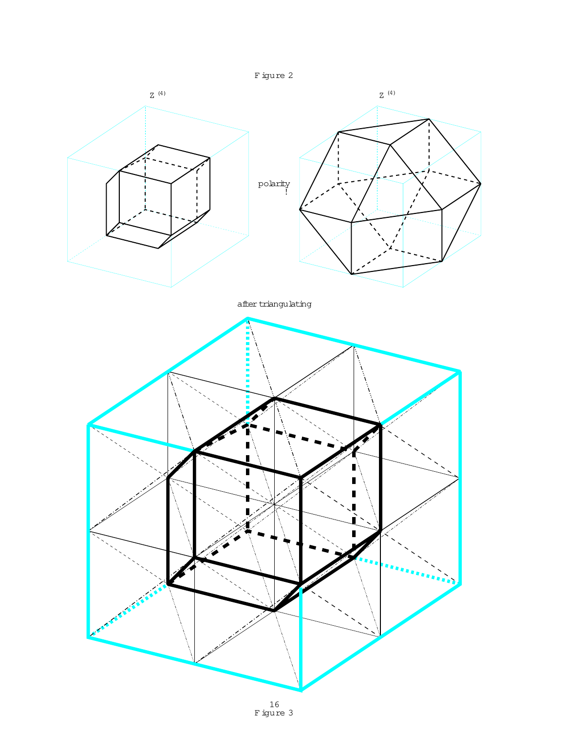Figure 2

$Z^{(4)}$

$Z^{(4)}$

polarity
!

after triangulating

Figure 3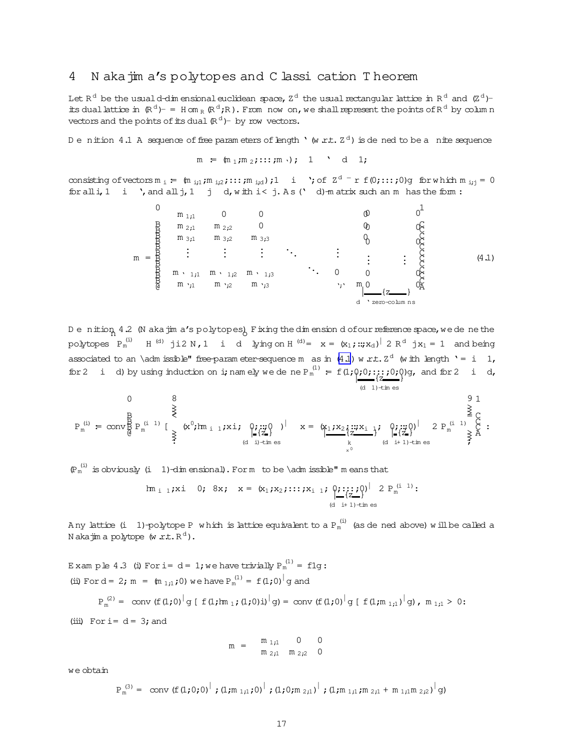## 4 Nakajima's polytopes and Classification Theorem

Let $\mathbb{R}^d$ be the usual $d$-dimensional euclidean space, $\mathbb{Z}^d$ the usual rectangular lattice in $\mathbb{R}^d$ and $(\mathbb{Z}^d)^-$ its dual lattice in $(\mathbb{R}^d)^- = \mathrm{Hom}_{\mathbb{R}}(\mathbb{R}^d, \mathbb{R})$. From now on, we shall represent the points of $\mathbb{R}^d$ by column vectors and the points of its dual $(\mathbb{R}^d)^-$ by row vectors.

**Definition 4.1** A sequence of free parameters of length $\ell$ (w.r.t. $\mathbb{Z}^d$) is defined to be a finite sequence

$$\mathbf{m} := (\mathbf{m}_1, \mathbf{m}_2, \ldots, \mathbf{m}_\ell), \quad 1 \leq \ell \leq d-1,$$

consisting of vectors $\mathbf{m}_i := (m_{i,1}, m_{i,2}, \ldots, m_{i,d}), 1 \leq i \leq \ell$, of $\mathbb{Z}^{d^-} \smallsetminus \{(0, \ldots, 0)\}$ for which $m_{i,j} = 0$ for all $i$, $1 \leq i \leq \ell$, and all $j$, $1 \leq j \leq d$, with $i < j$. As $(\ell \times d)$-matrix such an $\mathbf{m}$ has the form:

$$\mathbf{m} = \begin{pmatrix} m_{1,1} & 0 & 0 & & 0 & 0 & & 0 \\ m_{2,1} & m_{2,2} & 0 & & 0 & 0 & & 0 \\ m_{3,1} & m_{3,2} & m_{3,3} & & 0 & 0 & & 0 \\ \vdots & \vdots & \vdots & \ddots & \vdots & \vdots & & \vdots \\ m_{\ell-1,1} & m_{\ell-1,2} & m_{\ell-1,3} & & 0 & 0 & & 0 \\ m_{\ell,1} & m_{\ell,2} & m_{\ell,3} & \cdots & m_{\ell,\ell} & \underbrace{0 \quad \cdots}_{d-\ell \text{ zero-columns}} & & 0 \end{pmatrix} \tag{4.1}$$

**Definition 4.2** (Nakajima's polytopes) Fixing the dimension $d$ of our reference space, we define the polytopes $\left\{ P_{\mathbf{m}}^{(i)} \subset H^{(d)} \mid i \in \mathbb{N}, 1 \leq i \leq d \right\}$ lying on $H^{(d)} = \left\{ \mathbf{x} = (x_1, \ldots, x_d)^{\intercal} \in \mathbb{R}^d \mid x_1 = 1 \right\}$ and being associated to an "admissible" free-parameter-sequence $\mathbf{m}$ as in (4.1) w.r.t. $\mathbb{Z}^d$ (with length $\ell = i-1$, for $2 \leq i \leq d$) by using induction on $i$; namely we define $P_{\mathbf{m}}^{(1)} := \{(1, \underbrace{0, 0, \ldots, 0, 0}_{(d-1)\text{-times}})\}$, and for $2 \leq i \leq d$,

$$P_{\mathbf{m}}^{(i)} := \mathrm{conv}\left( P_{\mathbf{m}}^{(i-1)} \cup \left\{ (\mathbf{x}', \langle \mathbf{m}_{i-1}, \mathbf{x} \rangle, \underbrace{0, \ldots, 0}_{(d-i)\text{-times}})^{\intercal} \;\middle|\; \mathbf{x} = (\underbrace{x_1, x_2, \ldots, x_{i-1}}_{\mathbf{x}'}, \underbrace{0, \ldots, 0}_{(d-i+1)\text{-times}})^{\intercal} \in P_{\mathbf{m}}^{(i-1)} \right\} \right).$$

($P_{\mathbf{m}}^{(i)}$ is obviously $(i-1)$-dimensional). For $\mathbf{m}$ to be "admissible" means that

$$\langle \mathbf{m}_{i-1}, \mathbf{x} \rangle \geq 0, \; \forall \mathbf{x}, \; \mathbf{x} = (x_1, x_2, \ldots, x_{i-1}, \underbrace{0, \ldots, 0}_{(d-i+1)\text{-times}})^{\intercal} \in P_{\mathbf{m}}^{(i-1)}.$$

Any lattice $(i-1)$-polytope $P$ which is lattice equivalent to a $P_{\mathbf{m}}^{(i)}$ (as defined above) will be called a Nakajima polytope (w.r.t. $\mathbb{R}^d$).

**Example 4.3** (i) For $i = d = 1$, we have trivially $P_{\mathbf{m}}^{(1)} = \{1\}$.

(ii) For $d = 2$, $\mathbf{m} = (m_{1,1}, 0)$ we have $P_{\mathbf{m}}^{(1)} = \{(1,0)^{\intercal}\}$ and

$$P_{\mathbf{m}}^{(2)} = \mathrm{conv}\left(\{(1,0)^{\intercal}\} \cup \{(1, \langle \mathbf{m}_1, (1,0) \rangle)^{\intercal}\}\right) = \mathrm{conv}\left(\{(1,0)^{\intercal}\} \cup \{(1, m_{1,1})^{\intercal}\}\right), \; m_{1,1} > 0.$$

(iii) For $i = d = 3$, and

$$\mathbf{m} = \begin{pmatrix} m_{1,1} & 0 & 0 \\ m_{2,1} & m_{2,2} & 0 \end{pmatrix}$$

we obtain

$$P_{\mathbf{m}}^{(3)} = \mathrm{conv}\left(\{(1,0,0)^{\intercal}, (1, m_{1,1}, 0)^{\intercal}, (1, 0, m_{2,1})^{\intercal}, (1, m_{1,1}, m_{2,1} + m_{1,1} m_{2,2})^{\intercal}\}\right)$$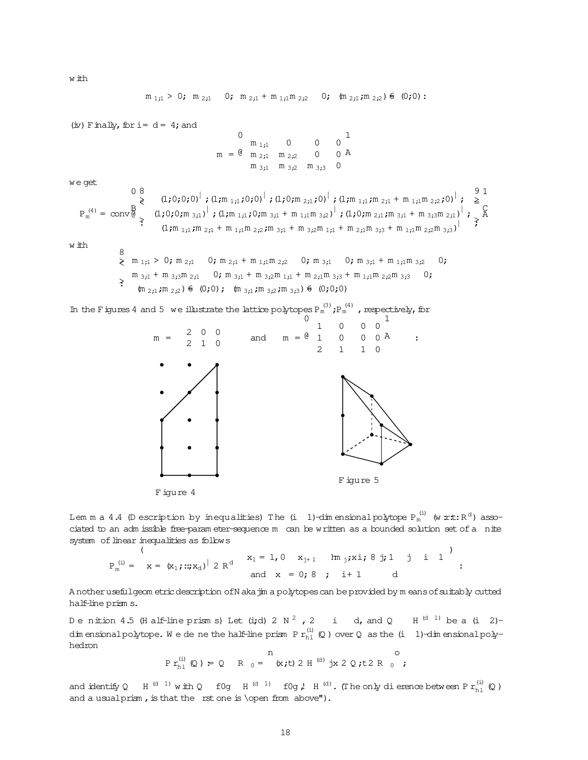with

$$m_{1,1} > 0;\ m_{2,1} \geq 0;\ m_{2,1} + m_{1,1} m_{2,2} \geq 0;\ (m_{2,1}, m_{2,2}) \neq (0,0):$$

(iv) Finally, for $i = d = 4$, and

$$m = \begin{pmatrix} m_{1,1} & 0 & 0 & 0 \\ m_{2,1} & m_{2,2} & 0 & 0 \\ m_{3,1} & m_{3,2} & m_{3,3} & 0 \end{pmatrix}$$

we get

$$P_m^{(4)} = \operatorname{conv}\left( \left\{ \begin{array}{l} (1,0,0,0)^{\intercal}, (1, m_{1,1}, 0, 0)^{\intercal}, (1, 0, m_{2,1}, 0)^{\intercal}, (1, m_{1,1}, m_{2,1} + m_{1,1} m_{2,2}, 0)^{\intercal}, \\ (1,0,0,m_{3,1})^{\intercal}, (1, m_{1,1}, 0, m_{3,1} + m_{1,1} m_{3,2})^{\intercal}, (1, 0, m_{2,1}, m_{3,1} + m_{3,3} m_{2,1})^{\intercal}, \\ (1, m_{1,1}, m_{2,1} + m_{1,1} m_{2,2}, m_{3,1} + m_{3,2} m_{1,1} + m_{2,1} m_{3,3} + m_{1,1} m_{2,2} m_{3,3})^{\intercal} \end{array} \right\} \right)$$

with

$$\left\{ \begin{array}{l} m_{1,1} > 0;\ m_{2,1} \geq 0;\ m_{2,1} + m_{1,1} m_{2,2} \geq 0;\ m_{3,1} \geq 0;\ m_{3,1} + m_{1,1} m_{3,2} \geq 0; \\ m_{3,1} + m_{3,3} m_{2,1} \geq 0;\ m_{3,1} + m_{3,2} m_{1,1} + m_{2,1} m_{3,3} + m_{1,1} m_{2,2} m_{3,3} \geq 0; \\ (m_{2,1}, m_{2,2}) \neq (0,0);\ (m_{3,1}, m_{3,2}, m_{3,3}) \neq (0,0,0) \end{array} \right.$$

In the Figures 4 and 5 we illustrate the lattice polytopes $P_m^{(3)}, P_m^{(4)}$, respectively, for

$$m = \begin{pmatrix} 2 & 0 & 0 \\ 2 & 1 & 0 \end{pmatrix} \quad \text{and} \quad m = \begin{pmatrix} 1 & 0 & 0 & 0 \\ 1 & 0 & 0 & 0 \\ 2 & 1 & 1 & 0 \end{pmatrix}:$$

Figure 4

Figure 5

**Lemma 4.4** (Description by inequalities) *The $(i-1)$-dimensional polytope $P_m^{(i)}$ (w.r.t. $\mathbb{R}^d$) associated to an admissible free-parameter-sequence $m$ can be written as a bounded solution set of a finite system of linear inequalities as follows*

$$P_m^{(i)} = \left\{ x = (x_1, \ldots, x_d)^{\intercal} \in \mathbb{R}^d \;\middle|\; \begin{array}{l} x_1 = 1,\ 0 \leq x_{j+1} \leq \langle m_j, x \rangle,\ \forall j, 1 \leq j \leq i-1 \\ \text{and } x_\nu = 0,\ \forall \nu,\ i+1 \leq \nu \leq d \end{array} \right\}.$$

Another useful geometric description of Nakajima polytopes can be provided by means of suitably cutted half-line prisms.

**Definition 4.5** (Half-line prisms) Let $(i,d) \in \mathbb{N}^2$, $2 \leq i \leq d$, and $Q \subset \mathbb{H}^{(d-1)}$ be a $(i-2)$-dimensional polytope. We define the half-line prism $\mathrm{Pr}_{hl}^{(i)}(Q)$ over $Q$ as the $(i-1)$-dimensional polyhedron

$$\mathrm{Pr}_{hl}^{(i)}(Q) := Q \times \mathbb{R}_{\geq 0} = \left\{ (x,t) \in \mathbb{H}^{(d)} \mid x \in Q, t \in \mathbb{R}_{\geq 0} \right\},$$

and identify $Q \subset \mathbb{H}^{(d-1)}$ with $Q \times \{0\} \subset \mathbb{H}^{(d-1)} \times \{0\} \hookrightarrow \mathbb{H}^{(d)}$. (The only difference between $\mathrm{Pr}_{hl}^{(i)}(Q)$ and a usual prism, is that the first one is "open from above").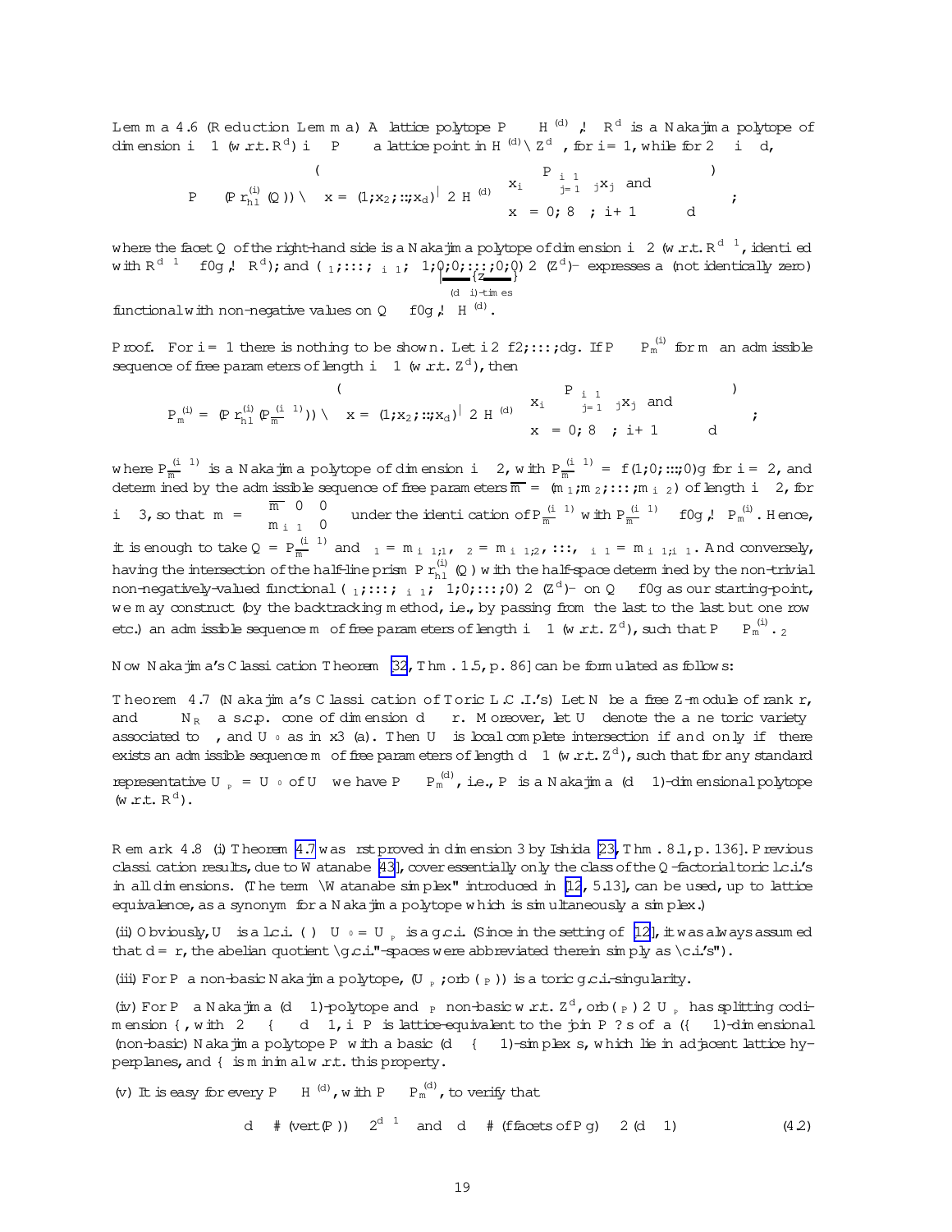**Lemma 4.6** (Reduction Lemma) A lattice polytope $\mathbf{P} \subset \mathbf{H}^{(d)} \hookrightarrow \mathbb{R}^d$ is a Nakajima polytope of dimension $i-1$ (w.r.t. $\mathbb{R}^d$) iff $\mathbf{P} \cong$ a lattice point in $\mathbf{H}^{(d)} \cap \mathbb{Z}^d$, for $i = 1$, while for $2 \leq i \leq d$,

$$\mathbf{P} \cong (\mathbf{Pr}_{\mathrm{hl}}^{(i)}(\mathbf{Q})) \cap \left\{ \mathbf{x} = (1; x_2; \ldots; x_d)^{\intercal} \in \mathbf{H}^{(d)} \;\middle|\; \begin{array}{l} x_i \leq \sum_{j=1}^{i-1} \lambda_j x_j \text{ and} \\ x_\nu = 0, \; \forall \nu, \; i+1 \leq \nu \leq d \end{array} \right\},$$

where the facet $\mathbf{Q}$ of the right-hand side is a Nakajima polytope of dimension $i-2$ (w.r.t. $\mathbb{R}^{d-1}$, identified with $\mathbb{R}^{d-1} \oplus \{0\} \hookrightarrow \mathbb{R}^d$); and $(\lambda_1; \ldots; \lambda_{i-1}; -1; \underbrace{0; 0; \ldots; 0; 0}_{(d-i)\text{-times}}) \in (\mathbb{Z}^d)^\vee$ expresses a (not identically zero) functional with non-negative values on $\mathbf{Q} \oplus \{0\} \hookrightarrow \mathbf{H}^{(d)}$.

*Proof.* For $i = 1$ there is nothing to be shown. Let $i \in \{2, \ldots, d\}$. If $\mathbf{P} \cong \mathbf{P}_{\mathfrak{m}}^{(i)}$ for $\mathfrak{m}$ an admissible sequence of free parameters of length $i-1$ (w.r.t. $\mathbb{Z}^d$), then

$$\mathbf{P}_{\mathfrak{m}}^{(i)} = (\mathbf{Pr}_{\mathrm{hl}}^{(i)}(\mathbf{P}_{\overline{\mathfrak{m}}}^{(i-1)})) \cap \left\{ \mathbf{x} = (1; x_2; \ldots; x_d)^{\intercal} \in \mathbf{H}^{(d)} \;\middle|\; \begin{array}{l} x_i \leq \sum_{j=1}^{i-1} \lambda_j x_j \text{ and} \\ x_\nu = 0, \; \forall \nu, \; i+1 \leq \nu \leq d \end{array} \right\},$$

where $\mathbf{P}_{\overline{\mathfrak{m}}}^{(i-1)}$ is a Nakajima polytope of dimension $i-2$, with $\mathbf{P}_{\overline{\mathfrak{m}}}^{(i-1)} = \{(1; 0; \ldots; 0)\}$ for $i = 2$, and determined by the admissible sequence of free parameters $\overline{\mathfrak{m}} = (\mathfrak{m}_1; \mathfrak{m}_2; \ldots; \mathfrak{m}_{i-2})$ of length $i-2$, for $i \geq 3$, so that $\mathfrak{m} = \begin{pmatrix} \overline{\mathfrak{m}} & 0 & 0 \\ \mathfrak{m}_{i-1} & & 0 \end{pmatrix}$ under the identification of $\mathbf{P}_{\overline{\mathfrak{m}}}^{(i-1)}$ with $\mathbf{P}_{\overline{\mathfrak{m}}}^{(i-1)} \oplus \{0\} \hookrightarrow \mathbf{P}_{\mathfrak{m}}^{(i)}$. Hence, it is enough to take $\mathbf{Q} = \mathbf{P}_{\overline{\mathfrak{m}}}^{(i-1)}$ and $\lambda_1 = \mathfrak{m}_{i-1;1}$, $\lambda_2 = \mathfrak{m}_{i-1;2}$, $\ldots$, $\lambda_{i-1} = \mathfrak{m}_{i-1;i-1}$. And conversely, having the intersection of the half-line prism $\mathbf{Pr}_{\mathrm{hl}}^{(i)}(\mathbf{Q})$ with the half-space determined by the non-trivial non-negatively-valued functional $(\lambda_1; \ldots; \lambda_{i-1}; -1; 0; \ldots; 0) \in (\mathbb{Z}^d)^\vee$ on $\mathbf{Q} \oplus \{0\}$ as our starting-point, we may construct (by the backtracking method, i.e., by passing from the last to the last but one row etc.) an admissible sequence $\mathfrak{m}$ of free parameters of length $i-1$ (w.r.t. $\mathbb{Z}^d$), such that $\mathbf{P} \cong \mathbf{P}_{\mathfrak{m}}^{(i)}$. $\square$

Now Nakajima's Classification Theorem [32, Thm. 1.5, p. 86] can be formulated as follows:

**Theorem 4.7** (Nakajima's Classification of Toric L.C.I.'s) Let $N$ be a free $\mathbb{Z}$-module of rank $r$, and $\sigma \subset N_{\mathbb{R}}$ a s.c.p. cone of dimension $d \leq r$. Moreover, let $U_\sigma$ denote the affine toric variety associated to $\sigma$, and $U_{\sigma_0}$ as in §3 (a). Then $U_\sigma$ is local complete intersection if and only if there exists an admissible sequence $\mathfrak{m}$ of free parameters of length $d-1$ (w.r.t. $\mathbb{Z}^d$), such that for any standard representative $U_{\tau_{\mathbf{P}}} = U_{\sigma_0}$ of $U_\sigma$ we have $\mathbf{P} \cong \mathbf{P}_{\mathfrak{m}}^{(d)}$, i.e., $\mathbf{P}$ is a Nakajima $(d-1)$-dimensional polytope (w.r.t. $\mathbb{R}^d$).

**Remark 4.8** (i) Theorem 4.7 was first proved in dimension 3 by Ishida [23, Thm. 8.1, p. 136]. Previous classification results, due to Watanabe [43], cover essentially only the class of the $\mathbb{Q}$-factorial toric l.c.i.'s in all dimensions. (The term "Watanabe simplex" introduced in [12, 5.13], can be used, up to lattice equivalence, as a synonym for a Nakajima polytope which is simultaneously a simplex.)

(ii) Obviously, $U_\sigma$ is a l.c.i. $\iff$ $U_{\sigma_0} = U_{\tau_{\mathbf{P}}}$ is a g.c.i. (Since in the setting of [12], it was always assumed that $d = r$, the abelian quotient "g.c.i."-spaces were abbreviated therein simply as "c.i.'s").

(iii) For $\mathbf{P}$ a non-basic Nakajima polytope, $(U_{\tau_{\mathbf{P}}}, \mathrm{orb}(\tau_{\mathbf{P}}))$ is a toric g.c.i.-singularity.

(iv) For $\mathbf{P}$ a Nakajima $(d-1)$-polytope and $\tau_{\mathbf{P}}$ non-basic w.r.t. $\mathbb{Z}^d$, $\mathrm{orb}(\tau_{\mathbf{P}}) \in U_{\tau_{\mathbf{P}}}$ has splitting codimension $\kappa$, with $2 \leq \kappa \leq d-1$, iff $\mathbf{P}$ is lattice-equivalent to the join $\mathbf{P}' \star \mathbf{s}$ of a $(\kappa-1)$-dimensional (non-basic) Nakajima polytope $\mathbf{P}'$ with a basic $(d-\kappa-1)$-simplex $\mathbf{s}$, which lie in adjacent lattice hyperplanes, and $\kappa$ is minimal w.r.t. this property.

(v) It is easy for every $\mathbf{P} \subset \mathbf{H}^{(d)}$, with $\mathbf{P} \cong \mathbf{P}_{\mathfrak{m}}^{(d)}$, to verify that

$$d \leq \#(\mathrm{vert}(\mathbf{P})) \leq 2^{d-1} \quad \text{and} \quad d \leq \#(\{\text{facets of } \mathbf{P}\}) \leq 2(d-1) \tag{4.2}$$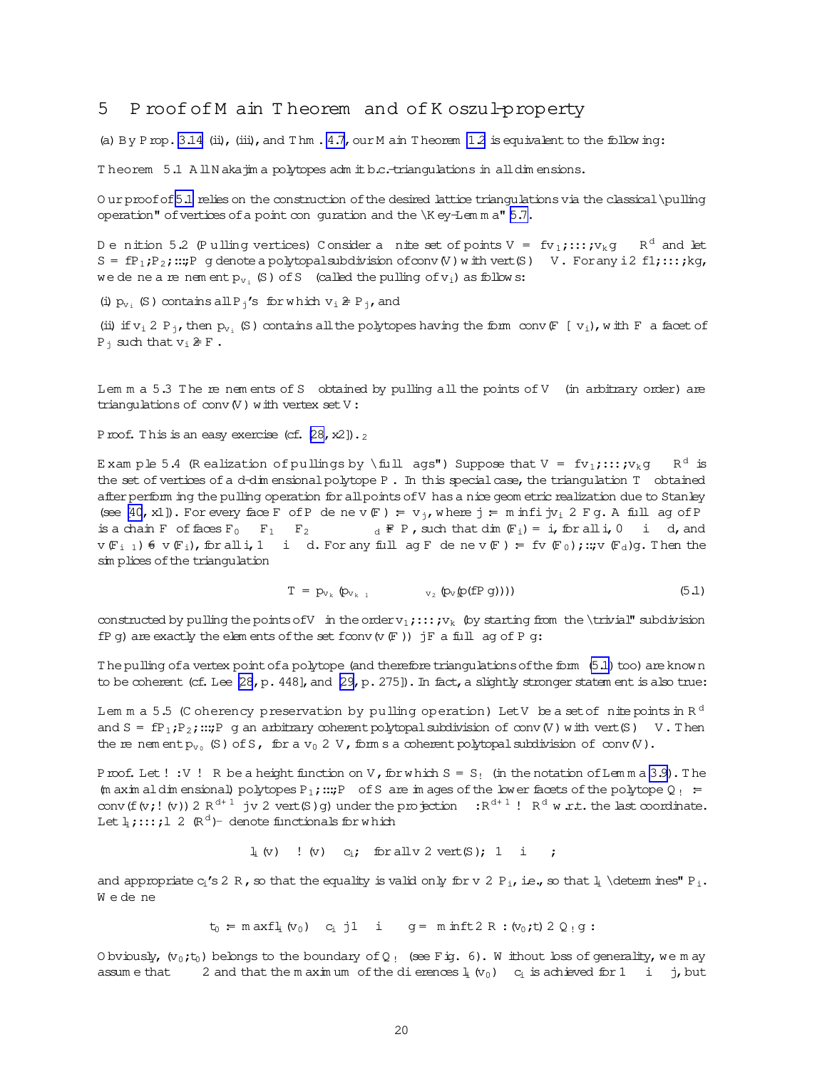## 5 Proof of Main Theorem and of Koszul-property

(a) By Prop. 3.14 (ii), (iii), and Thm. 4.7, our Main Theorem 1.2 is equivalent to the following:

**Theorem 5.1** *All Nakajima polytopes admit b.c.-triangulations in all dimensions.*

Our proof of 5.1 relies on the construction of the desired lattice triangulations via the classical "pulling operation" of vertices of a point configuration and the "Key-Lemma" 5.7.

**Definition 5.2** (Pulling vertices) Consider a finite set of points $V = \{v_1, \ldots, v_k\} \subset \mathbb{R}^d$ and let $S = \{P_1, P_2, \ldots, P_\ell\}$ denote a polytopal subdivision of $\mathrm{conv}(V)$ with $\mathrm{vert}(S) \subseteq V$. For any $i \in \{1, \ldots, k\}$, we define a refinement $p_{v_i}(S)$ of $S$ (called the pulling of $v_i$) as follows:

(i) $p_{v_i}(S)$ contains all $P_j$'s for which $v_i \notin P_j$, and

(ii) if $v_i \in P_j$, then $p_{v_i}(S)$ contains all the polytopes having the form $\mathrm{conv}(F \cup v_i)$, with $F$ a facet of $P_j$ such that $v_i \notin F$.

**Lemma 5.3** *The refinements of $S$ obtained by pulling all the points of $V$ (in arbitrary order) are triangulations of $\mathrm{conv}(V)$ with vertex set $V$.*

*Proof.* This is an easy exercise (cf. [28, §2]). $\Box$

**Example 5.4** (Realization of pullings by "full flags") Suppose that $V = \{v_1, \ldots, v_k\} \subset \mathbb{R}^d$ is the set of vertices of a $d$-dimensional polytope $P$. In this special case, the triangulation $\mathcal{T}$ obtained after performing the pulling operation for all points of $V$ has a nice geometric realization due to Stanley (see [40, §1]). For every face $F$ of $P$ define $v(F) := v_j$, where $j := \min\{i \mid v_i \in F\}$. A *full flag* of $P$ is a chain $\mathcal{F}$ of faces $F_0 \subsetneq F_1 \subsetneq F_2 \subsetneq \cdots \subsetneq F_d = P$, such that $\dim(F_i) = i$, for all $i$, $0 \leq i \leq d$, and $v(F_{i-1}) \neq v(F_i)$, for all $i$, $1 \leq i \leq d$. For any full flag $\mathcal{F}$ define $v(\mathcal{F}) := \{v(F_0), \ldots, v(F_d)\}$. Then the simplices of the triangulation

$$\mathcal{T} = p_{v_k}(p_{v_{k-1}}(\cdots p_{v_2}(p_{v_1}(\{P\}))\cdots)) \tag{5.1}$$

constructed by pulling the points of $V$ in the order $v_1, \ldots, v_k$ (by starting from the "trivial" subdivision $\{P\}$) are exactly the elements of the set $\{\mathrm{conv}(v(\mathcal{F})) \mid \mathcal{F}$ a full flag of $P\}$.

The pulling of a vertex point of a polytope (and therefore triangulations of the form (5.1) too) are known to be coherent (cf. Lee [28, p. 448], and [29, p. 275]). In fact, a slightly stronger statement is also true:

**Lemma 5.5** (Coherency preservation by pulling operation) *Let $V$ be a set of finite points in $\mathbb{R}^d$ and $S = \{P_1, P_2, \ldots, P_\ell\}$ an arbitrary coherent polytopal subdivision of $\mathrm{conv}(V)$ with $\mathrm{vert}(S) \subseteq V$. Then the refinement $p_{v_0}(S)$ of $S$, for a $v_0 \in V$, forms a coherent polytopal subdivision of $\mathrm{conv}(V)$.*

*Proof.* Let $\omega : V \to \mathbb{R}$ be a height function on $V$, for which $S = S_\omega$ (in the notation of Lemma 3.9). The (maximal dimensional) polytopes $P_1, \ldots, P_\ell$ of $S$ are images of the lower facets of the polytope $Q_\omega := \mathrm{conv}(\{(v, \omega(v)) \in \mathbb{R}^{d+1} \mid v \in \mathrm{vert}(S)\})$ under the projection $\pi : \mathbb{R}^{d+1} \to \mathbb{R}^d$ w.r.t. the last coordinate. Let $l_1, \ldots, l_\ell \in (\mathbb{R}^d)^-$ denote functionals for which

$$l_i(v) \leq \omega(v) - c_i, \quad \text{for all } v \in \mathrm{vert}(S), \ 1 \leq i \leq \ell,$$

and appropriate $c_i$'s $\in \mathbb{R}$, so that the equality is valid only for $v \in P_i$, i.e., so that $l_i$ "determines" $P_i$. We define

$$t_0 := \max\{l_i(v_0) - c_i \mid 1 \leq i \leq \ell\} = \min\{t \in \mathbb{R} : (v_0, t) \in Q_\omega\}.$$

Obviously, $(v_0, t_0)$ belongs to the boundary of $Q_\omega$ (see Fig. 6). Without loss of generality, we may assume that $\ell \geq 2$ and that the maximum of the differences $l_i(v_0) - c_i$ is achieved for $1 \leq i \leq j$, but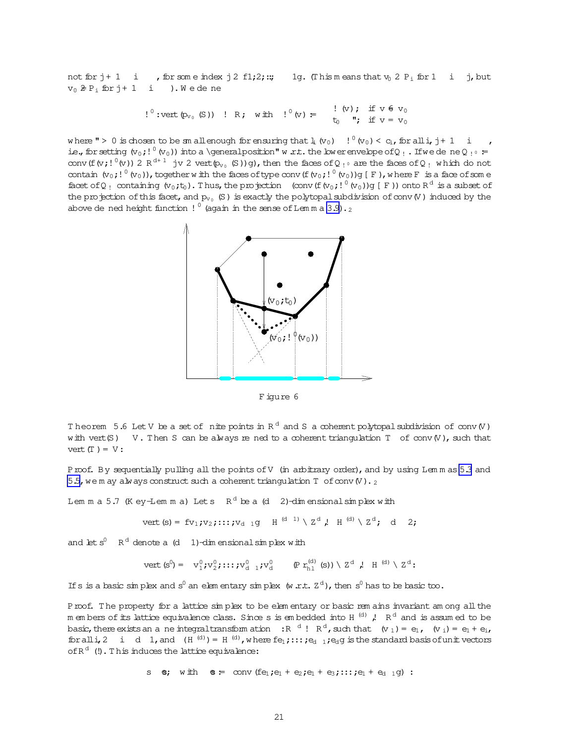not for $j+1 \leq i \leq \kappa$, for some index $j \in \{1, 2, \ldots, \kappa - 1\}$. (This means that $v_0 \in P_i$ for $1 \leq i \leq j$, but $v_0 \notin P_i$ for $j+1 \leq i \leq \kappa$). We define

$$\omega' : \text{vert}(\mathfrak{p}_{v_0}(\mathcal{S})) \to \mathbb{R}, \quad \text{with} \quad \omega'(v) := \begin{cases} \omega(v), & \text{if } v \neq v_0 \\ t_0 - \varepsilon, & \text{if } v = v_0 \end{cases}$$

where $\varepsilon > 0$ is chosen to be small enough for ensuring that $l_i(v_0) - \omega'(v_0) < c_i$, for all $i$, $j+1 \leq i \leq \kappa$, i.e., for setting $(v_0; \omega'(v_0))$ into a "general position" w.r.t. the lower envelope of $Q_\omega$. If we define $Q_{\omega'} :=$ conv$(\{(v; \omega'(v)) \in \mathbb{R}^{d+1} \mid v \in \text{vert}(\mathfrak{p}_{v_0}(\mathcal{S}))\})$, then the faces of $Q_{\omega'}$ are the faces of $Q_\omega$ which do not contain $(v_0; \omega'(v_0))$, together with the faces of type conv$(\{(v_0; \omega'(v_0))\} \cup F)$, where $F$ is a face of some facet of $Q_\omega$ containing $(v_0; t_0)$. Thus, the projection $\pi$(conv$(\{(v_0; \omega'(v_0))\} \cup F)$) onto $\mathbb{R}^d$ is a subset of the projection of this facet, and $\mathfrak{p}_{v_0}(\mathcal{S})$ is exactly the polytopal subdivision of conv$(V)$ induced by the above defined height function $\omega'$ (again in the sense of Lemma 3.9). $\Box$

Figure 6

**Theorem 5.6** Let $V$ be a set of finite points in $\mathbb{R}^d$ and $\mathcal{S}$ a coherent polytopal subdivision of conv$(V)$ with vert$(\mathcal{S}) \subseteq V$. Then $\mathcal{S}$ can be always refined to a coherent triangulation $\mathcal{T}$ of conv$(V)$, such that vert$(\mathcal{T}) = V$:

*Proof.* By sequentially pulling all the points of $V$ (in arbitrary order), and by using Lemmas 5.3 and 5.5, we may always construct such a coherent triangulation $\mathcal{T}$ of conv$(V)$. $\Box$

**Lemma 5.7** (Key-Lemma) Let $s \subset \mathbb{R}^d$ be a $(d-2)$-dimensional simplex with

$$\text{vert}(s) = \{v_1, v_2, \ldots, v_{d-1}\} \subset H^{(d-1)} \cap \mathbb{Z}^d \hookrightarrow H^{(d)} \cap \mathbb{Z}^d, \quad d \geq 2,$$

and let $s' \subset \mathbb{R}^d$ denote a $(d-1)$-dimensional simplex with

$$\text{vert}(s') = \{v'_1, v'_2, \ldots, v'_{d-1}, v'_d\} \subset (\mathrm{Pr}^{(d)}_{h1}(s)) \cap \mathbb{Z}^d \hookrightarrow H^{(d)} \cap \mathbb{Z}^d.$$

If $s$ is a basic simplex and $s'$ an elementary simplex (w.r.t. $\mathbb{Z}^d$), then $s'$ has to be basic too.

*Proof.* The property for a lattice simplex to be elementary or basic remains invariant among all the members of its lattice equivalence class. Since $s$ is embedded into $H^{(d)} \hookrightarrow \mathbb{R}^d$ and is assumed to be basic, there exists an affine integral transformation $\Phi : \mathbb{R}^d \to \mathbb{R}^d$, such that $\Phi(v_1) = e_1$, $\Phi(v_i) = e_1 + e_i$, for all $i$, $2 \leq i \leq d-1$, and $\Phi(H^{(d)}) = H^{(d)}$, where $\{e_1, \ldots, e_{d-1}, e_d\}$ is the standard basis of unit vectors of $\mathbb{R}^d$ (!). This induces the lattice equivalence:

$$s \sim \tilde{s}, \quad \text{with} \quad \tilde{s} := \text{conv}(\{e_1, e_1 + e_2, e_1 + e_3, \ldots, e_1 + e_{d-1}\}) \; .$$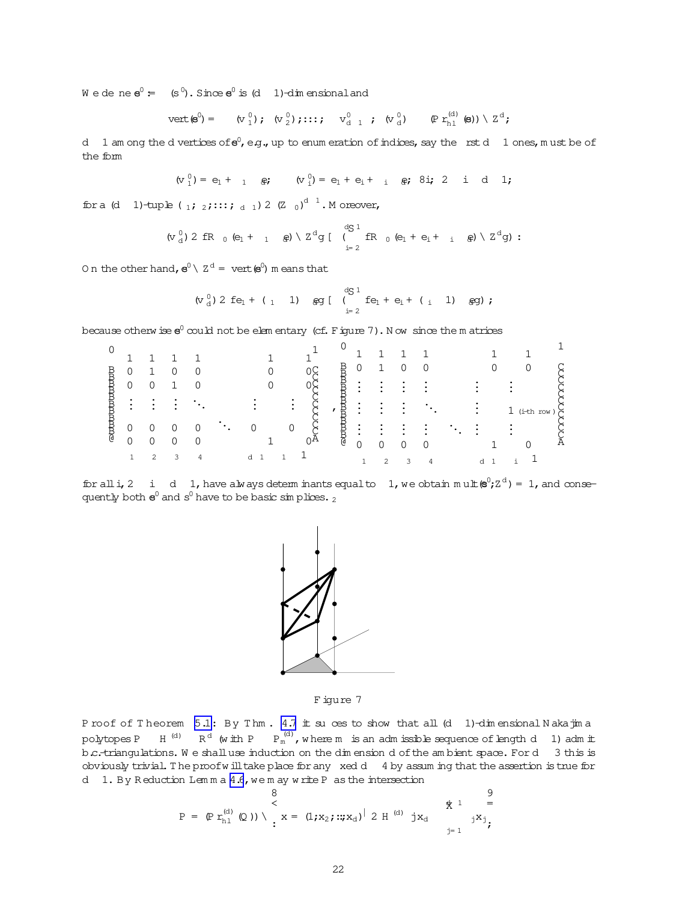We define $\mathfrak{s}' := \Phi(s')$. Since $\mathfrak{s}'$ is $(d-1)$-dimensional and

$$\text{vert}(\mathfrak{s}') = \left\{\Phi(v_1'), \Phi(v_2'), \ldots, \Phi\left(v_{d-1}'\right), \Phi(v_d')\right\} \subset (\text{Pr}_{h1}^{(d)}(\mathfrak{S})) \cap \mathbb{Z}^d,$$

$d-1$ among the $d$ vertices of $\mathfrak{s}'$, e.g., up to enumeration of indices, say the first $d-1$ ones, must be of the form

$$\Phi(v_1') = e_1 + \lambda_1 e_d, \qquad \Phi(v_i') = e_1 + e_i + \lambda_i e_d, \ \forall i, \ 2 \leq i \leq d-1,$$

for a $(d-1)$-tuple $(\lambda_1, \lambda_2, \ldots, \lambda_{d-1}) \in (\mathbb{Z}_{\geq 0})^{d-1}$. Moreover,

$$\Phi(v_d') \in \{\mathbb{R}_{\geq 0}(e_1 + \lambda_1 e_d) \cap \mathbb{Z}^d\} \cup \left(\bigcup_{i=2}^{d-1} \{\mathbb{R}_{\geq 0}(e_1 + e_i + \lambda_i e_d) \cap \mathbb{Z}^d\}\right).$$

On the other hand, $\mathfrak{s}' \cap \mathbb{Z}^d = \text{vert}(\mathfrak{s}')$ means that

$$\Phi(v_d') \in \{e_1 + (\lambda_1 - 1) e_d\} \cup \left(\bigcup_{i=2}^{d-1} \{e_1 + e_i + (\lambda_i - 1) e_d\}\right),$$

because otherwise $\mathfrak{s}'$ could not be elementary (cf. Figure 7). Now since the matrices

$$\begin{pmatrix} 1 & 1 & 1 & 1 & & 1 & 1 \\ 0 & 1 & 0 & 0 & & 0 & 0 \\ 0 & 0 & 1 & 0 & & 0 & 0 \\ \vdots & \vdots & \vdots & \ddots & & \vdots & \vdots \\ 0 & 0 & 0 & 0 & \ddots \ 0 & 1 & 0 \\ \lambda_1 & \lambda_2 & \lambda_3 & \lambda_4 & & \lambda_{d-1} & \lambda_1 - 1 \end{pmatrix}, \quad \begin{pmatrix} 1 & 1 & 1 & 1 & & 1 & 1 \\ 0 & 1 & 0 & 0 & & 0 & 0 \\ \vdots & \vdots & \vdots & \vdots & & \vdots & \vdots \\ \vdots & \vdots & \vdots & \ddots & & \vdots & 1 \ (i\text{-th row}) \\ \vdots & \vdots & \vdots & \vdots & \ddots & \vdots & \vdots \\ 0 & 0 & 0 & 0 & & 1 & 0 \\ \lambda_1 & \lambda_2 & \lambda_3 & \lambda_4 & & \lambda_{d-1} & \lambda_i - 1 \end{pmatrix}$$

for all $i$, $2 \leq i \leq d-1$, have always determinants equal to $-1$, we obtain $\text{mult}(\mathfrak{s}'; \mathbb{Z}^d) = 1$, and consequently both $\mathfrak{s}'$ and $s'$ have to be basic simplices. $\square$

Figure 7

**Proof of Theorem 5.1:** By Thm. 4.7 it suffices to show that all $(d-1)$-dimensional Nakajima polytopes $P \subset H^{(d)} \cong \mathbb{R}^d$ (with $P \cong P_{\mathfrak{m}}^{(d)}$, where $\mathfrak{m}$ is an admissible sequence of length $d-1$) admit b.c.-triangulations. We shall use induction on the dimension $d$ of the ambient space. For $d \leq 3$ this is obviously trivial. The proof will take place for any fixed $d \geq 4$ by assuming that the assertion is true for $d-1$. By Reduction Lemma 4.6, we may write $P$ as the intersection

$$P = (\text{Pr}_{h1}^{(d)}(Q)) \cap \left\{ \mathbf{x} = (1, x_2, \ldots, x_d)^{\intercal} \in H^{(d)} \ \middle| \ x_d \leq \sum_{j=1}^{d-1} \kappa_j x_j \right\},$$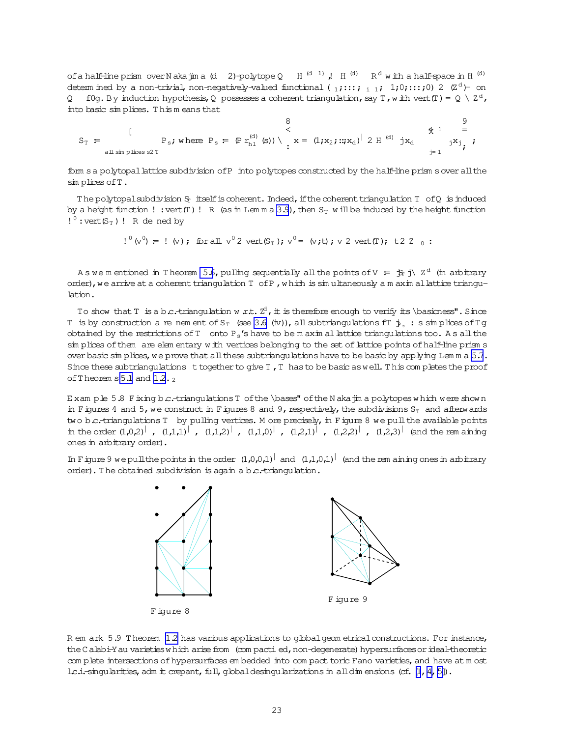of a half-line prism over Nakajima $(d-2)$-polytope $Q \subset H^{(d-1)} \hookrightarrow H^{(d)} \subset \mathbb{R}^d$ with a half-space in $H^{(d)}$ determined by a non-trivial, non-negatively-valued functional $(\lambda_1, \ldots, \lambda_{i-1}, -1, 0, \ldots, 0) \in (\mathbb{Z}^d)^\vee$ on $Q \times \{0\}$. By induction hypothesis, $Q$ possesses a coherent triangulation, say $T$, with $\mathrm{vert}(T) = Q \cap \mathbb{Z}^d$, into basic simplices. This means that

$$S_T := \bigcup_{\text{all simplices } s \in T} P_s, \text{ where } P_s := (\mathrm{Pr}_{h1}^{(d)}(s)) \cap \left\{ x = (1, x_2, \ldots, x_d)^\intercal \in H^{(d)} \mid x_d \leq \sum_{j=1}^{i-1} \lambda_j x_j \right\},$$

forms a polytopal lattice subdivision of $P$ into polytopes constructed by the half-line prisms over all the simplices of $T$.

The polytopal subdivision $S_T$ itself is coherent. Indeed, if the coherent triangulation $T$ of $Q$ is induced by a height function $\omega : \mathrm{vert}(T) \to \mathbb{R}$ (as in Lemma 3.9), then $S_T$ will be induced by the height function $\omega' : \mathrm{vert}(S_T) \to \mathbb{R}$ defined by

$$\omega'(v') := \omega(v), \text{ for all } v' \in \mathrm{vert}(S_T), \; v' = (v, t), \; v \in \mathrm{vert}(T), \; t \in \mathbb{Z}_{\geq 0}.$$

As we mentioned in Theorem 5.6, pulling sequentially all the points of $V := |S_T| \cap \mathbb{Z}^d$ (in arbitrary order), we arrive at a coherent triangulation $\mathcal{T}$ of $P$, which is simultaneously a maximal lattice triangulation.

To show that $\mathcal{T}$ is a b.c.-triangulation w.r.t. $\mathbb{Z}^d$, it is therefore enough to verify its "basicness". Since $\mathcal{T}$ is by construction a refinement of $S_T$ (see 3.6 (iv)), all subtriangulations $\{\mathcal{T}|_{P_s} : s \text{ simplices of } T\}$ obtained by the restrictions of $\mathcal{T}$ onto $P_s$'s have to be maximal lattice triangulations too. As all the simplices of them are elementary with vertices belonging to the set of lattice points of half-line prisms over basic simplices, we prove that all these subtriangulations have to be basic by applying Lemma 5.7. Since these subtriangulations fit together to give $\mathcal{T}$, $\mathcal{T}$ has to be basic as well. This completes the proof of Theorems 5.1 and 1.2. $\square$

**Example 5.8** Fixing b.c.-triangulations $T$ of the "bases" of the Nakajima polytopes which were shown in Figures 4 and 5, we construct in Figures 8 and 9, respectively, the subdivisions $S_T$ and afterwards two b.c.-triangulations $\mathcal{T}$ by pulling vertices. More precisely, in Figure 8 we pull the available points in the order $(1,0,2)^\intercal$, $(1,1,1)^\intercal$, $(1,1,2)^\intercal$, $(1,1,0)^\intercal$, $(1,2,1)^\intercal$, $(1,2,2)^\intercal$, $(1,2,3)^\intercal$ (and the remaining ones in arbitrary order).

In Figure 9 we pull the points in the order $(1,0,0,1)^\intercal$ and $(1,1,0,1)^\intercal$ (and the remaining ones in arbitrary order). The obtained subdivision is again a b.c.-triangulation.

Figure 8

Figure 9

**Remark 5.9** Theorem 1.2 has various applications to global geometrical constructions. For instance, the Calabi-Yau varieties which arise from (compactified, non-degenerate) hypersurfaces or ideal-theoretic complete intersections of hypersurfaces embedded into compact toric Fano varieties, and have at most l.c.i.-singularities, admit crepant, full, global desingularizations in all dimensions (cf. [1], [4], [5]).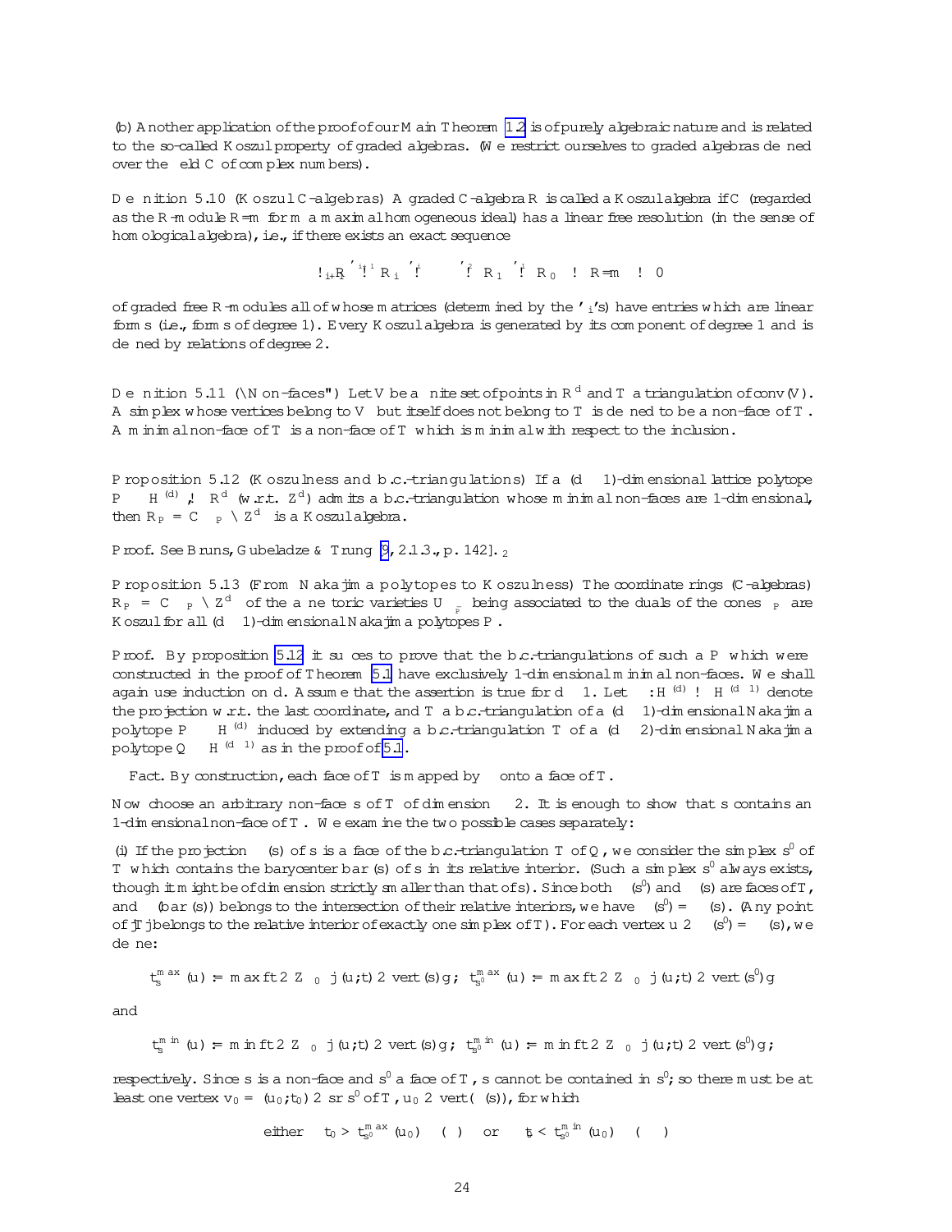(b) Another application of the proof of our Main Theorem 1.2 is of purely algebraic nature and is related to the so-called Koszul property of graded algebras. (We restrict ourselves to graded algebras defined over the field $\mathbb{C}$ of complex numbers).

**Definition 5.10** (Koszul $\mathbb{C}$-algebras) A graded $\mathbb{C}$-algebra $R$ is called a Koszul algebra if $\mathbb{C}$ (regarded as the $R$-module $R/\mathfrak{m}$ for $\mathfrak{m}$ a maximal homogeneous ideal) has a linear free resolution (in the sense of homological algebra), i.e., if there exists an exact sequence

$$\cdots \longrightarrow R_{i+1} \xrightarrow{\varphi_{i+1}} R_i \xrightarrow{\varphi_i} \cdots \xrightarrow{\varphi_2} R_1 \xrightarrow{\varphi_1} R_0 \longrightarrow R/\mathfrak{m} \longrightarrow 0$$

of graded free $R$-modules all of whose matrices (determined by the $\varphi_i$'s) have entries which are linear forms (i.e., forms of degree 1). Every Koszul algebra is generated by its component of degree 1 and is defined by relations of degree 2.

**Definition 5.11** ("Non-faces") Let $V$ be a finite set of points in $\mathbb{R}^d$ and $\mathcal{T}$ a triangulation of $\mathrm{conv}(V)$. A simplex whose vertices belong to $V$ but itself does not belong to $\mathcal{T}$ is defined to be a non-face of $\mathcal{T}$. A minimal non-face of $\mathcal{T}$ is a non-face of $\mathcal{T}$ which is minimal with respect to the inclusion.

**Proposition 5.12** (Koszulness and b.c.-triangulations) If a $(d-1)$-dimensional lattice polytope $P \subset H^{(d)} \hookrightarrow \mathbb{R}^d$ (w.r.t. $\mathbb{Z}^d$) admits a b.c.-triangulation whose minimal non-faces are 1-dimensional, then $R_P = \mathbb{C}[\sigma_P \cap \mathbb{Z}^d]$ is a Koszul algebra.

*Proof.* See Bruns, Gubeladze & Trung [9, 2.1.3., p. 142]. $\Box$

**Proposition 5.13** (From Nakajima polytopes to Koszulness) The coordinate rings ($\mathbb{C}$-algebras) $R_P = \mathbb{C}[\sigma_P \cap \mathbb{Z}^d]$ of the affine toric varieties $U_{\sigma_P^\vee}$ being associated to the duals of the cones $\sigma_P$ are Koszul for all $(d-1)$-dimensional Nakajima polytopes $P$.

*Proof.* By proposition 5.12 it suffices to prove that the b.c.-triangulations of such a $P$ which were constructed in the proof of Theorem 5.1 have exclusively 1-dimensional minimal non-faces. We shall again use induction on $d$. Assume that the assertion is true for $d-1$. Let $\pi : H^{(d)} \to H^{(d-1)}$ denote the projection w.r.t. the last coordinate, and $\mathcal{T}$ a b.c.-triangulation of a $(d-1)$-dimensional Nakajima polytope $P \subset H^{(d)}$ induced by extending a b.c.-triangulation $\mathcal{T}'$ of a $(d-2)$-dimensional Nakajima polytope $Q \subset H^{(d-1)}$ as in the proof of 5.1.

**Fact.** By construction, each face of $\mathcal{T}$ is mapped by $\pi$ onto a face of $\mathcal{T}'$.

Now choose an arbitrary non-face $s$ of $\mathcal{T}$ of dimension $\geq 2$. It is enough to show that $s$ contains an 1-dimensional non-face of $\mathcal{T}$. We examine the two possible cases separately:

(i) If the projection $\pi(s)$ of $s$ is a face of the b.c.-triangulation $\mathcal{T}'$ of $Q$, we consider the simplex $s'$ of $\mathcal{T}$ which contains the barycenter $\mathrm{bar}(s)$ of $s$ in its relative interior. (Such a simplex $s'$ always exists, though it might be of dimension strictly smaller than that of $s$). Since both $\pi(s')$ and $\pi(s)$ are faces of $\mathcal{T}'$, and $\pi(\mathrm{bar}(s))$ belongs to the intersection of their relative interiors, we have $\pi(s') = \pi(s)$. (Any point of $|\mathcal{T}'|$ belongs to the relative interior of exactly one simplex of $\mathcal{T}'$). For each vertex $u \in \pi(s') = \pi(s)$, we define:

$$t_s^{\max}(u) := \max\{t \in \mathbb{Z}_{\geq 0} \mid (u,t) \in \mathrm{vert}(s)\};\quad t_{s'}^{\max}(u) := \max\{t \in \mathbb{Z}_{\geq 0} \mid (u,t) \in \mathrm{vert}(s')\}$$

and

$$t_s^{\min}(u) := \min\{t \in \mathbb{Z}_{\geq 0} \mid (u,t) \in \mathrm{vert}(s)\};\quad t_{s'}^{\min}(u) := \min\{t \in \mathbb{Z}_{\geq 0} \mid (u,t) \in \mathrm{vert}(s')\};$$

respectively. Since $s$ is a non-face and $s'$ a face of $\mathcal{T}$, $s$ cannot be contained in $s'$; so there must be at least one vertex $v_0 = (u_0; t_0) \in s \smallsetminus s'$ of $\mathcal{T}$, $u_0 \in \mathrm{vert}(\pi(s))$, for which

$$\text{either} \quad t_0 > t_{s'}^{\max}(u_0) \quad (*) \quad \text{or} \quad t_0 < t_{s'}^{\min}(u_0) \quad (**)$$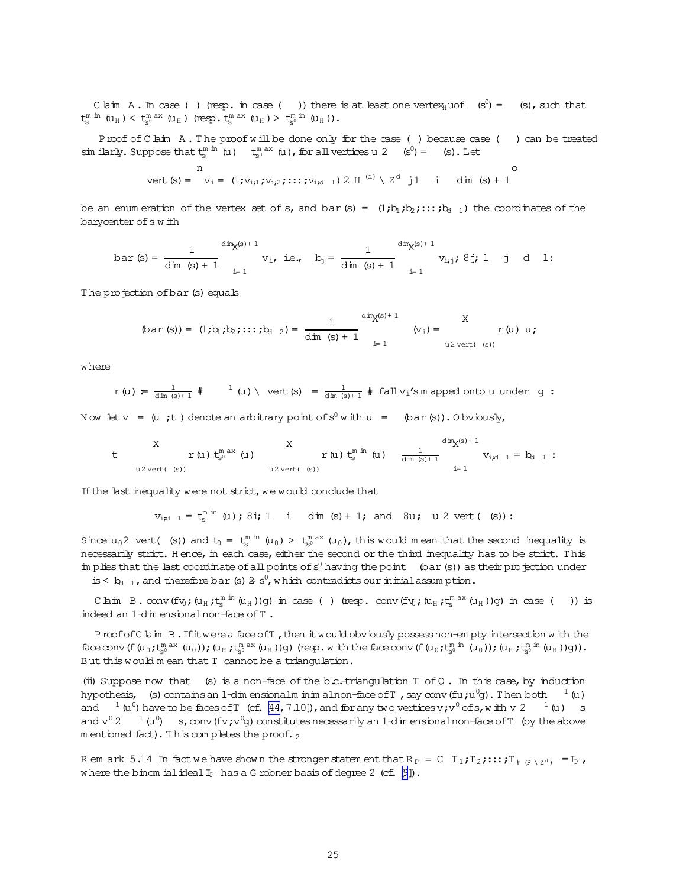**Claim A.** In case ($\alpha$) (resp. in case ($\beta$)) there is at least one vertex $u_H$ of $\pi(s') = \pi(s)$, such that $t_s^{\min}(u_H) < t_{s'}^{\max}(u_H)$ (resp. $t_s^{\max}(u_H) > t_{s'}^{\min}(u_H)$).

*Proof of Claim A.* The proof will be done only for the case ($\alpha$) because case ($\beta$) can be treated similarly. Suppose that $t_s^{\min}(u) \geq t_{s'}^{\max}(u)$, for all vertices $u \in \pi(s') = \pi(s)$. Let

$$\text{vert}(s) = \left\{ v_i = (1; v_{i,1}; v_{i,2}; \ldots; v_{i,d-1}) \in H^{(d)} \cap \mathbb{Z}^d \mid 1 \leq i \leq \dim(s) + 1 \right\}$$

be an enumeration of the vertex set of $s$, and $\text{bar}(s) = (1; b_1; b_2; \ldots; b_{d-1})$ the coordinates of the barycenter of $s$ with

$$\text{bar}(s) = \frac{1}{\dim(s)+1} \sum_{i=1}^{\dim(s)+1} v_i, \text{ i.e., } \quad b_j = \frac{1}{\dim(s)+1} \sum_{i=1}^{\dim(s)+1} v_{i,j}, \; \forall j, 1 \leq j \leq d-1.$$

The projection of $\text{bar}(s)$ equals

$$\pi(\text{bar}(s)) = (1; b_1; b_2; \ldots; b_{d-2}) = \frac{1}{\dim(s)+1} \sum_{i=1}^{\dim(s)+1} \pi(v_i) = \sum_{u \in \text{vert}(\pi(s))} r(u)\, u,$$

where

$$r(u) := \tfrac{1}{\dim(s)+1} \, \# \left( \pi^{-1}(u) \cap \text{vert}(s) \right) = \tfrac{1}{\dim(s)+1} \, \# \{\text{all } v_i\text{'s mapped onto } u \text{ under } \pi\}.$$

Now let $v = (u; t)$ denote an arbitrary point of $s'$ with $u = \pi(\text{bar}(s))$. Obviously,

$$t \leq \sum_{u \in \text{vert}(\pi(s))} r(u)\, t_{s'}^{\max}(u) \leq \sum_{u \in \text{vert}(\pi(s))} r(u)\, t_s^{\min}(u) \leq \tfrac{1}{\dim(s)+1} \sum_{i=1}^{\dim(s)+1} v_{i,d-1} = b_{d-1}.$$

If the last inequality were not strict, we would conclude that

$$v_{i,d-1} = t_s^{\min}(u); \; \forall i, 1 \leq i \leq \dim(s)+1, \text{ and } \forall u, \; u \in \text{vert}(\pi(s)).$$

Since $u_0 \in \text{vert}(\pi(s))$ and $t_0 = t_s^{\min}(u_0) > t_{s'}^{\max}(u_0)$, this would mean that the second inequality is necessarily strict. Hence, in each case, either the second or the third inequality has to be strict. This implies that the last coordinate of all points of $s'$ having the point $\pi(\text{bar}(s))$ as their projection under $\pi$ is $< b_{d-1}$, and therefore $\text{bar}(s) \notin s'$, which contradicts our initial assumption.

**Claim B.** $\text{conv}(\{v_0; (u_H; t_s^{\min}(u_H))\})$ in case ($\alpha$) (resp. $\text{conv}(\{v_0; (u_H; t_s^{\max}(u_H))\})$ in case ($\beta$)) is indeed an 1-dimensional non-face of $\mathcal{T}$.

*Proof of Claim B.* If it were a face of $\mathcal{T}$, then it would obviously possess non-empty intersection with the face $\text{conv}(\{(u_0; t_{s'}^{\max}(u_0)); (u_H; t_{s'}^{\max}(u_H))\})$ (resp. with the face $\text{conv}(\{(u_0; t_{s'}^{\min}(u_0)); (u_H; t_{s'}^{\min}(u_H))\})$). But this would mean that $\mathcal{T}$ cannot be a triangulation.

(ii) Suppose now that $\pi(s)$ is a non-face of the b.c.-triangulation $\mathcal{T}'$ of $Q$. In this case, by induction hypothesis, $\pi(s)$ contains an 1-dimensional minimal non-face of $\mathcal{T}'$, say $\text{conv}(\{u; u'\})$. Then both $\pi^{-1}(u)$ and $\pi^{-1}(u')$ have to be faces of $\mathcal{T}$ (cf. [44, 7.10]), and for any two vertices $v; v'$ of $s$, with $v \in \pi^{-1}(u) \cap s$ and $v' \in \pi^{-1}(u') \cap s$, $\text{conv}(\{v; v'\})$ constitutes necessarily an 1-dimensional non-face of $\mathcal{T}$ (by the above mentioned fact). This completes the proof. $\square$

**Remark 5.14** In fact we have shown the stronger statement that $R_P = \mathbb{C}\left[T_1; T_2; \ldots; T_{\#(P \cap \mathbb{Z}^d)}\right] / I_P$, where the binomial ideal $I_P$ has a Gröbner basis of degree 2 (cf. [9]).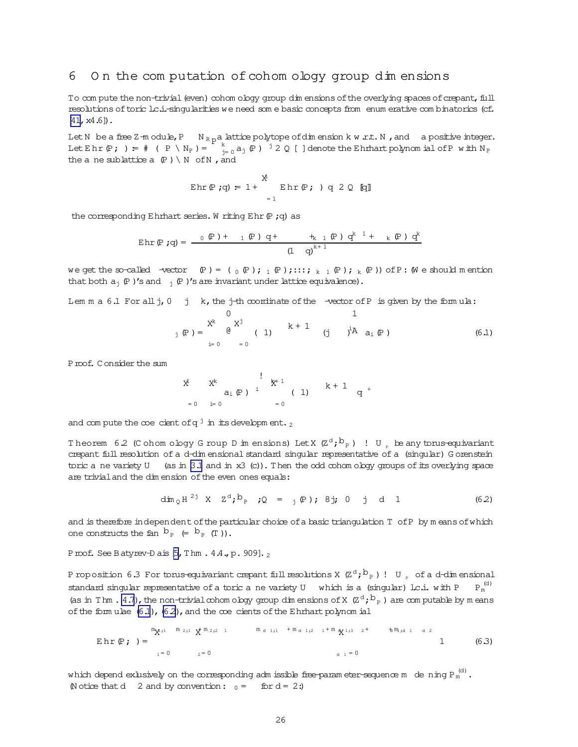# 6 On the computation of cohomology group dimensions

To compute the non-trivial (even) cohomology group dimensions of the overlying spaces of crepant, full resolutions of toric l.c.i.-singularities we need some basic concepts from enumerative combinatorics (cf. [41, §4.6]).

Let $N$ be a free $\mathbb{Z}$-module, $P \subset N_{\mathbb{R}}$ a lattice polytope of dimension $k$ w.r.t. $N$, and $\nu$ a positive integer. Let $\mathbf{Ehr}(P;\nu) := \#(\nu P \cap N_P) = \sum_{j=0}^{k} a_j(P)\,\nu^j \in \mathbb{Q}[\nu]$ denote the Ehrhart polynomial of $P$ with $N_P$ the affine sublattice $\mathrm{aff}(P) \cap N$ of $N$, and

$$\mathbf{Ehr}(P;\mathfrak{q}) := 1 + \sum_{\nu=1}^{\infty} \mathbf{Ehr}(P;\nu)\,\mathfrak{q}^{\nu} \in \mathbb{Q}[[\mathfrak{q}]]$$

the corresponding Ehrhart series. Writing $\mathbf{Ehr}(P;\mathfrak{q})$ as

$$\mathbf{Ehr}(P;\mathfrak{q}) = \frac{\psi_0(P) + \psi_1(P)\,\mathfrak{q} + \cdots + \psi_{k-1}(P)\,\mathfrak{q}^{k-1} + \psi_k(P)\,\mathfrak{q}^k}{(1-\mathfrak{q})^{k+1}}$$

we get the so-called $\psi$-vector $\psi(P) = (\psi_0(P), \psi_1(P), \ldots, \psi_{k-1}(P), \psi_k(P))$ of $P$. (We should mention that both $a_j(P)$'s and $\psi_j(P)$'s are invariant under lattice equivalence).

**Lemma 6.1** For all $j$, $0 \leq j \leq k$, the $j$-th coordinate of the $\psi$-vector of $P$ is given by the formula:

$$\psi_j(P) = \sum_{i=0}^{k} \left( \sum_{\nu=0}^{j} (-1)^{\nu} \binom{k+1}{\nu} (j-\nu)^i \right) a_i(P) \tag{6.1}$$

*Proof.* Consider the sum

$$\sum_{\mu=0}^{\infty} \left( \sum_{i=0}^{k} a_i(P)\,\mu^i \right) \left( \sum_{\nu=0}^{k+1} (-1)^{\nu} \binom{k+1}{\nu} \mathfrak{q}^{\mu+\nu} \right)$$

and compute the coefficient of $\mathfrak{q}^j$ in its development. $\square$

**Theorem 6.2 (Cohomology Group Dimensions)** Let $X(\mathbb{Z}^d, \widehat{\Delta}_P) \to U_{\sigma_P}$ be any torus-equivariant crepant full resolution of a $d$-dimensional standard singular representative of a (singular) Gorenstein toric affine variety $U_\sigma$ (as in 3.1 and in §3 (c)). Then the odd cohomology groups of its overlying space are trivial and the dimension of the even ones equals:

$$\dim_{\mathbb{Q}} H^{2j}\left(X\left(\mathbb{Z}^d, \widehat{\Delta}_P\right); \mathbb{Q}\right) = \psi_j(P), \ \forall j, \ 0 \leq j \leq d-1 \tag{6.2}$$

and is therefore independent of the particular choice of a basic triangulation $\mathcal{T}$ of $P$ by means of which one constructs the fan $\widehat{\Delta}_P$ $(= \widehat{\Delta}_P(\mathcal{T}))$.

*Proof.* See Batyrev-Dais [5, Thm. 4.4., p. 909]. $\square$

**Proposition 6.3** For torus-equivariant crepant full resolutions $X(\mathbb{Z}^d, \widehat{\Delta}_P) \to U_{\sigma_P}$ of a $d$-dimensional standard singular representative of a toric affine variety $U_\sigma$ which is a (singular) l.c.i. with $P \cong P_{\mathfrak{m}}^{(d)}$ (as in Thm. 4.7), the non-trivial cohomology group dimensions of $X(\mathbb{Z}^d, \widehat{\Delta}_P)$ are computable by means of the formulae (6.1), (6.2), and the coefficients of the Ehrhart polynomial

$$\mathbf{Ehr}(P;\nu) = \sum_{\xi_1=0}^{\nu m_{1;1}} \ \sum_{\xi_2=0}^{m_{2;1}\xi_1 + \nu m_{2;2}} \cdots \sum_{\xi_{d-1}=0}^{m_{d-1;1}\xi_1 + m_{d-1;2}\xi_2 + \cdots + m_{d-1;d-2}\xi_{d-2} + \nu m_{d-1;d-1}} 1 \tag{6.3}$$

which depend exclusively on the corresponding admissible free-parameter-sequence $\mathfrak{m}$ defining $P_{\mathfrak{m}}^{(d)}$. (Notice that $d \geq 2$ and by convention: $\xi_0 = \nu$ for $d = 2$.)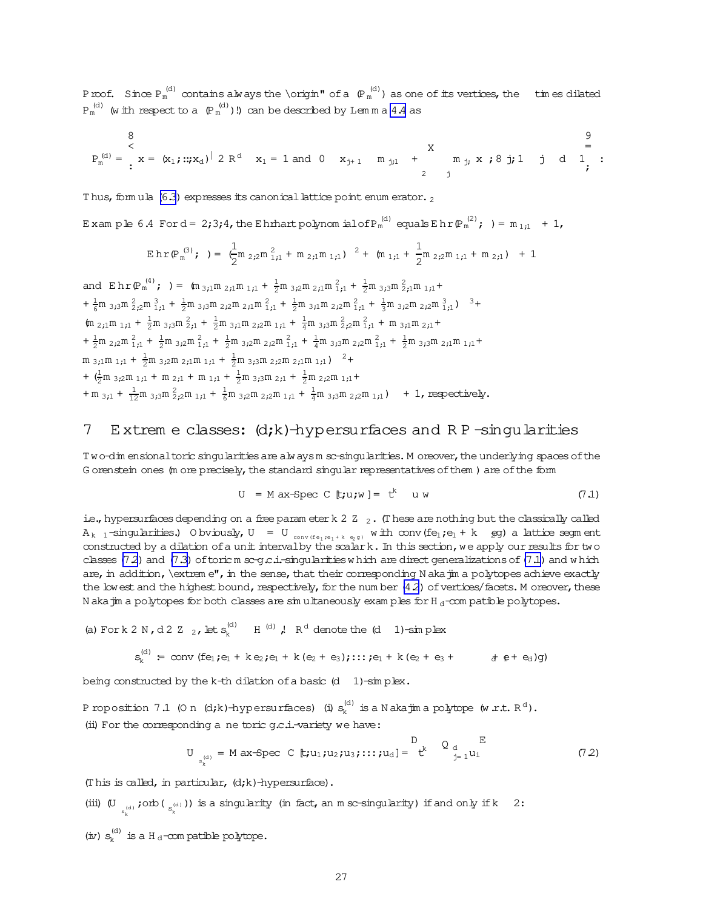*Proof.* Since $P_m^{(d)}$ contains always the "origin" of $\mathrm{aff}(P_m^{(d)})$ as one of its vertices, the $\nu$ times dilated $P_m^{(d)}$ (with respect to $\mathrm{aff}(P_m^{(d)})$!) can be described by Lemma 4.4 as

$$P_m^{(d)} = \left\{ x = (x_1, \ldots, x_d)^\intercal \in \mathbb{R}^d \;\middle|\; x_1 = 1 \text{ and } 0 \leq x_{j+1} \leq m_{j,1} \cdot \nu + \sum_{2 \leq \ell \leq j} m_{j,\ell}\, x_\ell, \ \forall j, 1 \leq j \leq d-1 \right\}.$$

Thus, formula (6.3) expresses its canonical lattice point enumerator. $\square$

**Example 6.4** For $d = 2, 3, 4$, the Ehrhart polynomial of $P_m^{(d)}$ equals $\mathrm{Ehr}(P_m^{(2)}; \nu) = m_{1,1}\,\nu + 1$,

$$\mathrm{Ehr}(P_m^{(3)}; \nu) = \left(\frac{1}{2} m_{2,2}\, m_{1,1}^2 + m_{2,1}\, m_{1,1}\right)\nu^2 + \left(m_{1,1} + \frac{1}{2} m_{2,2}\, m_{1,1} + m_{2,1}\right)\nu + 1$$

and $\mathrm{Ehr}(P_m^{(4)}; \nu) = (m_{3,1} m_{2,1} m_{1,1} + \frac{1}{2} m_{3,2} m_{2,1} m_{1,1}^2 + \frac{1}{2} m_{3,3} m_{2,1}^2 m_{1,1} +$
$+ \frac{1}{6} m_{3,3} m_{2,2}^2 m_{1,1}^3 + \frac{1}{2} m_{3,3} m_{2,2} m_{2,1} m_{1,1}^2 + \frac{1}{2} m_{3,1} m_{2,2} m_{1,1}^2 + \frac{1}{3} m_{3,2} m_{2,2} m_{1,1}^3)\,\nu^3 +$
$(m_{2,1} m_{1,1} + \frac{1}{2} m_{3,3} m_{2,1}^2 + \frac{1}{2} m_{3,1} m_{2,2} m_{1,1} + \frac{1}{4} m_{3,3} m_{2,2}^2 m_{1,1}^2 + m_{3,1} m_{2,1} +$
$+ \frac{1}{2} m_{2,2} m_{1,1}^2 + \frac{1}{2} m_{3,2} m_{1,1}^2 + \frac{1}{2} m_{3,2} m_{2,2} m_{1,1}^2 + \frac{1}{4} m_{3,3} m_{2,2} m_{1,1}^2 + \frac{1}{2} m_{3,3} m_{2,1} m_{1,1} +$
$m_{3,1} m_{1,1} + \frac{1}{2} m_{3,2} m_{2,1} m_{1,1} + \frac{1}{2} m_{3,3} m_{2,2} m_{2,1} m_{1,1})\,\nu^2 +$
$+ (\frac{1}{2} m_{3,2} m_{1,1} + m_{2,1} + m_{1,1} + \frac{1}{2} m_{3,3} m_{2,1} + \frac{1}{2} m_{2,2} m_{1,1} +$
$+ m_{3,1} + \frac{1}{12} m_{3,3} m_{2,2}^2 m_{1,1} + \frac{1}{6} m_{3,2} m_{2,2} m_{1,1} + \frac{1}{4} m_{3,3} m_{2,2} m_{1,1})\,\nu + 1$, respectively.

## 7 Extreme classes: $(d;k)$-hypersurfaces and RP-singularities

Two-dimensional toric singularities are always msc-singularities. Moreover, the underlying spaces of the Gorenstein ones (more precisely, the standard singular representatives of them) are of the form

$$U = \text{Max-Spec}\; \mathbb{C}[t, u, w] / \langle t^k - u\, w \rangle \tag{7.1}$$

i.e., hypersurfaces depending on a free parameter $k \in \mathbb{Z}_{\geq 2}$. (These are nothing but the classically called $A_{k-1}$-singularities.) Obviously, $U = U_{\mathrm{conv}(\{e_1, e_1 + k\, e_2\})}$ with $\mathrm{conv}(\{e_1, e_1 + k\, e_2\})$ a lattice segment constructed by a dilation of a unit interval by the scalar $k$. In this section, we apply our results for two classes (7.2) and (7.3) of toric msc-g.c.i.-singularities which are direct generalizations of (7.1) and which are, in addition, "extreme", in the sense, that their corresponding Nakajima polytopes achieve exactly the lowest and the highest bound, respectively, for the number (4.2) of vertices/facets. Moreover, these Nakajima polytopes for both classes are simultaneously examples for $H_d$-compatible polytopes.

(a) For $k \in \mathbb{N}$, $d \in \mathbb{Z}_{\geq 2}$, let $s_k^{(d)} \subset H^{(d)} \hookrightarrow \mathbb{R}^d$ denote the $(d-1)$-simplex

$$s_k^{(d)} := \mathrm{conv}\left(\{e_1, e_1 + k\, e_2, e_1 + k\,(e_2 + e_3), \ldots, e_1 + k\,(e_2 + e_3 + \cdots + e_{d-1} + e_d)\}\right)$$

being constructed by the $k$-th dilation of a basic $(d-1)$-simplex.

**Proposition 7.1** (On $(d;k)$-hypersurfaces) (i) $s_k^{(d)}$ is a Nakajima polytope (w.r.t. $\mathbb{R}^d$).
(ii) For the corresponding affine toric g.c.i.-variety we have:

$$U_{s_k^{(d)}} = \text{Max-Spec}\; \mathbb{C}[t, u_1, u_2, u_3, \ldots, u_d] / \left\langle t^k - \prod_{j=1}^{d} u_j \right\rangle \tag{7.2}$$

(This is called, in particular, $(d;k)$-hypersurface).

(iii) $(U_{s_k^{(d)}}, \mathrm{orb}(\sigma_{s_k^{(d)}}))$ is a singularity (in fact, an msc-singularity) if and only if $k \geq 2$:

(iv) $s_k^{(d)}$ is a $H_d$-compatible polytope.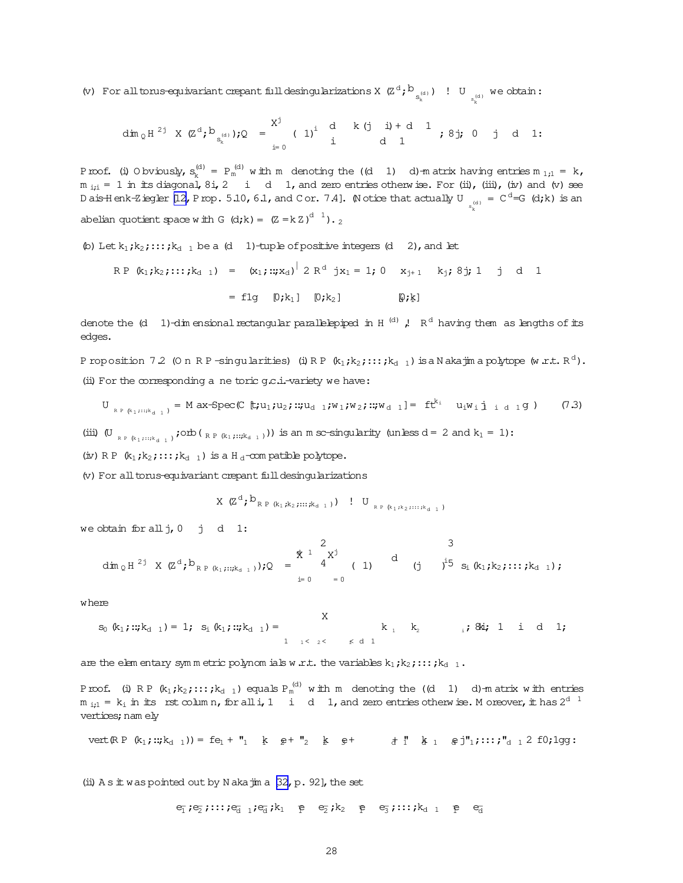(v) For all torus-equivariant crepant full desingularizations $X(\mathbb{Z}^d; \widehat{\mathcal{T}}_{s_k^{(d)}}) \longrightarrow U_{s_k^{(d)}}$ we obtain:

$$\dim_{\mathbb{Q}} H^{2j}\left(X(\mathbb{Z}^d; \widehat{\mathcal{T}}_{s_k^{(d)}}); \mathbb{Q}\right) = \sum_{i=0}^{j} (-1)^i \binom{d}{i} \binom{k(j-i)+d-1}{d-1}, \ \forall j, \ 0 \leq j \leq d-1.$$

*Proof.* (i) Obviously, $s_k^{(d)} = \mathbf{P}_m^{(d)}$ with $m$ denoting the $((d-1) \times d)$-matrix having entries $m_{1,1} = k$, $m_{i,i} = 1$ in its diagonal, $\forall i, 2 \leq i \leq d-1$, and zero entries otherwise. For (ii), (iii), (iv) and (v) see Dais-Henk-Ziegler [12, Prop. 5.10, 6.1, and Cor. 7.4]. (Notice that actually $U_{s_k^{(d)}} = \mathbb{C}^d / G(d;k)$ is an abelian quotient space with $G(d;k) = (\mathbb{Z}/k\mathbb{Z})^{d-1}$). $\Box$

(b) Let $k_1, k_2, \ldots, k_{d-1}$ be a $(d-1)$-tuple of positive integers ($d \geq 2$), and let

$$\begin{aligned} \mathbf{RP}(k_1, k_2, \ldots, k_{d-1}) &= \left\{ (x_1, \ldots, x_d)^{\intercal} \in \mathbb{R}^d \mid x_1 = 1, \ 0 \leq x_{j+1} \leq k_j, \ \forall j, 1 \leq j \leq d-1 \right\} \\ &= \{1\} \times [0, k_1] \times [0, k_2] \times \cdots \times [0, k_{d-1}] \end{aligned}$$

denote the $(d-1)$-dimensional rectangular parallelepiped in $H^{(d)} \hookrightarrow \mathbb{R}^d$ having them as lengths of its edges.

**Proposition 7.2** (On $\mathbf{RP}$-singularities) (i) $\mathbf{RP}(k_1, k_2, \ldots, k_{d-1})$ is a Nakajima polytope (w.r.t. $\mathbb{R}^d$).

(ii) For the corresponding affine toric g.c.i.-variety we have:

$$U_{\mathbf{RP}(k_1, \ldots, k_{d-1})} = \text{Max-Spec}(\mathbb{C}[t, u_1, u_2, \ldots, u_{d-1}, w_1, w_2, \ldots, w_{d-1}] / (\{t^{k_i} - u_i w_i \mid 1 \leq i \leq d-1\})) \tag{7.3}$$

(iii) $(U_{\mathbf{RP}(k_1, \ldots, k_{d-1})}, \text{orb}(\sigma_{\mathbf{RP}(k_1, \ldots, k_{d-1})}))$ is an msc-singularity (unless $d = 2$ and $k_1 = 1$).

(iv) $\mathbf{RP}(k_1, k_2, \ldots, k_{d-1})$ is a $\mathbf{H}_d$-compatible polytope.

(v) For all torus-equivariant crepant full desingularizations

$$X(\mathbb{Z}^d, \widehat{\mathcal{T}}_{\mathbf{RP}(k_1, k_2, \ldots, k_{d-1})}) \longrightarrow U_{\mathbf{RP}(k_1, k_2, \ldots, k_{d-1})}$$

we obtain for all $j$, $0 \leq j \leq d-1$:

$$\dim_{\mathbb{Q}} H^{2j}\left(X(\mathbb{Z}^d, \widehat{\mathcal{T}}_{\mathbf{RP}(k_1, \ldots, k_{d-1})}); \mathbb{Q}\right) = \sum_{i=0}^{d-1} \left[ \sum_{\nu=0}^{j} (-1)^{\nu} \binom{d-\nu}{i-\nu} (j-\nu)^{i} \right] s_i(k_1, k_2, \ldots, k_{d-1}),$$

where

$$s_0(k_1, \ldots, k_{d-1}) = 1, \quad s_i(k_1, \ldots, k_{d-1}) = \sum_{1 \leq \nu_1 < \nu_2 < \cdots < \nu_i \leq d-1} k_{\nu_1} k_{\nu_2} \cdots k_{\nu_i}, \ \forall i, \ 1 \leq i \leq d-1,$$

are the elementary symmetric polynomials w.r.t. the variables $k_1, k_2, \ldots, k_{d-1}$.

*Proof.* (i) $\mathbf{RP}(k_1, k_2, \ldots, k_{d-1})$ equals $\mathbf{P}_m^{(d)}$ with $m$ denoting the $((d-1) \times d)$-matrix with entries $m_{i,1} = k_i$ in its first column, for all $i$, $1 \leq i \leq d-1$, and zero entries otherwise. Moreover, it has $2^{d-1}$ vertices; namely

$$\text{vert}(\mathbf{RP}(k_1, \ldots, k_{d-1})) = \{e_1 + \varepsilon_1 \, k_1 \, e_2 + \varepsilon_2 \, k_2 \, e_3 + \cdots + \varepsilon_{d-1} \, k_{d-1} \, e_d \mid \varepsilon_1, \ldots, \varepsilon_{d-1} \in \{0, 1\}\}.$$

(ii) As it was pointed out by Nakajima [32, p. 92], the set

$$\bar{e}_1, \bar{e}_2, \ldots, \bar{e}_{d-1}, \bar{e}_d, k_1 \, \bar{e}_1 - \bar{e}_2, k_2 \, \bar{e}_1 - \bar{e}_3, \ldots, k_{d-1} \, \bar{e}_1 - \bar{e}_d$$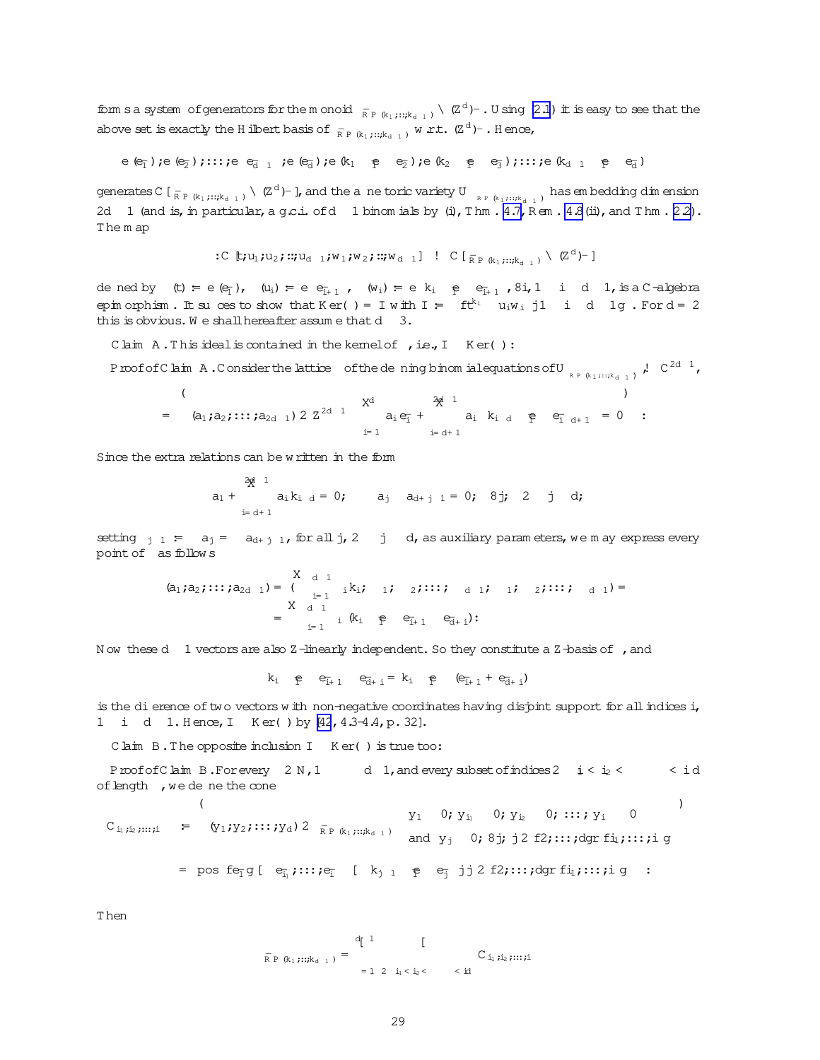forms a system of generators for the monoid $\bar{\sigma}_{\mathbb{RP}(k_1,\ldots,k_{d-1})} \cap (\mathbb{Z}^d)^-$. Using (2.1) it is easy to see that the above set is exactly the Hilbert basis of $\bar{\sigma}_{\mathbb{RP}(k_1,\ldots,k_{d-1})}$ w.r.t. $(\mathbb{Z}^d)^-$. Hence,

$$\mathbf{e}(\bar{e}_1), \mathbf{e}(\bar{e}_2), \ldots, \mathbf{e}(\bar{e}_{d-1}), \mathbf{e}(\bar{e}_d), \mathbf{e}(k_1 \bar{e}_1 - \bar{e}_2), \mathbf{e}(k_2 \bar{e}_1 - \bar{e}_3), \ldots, \mathbf{e}(k_{d-1} \bar{e}_1 - \bar{e}_d)$$

generates $\mathbb{C}[\bar{\sigma}_{\mathbb{RP}(k_1,\ldots,k_{d-1})} \cap (\mathbb{Z}^d)^-]$, and the affine toric variety $U_{\sigma_{\mathbb{RP}(k_1,\ldots,k_{d-1})}}$ has embedding dimension $2d-1$ (and is, in particular, a g.c.i. of $d-1$ binomials by (i), Thm. 4.7, Rem. 4.8(ii), and Thm. 2.2). The map

$$\varphi : \mathbb{C}[t, u_1, u_2, \ldots, u_{d-1}, w_1, w_2, \ldots, w_{d-1}] \longrightarrow \mathbb{C}[\bar{\sigma}_{\mathbb{RP}(k_1,\ldots,k_{d-1})} \cap (\mathbb{Z}^d)^-]$$

defined by $\varphi(t) := \mathbf{e}(\bar{e}_1)$, $\varphi(u_i) := \mathbf{e}(\bar{e}_{i+1})$, $\varphi(w_i) := \mathbf{e}(k_i \bar{e}_1 - \bar{e}_{i+1})$, $\forall i, 1 \leq i \leq d-1$, is a $\mathbb{C}$-algebra epimorphism. It suffices to show that $\operatorname{Ker}(\varphi) = I$ with $I := \langle \{ t^{k_i} - u_i w_i \mid 1 \leq i \leq d-1 \} \rangle$. For $d = 2$ this is obvious. We shall hereafter assume that $d \geq 3$.

**Claim A.** This ideal is contained in the kernel of $\varphi$, i.e., $I \subseteq \operatorname{Ker}(\varphi)$:

*Proof of Claim A.* Consider the lattice $\Lambda$ of the defining binomial equations of $U_{\sigma_{\mathbb{RP}(k_1,\ldots,k_{d-1})}} \hookrightarrow \mathbb{C}^{2d-1}$,

$$\Lambda = \left\{ (a_1, a_2, \ldots, a_{2d-1}) \in \mathbb{Z}^{2d-1} \;\middle|\; \sum_{i=1}^{d} a_i \bar{e}_i + \sum_{i=d+1}^{2d-1} a_i \left( k_{i-d}\, \bar{e}_1 - \bar{e}_{i-d+1} \right) = \mathbf{0} \right\}.$$

Since the extra relations can be written in the form

$$a_1 + \sum_{i=d+1}^{2d-1} a_i k_{i-d} = 0; \quad a_j - a_{d+j-1} = 0, \ \forall j, \ 2 \leq j \leq d;$$

setting $\lambda_{j-1} := a_j = a_{d+j-1}$, for all $j$, $2 \leq j \leq d$, as auxiliary parameters, we may express every point of $\Lambda$ as follows

$$(a_1, a_2, \ldots, a_{2d-1}) = \left( -\sum_{i=1}^{d-1} \lambda_i k_i, \lambda_1, \lambda_2, \ldots, \lambda_{d-1}, \lambda_1, \lambda_2, \ldots, \lambda_{d-1} \right) =$$
$$= -\sum_{i=1}^{d-1} \lambda_i \left( k_i \bar{e}_1 - \bar{e}_{i+1} - \bar{e}_{d+i} \right).$$

Now these $d-1$ vectors are also $\mathbb{Z}$-linearly independent. So they constitute a $\mathbb{Z}$-basis of $\Lambda$, and

$$k_i \bar{e}_1 - \bar{e}_{i+1} - \bar{e}_{d+i} = k_i \bar{e}_1 - (\bar{e}_{i+1} + \bar{e}_{d+i})$$

is the difference of two vectors with non-negative coordinates having disjoint support for all indices $i$, $1 \leq i \leq d-1$. Hence, $I \subseteq \operatorname{Ker}(\varphi)$ by [42, 4.3-4.4, p. 32].

**Claim B.** The opposite inclusion $I \supseteq \operatorname{Ker}(\varphi)$ is true too:

*Proof of Claim B.* For every $\kappa \in \mathbb{N}$, $1 \leq \kappa \leq d-1$, and every subset of indices $2 \leq i_1 < i_2 < \cdots < i_\kappa \leq d$ of length $\kappa$, we define the cone

$$C_{i_1, i_2, \ldots, i_\kappa} := \left\{ (y_1, y_2, \ldots, y_d) \in \bar{\sigma}_{\mathbb{RP}(k_1,\ldots,k_{d-1})} \;\middle|\; \begin{array}{l} y_1 \leq 0,\, y_{i_1} \leq 0,\, y_{i_2} \leq 0, \ldots, y_{i_\kappa} \leq 0 \\ \text{and } y_j \geq 0, \forall j, j \in \{2, \ldots, d\} \smallsetminus \{i_1, \ldots, i_\kappa\} \end{array} \right\}$$

$$= \operatorname{pos}\left( \{\bar{e}_1\} \cup \{\bar{e}_{i_1}, \ldots, \bar{e}_{i_\kappa}\} \cup \{ k_{j-1} \bar{e}_1 - \bar{e}_j \mid j \in \{2, \ldots, d\} \smallsetminus \{i_1, \ldots, i_\kappa\} \} \right).$$

Then

$$\bar{\sigma}_{\mathbb{RP}(k_1,\ldots,k_{d-1})} = \bigcup_{\kappa=1}^{d-1} \ \bigcup_{2 \leq i_1 < i_2 < \cdots < i_\kappa \leq d} C_{i_1, i_2, \ldots, i_\kappa}$$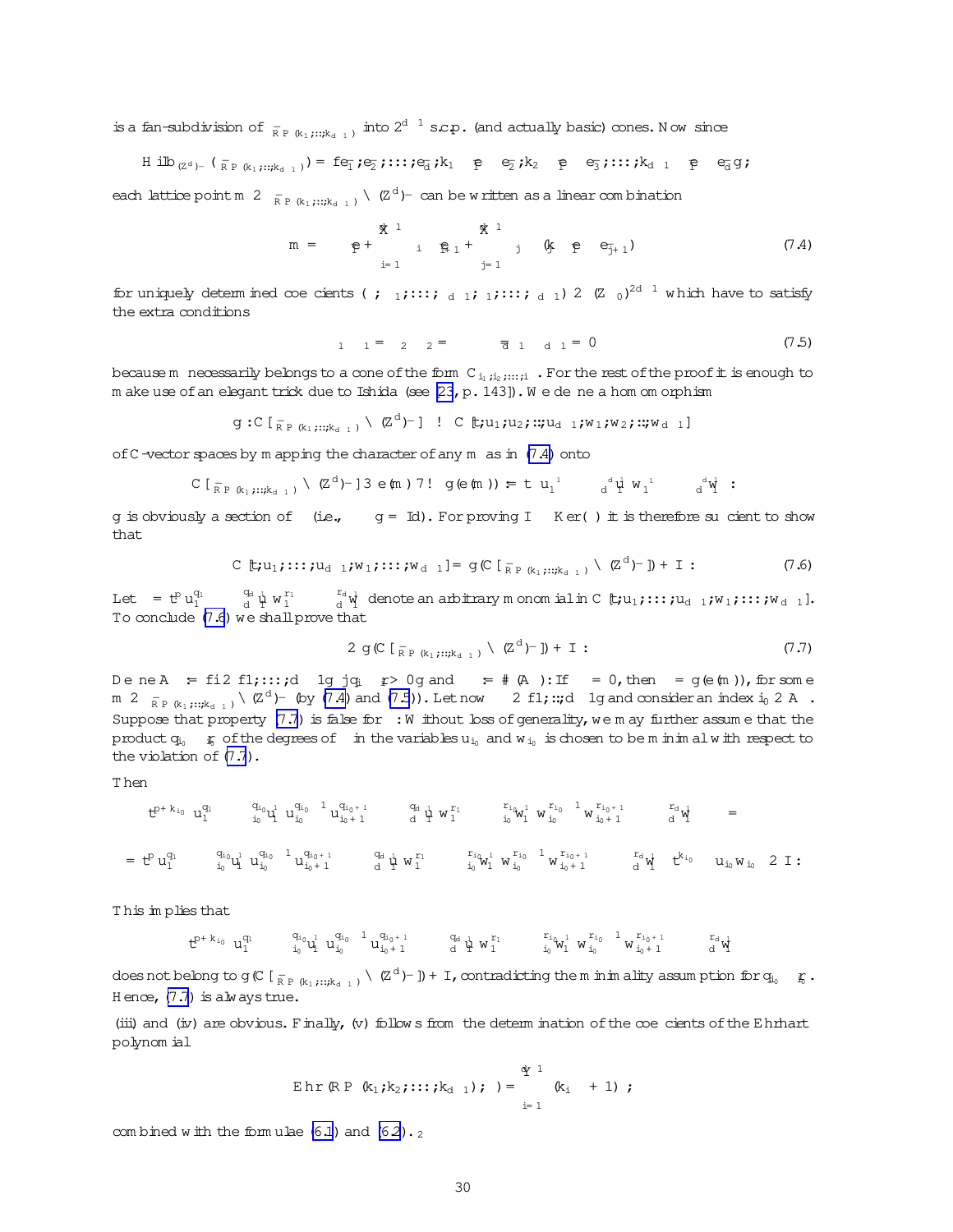is a fan-subdivision of $\bar{\sigma}_{\mathrm{RP}(k_1;\ldots;k_{d-1})}$ into $2^{d-1}$ s.c.p. (and actually basic) cones. Now since

$$\mathrm{Hilb}_{(\mathbb{Z}^d)^-}(\bar{\sigma}_{\mathrm{RP}(k_1;\ldots;k_{d-1})}) = \{\bar{e}_1, \bar{e}_2, \ldots, \bar{e}_d, k_1\bar{e}_1 - \bar{e}_2, k_2\bar{e}_1 - \bar{e}_3, \ldots, k_{d-1}\bar{e}_1 - \bar{e}_d\},$$

each lattice point $m \in \bar{\sigma}_{\mathrm{RP}(k_1;\ldots;k_{d-1})} \cap (\mathbb{Z}^d)^-$ can be written as a linear combination

$$m = \kappa\,\bar{e}_1 + \sum_{i=1}^{d-1} \lambda_i\,\bar{e}_{i+1} + \sum_{j=1}^{d-1} \mu_j\,(k_j\bar{e}_1 - \bar{e}_{j+1}) \tag{7.4}$$

for uniquely determined coefficients $(\kappa;\lambda_1;\ldots;\lambda_{d-1};\mu_1;\ldots;\mu_{d-1}) \in (\mathbb{Z}_{\geq 0})^{2d-1}$ which have to satisfy the extra conditions

$$\lambda_1\mu_1 = \lambda_2\mu_2 = \cdots = \lambda_{d-1}\mu_{d-1} = 0 \tag{7.5}$$

because $m$ necessarily belongs to a cone of the form $C_{i_1,i_2,\ldots,i_{d-1}}$. For the rest of the proof it is enough to make use of an elegant trick due to Ishida (see [23, p. 143]). We define a homomorphism

$$g : \mathbb{C}[\bar{\sigma}_{\mathrm{RP}(k_1;\ldots;k_{d-1})} \cap (\mathbb{Z}^d)^-] \to \mathbb{C}[t;u_1;u_2;\ldots;u_{d-1};w_1;w_2;\ldots;w_{d-1}]$$

of $\mathbb{C}$-vector spaces by mapping the character of any $m$ as in (7.4) onto

$$\mathbb{C}[\bar{\sigma}_{\mathrm{RP}(k_1;\ldots;k_{d-1})} \cap (\mathbb{Z}^d)^-] \ni \mathbf{e}(m) \mapsto g(\mathbf{e}(m)) := t^{\kappa}\, u_1^{\lambda_1} \cdots u_{d-1}^{\lambda_{d-1}}\, w_1^{\mu_1} \cdots w_{d-1}^{\mu_{d-1}}.$$

$g$ is obviously a section of $\varphi$ (i.e., $\varphi \circ g = \mathrm{Id}$). For proving $I \supseteq \mathrm{Ker}(\varphi)$ it is therefore sufficient to show that

$$\mathbb{C}[t;u_1;\ldots;u_{d-1};w_1;\ldots;w_{d-1}] = g(\mathbb{C}[\bar{\sigma}_{\mathrm{RP}(k_1;\ldots;k_{d-1})} \cap (\mathbb{Z}^d)^-]) + I. \tag{7.6}$$

Let $\Phi = t^p u_1^{q_1} \cdots u_{d-1}^{q_{d-1}} w_1^{r_1} \cdots w_{d-1}^{r_{d-1}}$ denote an arbitrary monomial in $\mathbb{C}[t;u_1;\ldots;u_{d-1};w_1;\ldots;w_{d-1}]$. To conclude (7.6) we shall prove that

$$\Phi \in g(\mathbb{C}[\bar{\sigma}_{\mathrm{RP}(k_1;\ldots;k_{d-1})} \cap (\mathbb{Z}^d)^-]) + I. \tag{7.7}$$

Define $A_\Phi := \{i \in \{1,\ldots,d-1\} \mid q_i r_i > 0\}$ and $\delta_\Phi := \#(A_\Phi)$: If $\delta_\Phi = 0$, then $\Phi = g(\mathbf{e}(m))$, for some $m \in \bar{\sigma}_{\mathrm{RP}(k_1;\ldots;k_{d-1})} \cap (\mathbb{Z}^d)^-$ (by (7.4) and (7.5)). Let now $\delta_\Phi \in \{1,\ldots,d-1\}$ and consider an index $i_0 \in A_\Phi$. Suppose that property (7.7) is false for $\Phi$: Without loss of generality, we may further assume that the product $q_{i_0} r_{i_0}$ of the degrees of $\Phi$ in the variables $u_{i_0}$ and $w_{i_0}$ is chosen to be minimal with respect to the violation of (7.7).

Then

$$t^{p+k_{i_0}} u_1^{q_1} \cdots u_{i_0-1}^{q_{i_0-1}} u_{i_0}^{q_{i_0}-1} u_{i_0+1}^{q_{i_0+1}} \cdots u_{d-1}^{q_{d-1}} w_1^{r_1} \cdots w_{i_0-1}^{r_{i_0-1}} w_{i_0}^{r_{i_0}-1} w_{i_0+1}^{r_{i_0+1}} \cdots w_{d-1}^{r_{d-1}} - \Phi =$$

$$= t^{p} u_1^{q_1} \cdots u_{i_0-1}^{q_{i_0-1}} u_{i_0}^{q_{i_0}-1} u_{i_0+1}^{q_{i_0+1}} \cdots u_{d-1}^{q_{d-1}} w_1^{r_1} \cdots w_{i_0-1}^{r_{i_0-1}} w_{i_0}^{r_{i_0}-1} w_{i_0+1}^{r_{i_0+1}} \cdots w_{d-1}^{r_{d-1}} \left(t^{k_{i_0}} - u_{i_0} w_{i_0}\right) \in I.$$

This implies that

$$t^{p+k_{i_0}} u_1^{q_1} \cdots u_{i_0-1}^{q_{i_0-1}} u_{i_0}^{q_{i_0}-1} u_{i_0+1}^{q_{i_0+1}} \cdots u_{d-1}^{q_{d-1}} w_1^{r_1} \cdots w_{i_0-1}^{r_{i_0-1}} w_{i_0}^{r_{i_0}-1} w_{i_0+1}^{r_{i_0+1}} \cdots w_{d-1}^{r_{d-1}}$$

does not belong to $g(\mathbb{C}[\bar{\sigma}_{\mathrm{RP}(k_1;\ldots;k_{d-1})} \cap (\mathbb{Z}^d)^-]) + I$, contradicting the minimality assumption for $q_{i_0} r_{i_0}$. Hence, (7.7) is always true.

(iii) and (iv) are obvious. Finally, (v) follows from the determination of the coefficients of the Ehrhart polynomial

$$\mathrm{Ehr}(\mathrm{RP}(k_1;k_2;\ldots;k_{d-1});\nu) = \prod_{i=1}^{d-1} (k_i\,\nu + 1),$$

combined with the formulae (6.1) and (6.2). $\square$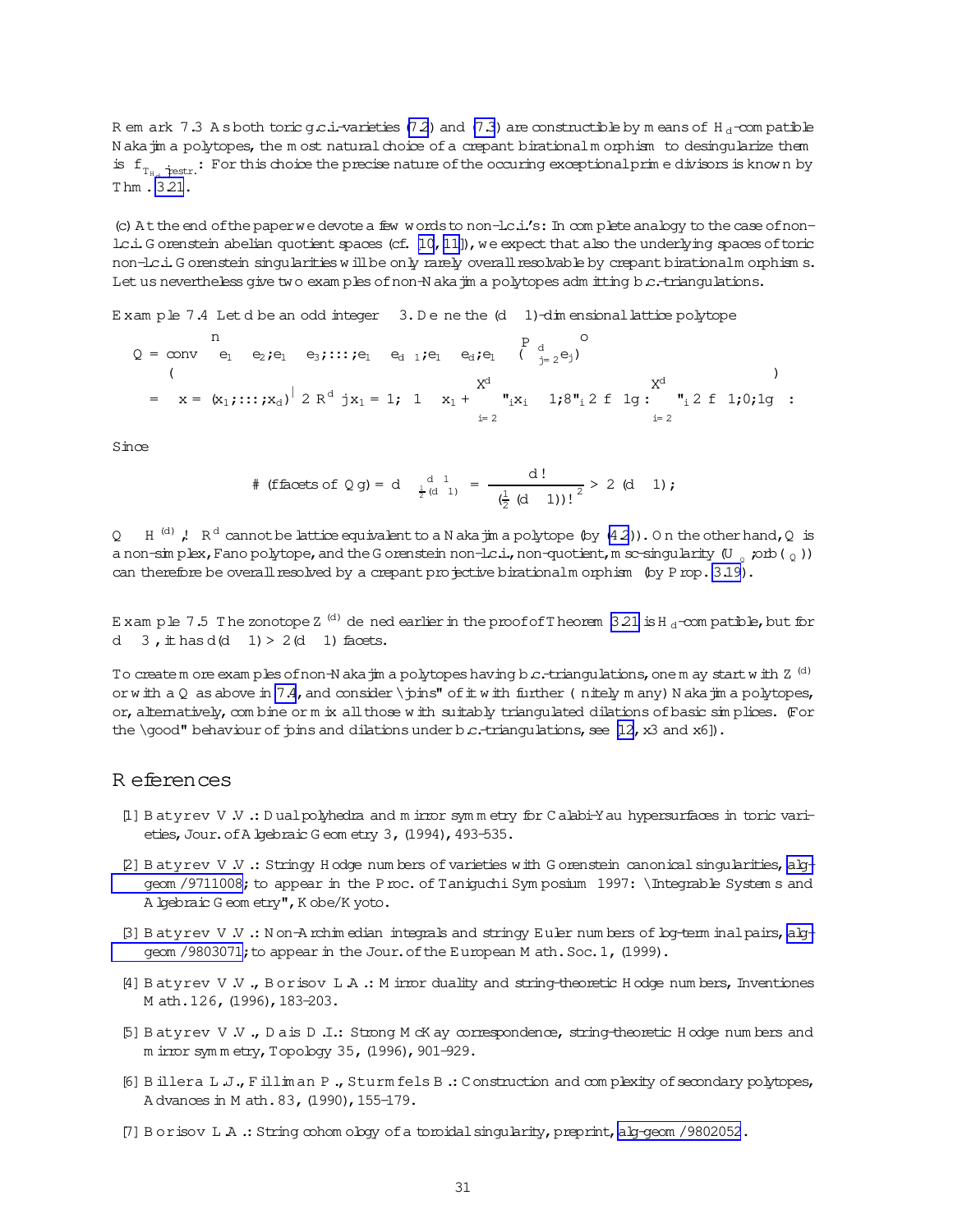**Remark 7.3** As both toric g.c.i.-varieties (7.2) and (7.3) are constructible by means of $H_d$-compatible Nakajima polytopes, the most natural choice of a crepant birational morphism to desingularize them is $f_{\mathcal{T}_{H_d}}|_{\text{restr.}}$: For this choice the precise nature of the occuring exceptional prime divisors is known by Thm. 3.21.

(c) At the end of the paper we devote a few words to non-l.c.i.'s: In complete analogy to the case of non-l.c.i. Gorenstein abelian quotient spaces (cf. [10, 11]), we expect that also the underlying spaces of toric non-l.c.i. Gorenstein singularities will be only rarely overall resolvable by crepant birational morphisms. Let us nevertheless give two examples of non-Nakajima polytopes admitting b.c.-triangulations.

**Example 7.4** Let $d$ be an odd integer $\geq 3$. Define the $(d-1)$-dimensional lattice polytope

$$
\begin{aligned}
Q &= \operatorname{conv}\left\{ e_1 - e_2, e_1 - e_3, \ldots, e_1 - e_{d-1}, e_1 - e_d, e_1 - \left(\textstyle\sum_{j=2}^{d} e_j\right) \right\} \\
&= \left\{ \mathbf{x} = (x_1, \ldots, x_d)^{\intercal} \in \mathbb{R}^d \mid x_1 = 1,\ -1 \leq x_1 + \sum_{i=2}^{d} \varepsilon_i x_i \leq 1, \forall \varepsilon_i \in \{-1, 1\} : \sum_{i=2}^{d} \varepsilon_i \in \{-1, 0, 1\} \right\} .
\end{aligned}
$$

Since

$$
\#\left(\{\text{facets of } Q\}\right) = d \binom{d-1}{\frac{1}{2}(d-1)} = \frac{d\,!}{\left(\left(\frac{1}{2}(d-1)\right)!\right)^2} > 2\,(d-1)\,,
$$

$Q \hookrightarrow H^{(d)} \hookrightarrow \mathbb{R}^d$ cannot be lattice equivalent to a Nakajima polytope (by (4.2)). On the other hand, $Q$ is a non-simplex, Fano polytope, and the Gorenstein non-l.c.i., non-quotient, msc-singularity $(U_{\sigma_Q}, \operatorname{orb}(\sigma_Q))$ can therefore be overall resolved by a crepant projective birational morphism (by Prop. 3.19).

**Example 7.5** The zonotope $Z^{(d)}$ defined earlier in the proof of Theorem 3.21 is $H_d$-compatible, but for $d \geq 3$, it has $d(d-1) > 2(d-1)$ facets.

To create more examples of non-Nakajima polytopes having b.c.-triangulations, one may start with $Z^{(d)}$ or with a $Q$ as above in 7.4, and consider "joins" of it with further (finitely many) Nakajima polytopes, or, alternatively, combine or mix all those with suitably triangulated dilations of basic simplices. (For the "good" behaviour of joins and dilations under b.c.-triangulations, see [12, §3 and §6]).

# References

[1] Batyrev V.V.: Dual polyhedra and mirror symmetry for Calabi-Yau hypersurfaces in toric varieties, Jour. of Algebraic Geometry 3, (1994), 493-535.

[2] Batyrev V.V.: Stringy Hodge numbers of varieties with Gorenstein canonical singularities, alg-geom/9711008; to appear in the Proc. of Taniguchi Symposium 1997: "Integrable Systems and Algebraic Geometry", Kobe/Kyoto.

[3] Batyrev V.V.: Non-Archimedian integrals and stringy Euler numbers of log-terminal pairs, alg-geom/9803071; to appear in the Jour. of the European Math. Soc. 1, (1999).

[4] Batyrev V.V., Borisov L.A.: Mirror duality and string-theoretic Hodge numbers, Inventiones Math. 126, (1996), 183-203.

[5] Batyrev V.V., Dais D.I.: Strong McKay correspondence, string-theoretic Hodge numbers and mirror symmetry, Topology 35, (1996), 901-929.

[6] Billera L.J., Filliman P., Sturmfels B.: Construction and complexity of secondary polytopes, Advances in Math. 83, (1990), 155-179.

[7] Borisov L.A.: String cohomology of a toroidal singularity, preprint, alg-geom/9802052.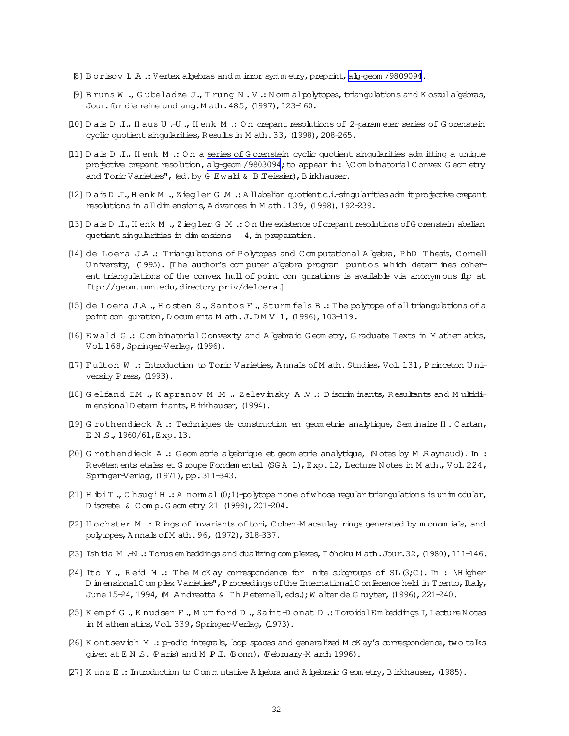[8] Borisov L.A.: Vertex algebras and mirror symmetry, preprint, alg-geom/9809094.

[9] Bruns W., Gubeladze J., Trung N.V.: Normal polytopes, triangulations and Koszul algebras, Jour. für die reine und ang. Math. 485, (1997), 123–160.

[10] Dais D.I., Haus U.-U., Henk M.: On crepant resolutions of 2-parameter series of Gorenstein cyclic quotient singularities, Results in Math. 33, (1998), 208–265.

[11] Dais D.I., Henk M.: On a series of Gorenstein cyclic quotient singularities admitting a unique projective crepant resolution, alg-geom/9803094; to appear in: "Combinatorial Convex Geometry and Toric Varieties", (ed. by G. Ewald & B. Teissier), Birkhauser.

[12] Dais D.I., Henk M., Ziegler G.M.: All abelian quotient c.i.-singularities admit projective crepant resolutions in all dimensions, Advances in Math. 139, (1998), 192–239.

[13] Dais D.I., Henk M., Ziegler G.M.: On the existence of crepant resolutions of Gorenstein abelian quotient singularities in dimensions $\geq 4$, in preparation.

[14] de Loera J.A.: Triangulations of Polytopes and Computational Algebra, PhD Thesis, Cornell University, (1995). [The author's computer algebra program puntos which determines coherent triangulations of the convex hull of point configurations is available via anonymous ftp at ftp://geom.umn.edu, directory priv/deloera.]

[15] de Loera J.A., Hosten S., Santos F., Sturmfels B.: The polytope of all triangulations of a point configuration, Documenta Math. J. DMV 1, (1996), 103–119.

[16] Ewald G.: Combinatorial Convexity and Algebraic Geometry, Graduate Texts in Mathematics, Vol. 168, Springer-Verlag, (1996).

[17] Fulton W.: Introduction to Toric Varieties, Annals of Math. Studies, Vol. 131, Princeton University Press, (1993).

[18] Gelfand I.M., Kapranov M.M., Zelevinsky A.V.: Discriminants, Resultants and Multidimensional Determinants, Birkhauser, (1994).

[19] Grothendieck A.: Techniques de construction en geometrie analytique, Seminaire H. Cartan, E.N.S., 1960/61, Exp. 13.

[20] Grothendieck A.: Geometrie algebrique et geometrie analytique, (Notes by M. Raynaud). In: Revêtements etales et Groupe Fondemental (SGA 1), Exp. 12, Lecture Notes in Math., Vol. 224, Springer-Verlag, (1971), pp. 311–343.

[21] Hibi T., Ohsugi H.: A normal (0;1)-polytope none of whose regular triangulations is unimodular, Discrete & Comp. Geometry 21 (1999), 201–204.

[22] Hochster M.: Rings of invariants of tori, Cohen-Macaulay rings generated by monomials, and polytopes, Annals of Math. 96, (1972), 318–337.

[23] Ishida M.-N.: Torus embeddings and dualizing complexes, Tôhoku Math. Jour. 32, (1980), 111–146.

[24] Ito Y., Reid M.: The McKay correspondence for finite subgroups of SL(3;C). In: "Higher Dimensional Complex Varieties", Proceedings of the International Conference held in Trento, Italy, June 15–24, 1994, (M. Andreatta & Th. Peternell, eds.); Walter de Gruyter, (1996), 221–240.

[25] Kempf G., Knudsen F., Mumford D., Saint-Donat D.: Toroidal Embeddings I, Lecture Notes in Mathematics, Vol. 339, Springer-Verlag, (1973).

[26] Kontsevich M.: p-adic integrals, loop spaces and generalized McKay's correspondence, two talks given at E.N.S. (Paris) and M.P.I. (Bonn), (February-March 1996).

[27] Kunz E.: Introduction to Commutative Algebra and Algebraic Geometry, Birkhauser, (1985).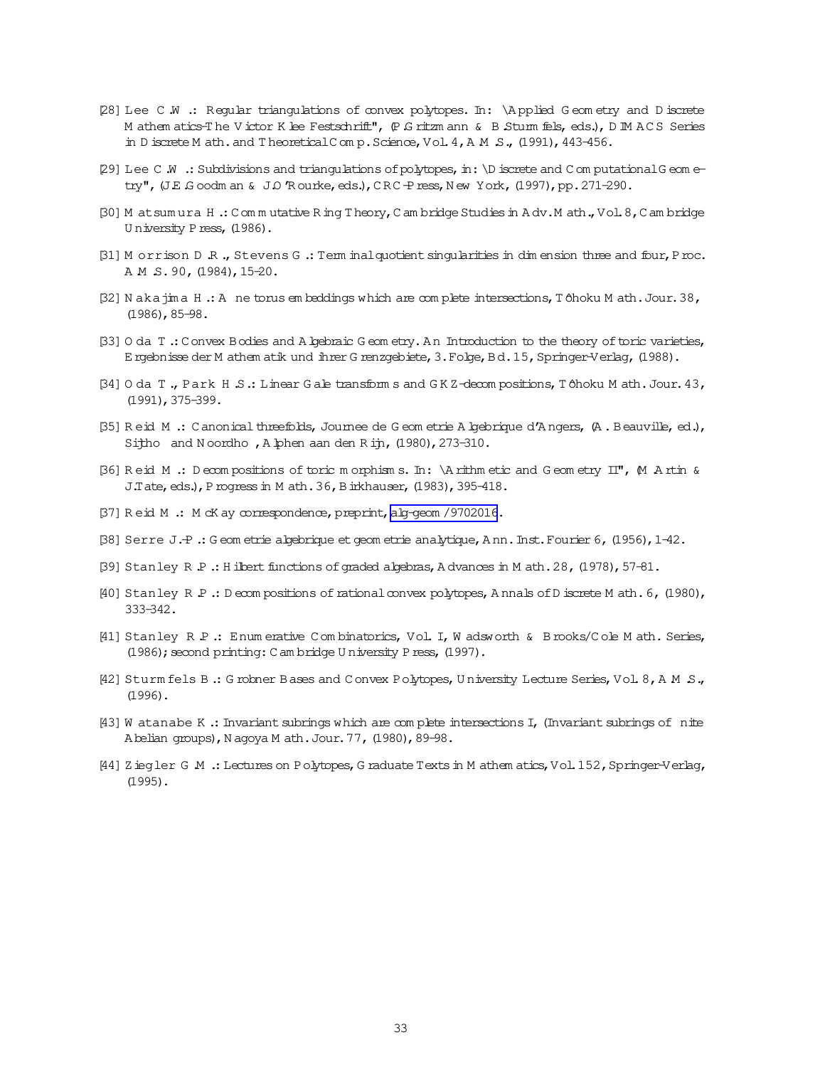[28] Lee C.W.: Regular triangulations of convex polytopes. In: "Applied Geometry and Discrete Mathematics-The Victor Klee Festschrift", (P.Gritzmann & B.Sturmfels, eds.), DIMACS Series in Discrete Math. and Theoretical Comp. Science, Vol. 4, A.M.S., (1991), 443-456.

[29] Lee C.W.: Subdivisions and triangulations of polytopes, in: "Discrete and Computational Geometry", (J.E.Goodman & J.O'Rourke, eds.), CRC-Press, New York, (1997), pp. 271-290.

[30] Matsumura H.: Commutative Ring Theory, Cambridge Studies in Adv. Math., Vol. 8, Cambridge University Press, (1986).

[31] Morrison D.R., Stevens G.: Terminal quotient singularities in dimension three and four, Proc. A.M.S. 90, (1984), 15-20.

[32] Nakajima H.: Affine torus embeddings which are complete intersections, Tôhoku Math. Jour. 38, (1986), 85-98.

[33] Oda T.: Convex Bodies and Algebraic Geometry. An Introduction to the theory of toric varieties, Ergebnisse der Mathematik und ihrer Grenzgebiete, 3. Folge, Bd. 15, Springer-Verlag, (1988).

[34] Oda T., Park H.S.: Linear Gale transforms and GKZ-decompositions, Tôhoku Math. Jour. 43, (1991), 375-399.

[35] Reid M.: Canonical threefolds, Journee de Geometrie Algebrique d'Angers, (A. Beauville, ed.), Sijthoff and Noordhoff, Alphen aan den Rijn, (1980), 273-310.

[36] Reid M.: Decompositions of toric morphisms. In: "Arithmetic and Geometry II", (M. Artin & J.Tate, eds.), Progress in Math. 36, Birkhauser, (1983), 395-418.

[37] Reid M.: McKay correspondence, preprint, alg-geom/9702016.

[38] Serre J.-P.: Geometrie algebrique et geometrie analytique, Ann. Inst. Fourier 6, (1956), 1-42.

[39] Stanley R.P.: Hilbert functions of graded algebras, Advances in Math. 28, (1978), 57-81.

[40] Stanley R.P.: Decompositions of rational convex polytopes, Annals of Discrete Math. 6, (1980), 333-342.

[41] Stanley R.P.: Enumerative Combinatorics, Vol. I, Wadsworth & Brooks/Cole Math. Series, (1986); second printing: Cambridge University Press, (1997).

[42] Sturmfels B.: Gröbner Bases and Convex Polytopes, University Lecture Series, Vol. 8, A.M.S., (1996).

[43] Watanabe K.: Invariant subrings which are complete intersections I, (Invariant subrings of finite Abelian groups), Nagoya Math. Jour. 77, (1980), 89-98.

[44] Ziegler G.M.: Lectures on Polytopes, Graduate Texts in Mathematics, Vol. 152, Springer-Verlag, (1995).